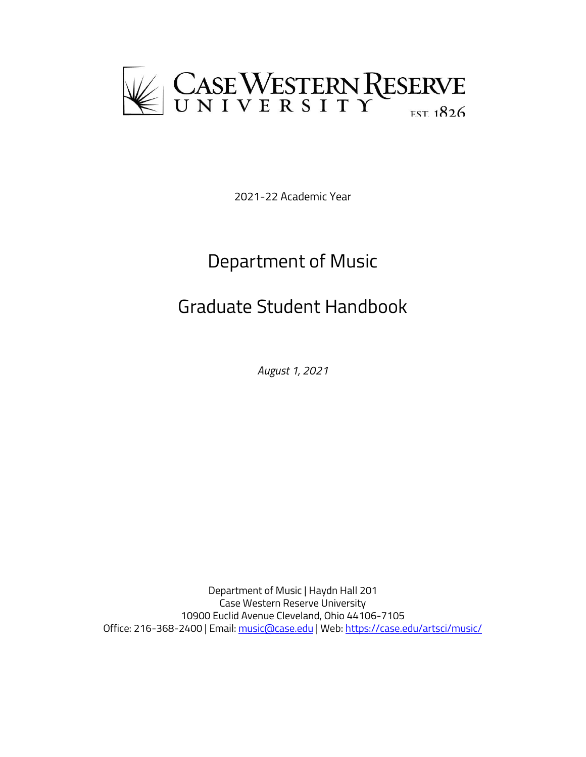Case Western Reserve University
EST. 1826

2021-22 Academic Year

# Department of Music

# Graduate Student Handbook

*August 1, 2021*

Department of Music | Haydn Hall 201
Case Western Reserve University
10900 Euclid Avenue Cleveland, Ohio 44106-7105
Office: 216-368-2400 | Email: music@case.edu | Web: https://case.edu/artsci/music/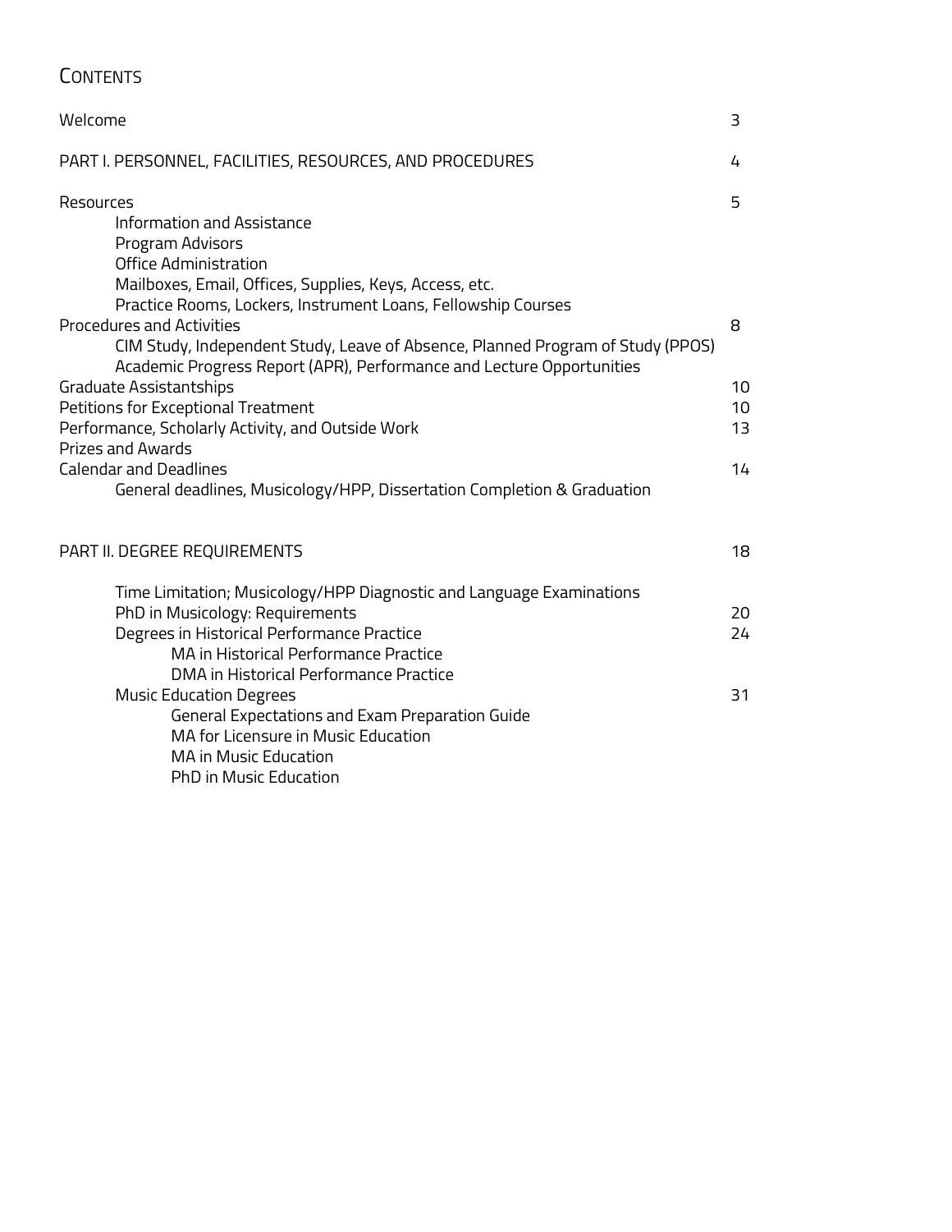# Contents

| | |
|---|---|
| Welcome | 3 |
| PART I. PERSONNEL, FACILITIES, RESOURCES, AND PROCEDURES | 4 |
| Resources | 5 |
| &nbsp;&nbsp;&nbsp;&nbsp;Information and Assistance | |
| &nbsp;&nbsp;&nbsp;&nbsp;Program Advisors | |
| &nbsp;&nbsp;&nbsp;&nbsp;Office Administration | |
| &nbsp;&nbsp;&nbsp;&nbsp;Mailboxes, Email, Offices, Supplies, Keys, Access, etc. | |
| &nbsp;&nbsp;&nbsp;&nbsp;Practice Rooms, Lockers, Instrument Loans, Fellowship Courses | |
| Procedures and Activities | 8 |
| &nbsp;&nbsp;&nbsp;&nbsp;CIM Study, Independent Study, Leave of Absence, Planned Program of Study (PPOS) | |
| &nbsp;&nbsp;&nbsp;&nbsp;Academic Progress Report (APR), Performance and Lecture Opportunities | |
| Graduate Assistantships | 10 |
| Petitions for Exceptional Treatment | 10 |
| Performance, Scholarly Activity, and Outside Work | 13 |
| Prizes and Awards | |
| Calendar and Deadlines | 14 |
| &nbsp;&nbsp;&nbsp;&nbsp;General deadlines, Musicology/HPP, Dissertation Completion & Graduation | |
| PART II. DEGREE REQUIREMENTS | 18 |
| &nbsp;&nbsp;&nbsp;&nbsp;Time Limitation; Musicology/HPP Diagnostic and Language Examinations | |
| &nbsp;&nbsp;&nbsp;&nbsp;PhD in Musicology: Requirements | 20 |
| &nbsp;&nbsp;&nbsp;&nbsp;Degrees in Historical Performance Practice | 24 |
| &nbsp;&nbsp;&nbsp;&nbsp;&nbsp;&nbsp;&nbsp;&nbsp;MA in Historical Performance Practice | |
| &nbsp;&nbsp;&nbsp;&nbsp;&nbsp;&nbsp;&nbsp;&nbsp;DMA in Historical Performance Practice | |
| &nbsp;&nbsp;&nbsp;&nbsp;Music Education Degrees | 31 |
| &nbsp;&nbsp;&nbsp;&nbsp;&nbsp;&nbsp;&nbsp;&nbsp;General Expectations and Exam Preparation Guide | |
| &nbsp;&nbsp;&nbsp;&nbsp;&nbsp;&nbsp;&nbsp;&nbsp;MA for Licensure in Music Education | |
| &nbsp;&nbsp;&nbsp;&nbsp;&nbsp;&nbsp;&nbsp;&nbsp;MA in Music Education | |
| &nbsp;&nbsp;&nbsp;&nbsp;&nbsp;&nbsp;&nbsp;&nbsp;PhD in Music Education | |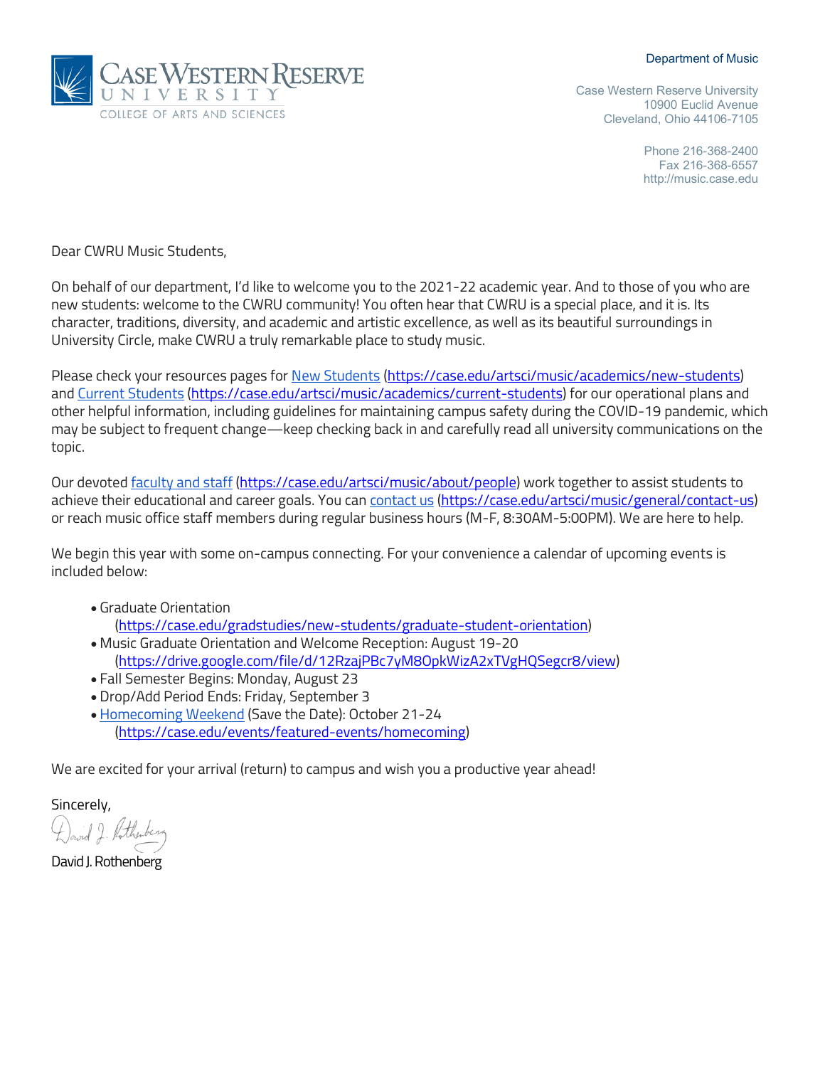Department of Music

Case Western Reserve University
10900 Euclid Avenue
Cleveland, Ohio 44106-7105

Phone 216-368-2400
Fax 216-368-6557
http://music.case.edu

Dear CWRU Music Students,

On behalf of our department, I'd like to welcome you to the 2021-22 academic year. And to those of you who are new students: welcome to the CWRU community! You often hear that CWRU is a special place, and it is. Its character, traditions, diversity, and academic and artistic excellence, as well as its beautiful surroundings in University Circle, make CWRU a truly remarkable place to study music.

Please check your resources pages for [New Students](https://case.edu/artsci/music/academics/new-students) (https://case.edu/artsci/music/academics/new-students) and [Current Students](https://case.edu/artsci/music/academics/current-students) (https://case.edu/artsci/music/academics/current-students) for our operational plans and other helpful information, including guidelines for maintaining campus safety during the COVID-19 pandemic, which may be subject to frequent change—keep checking back in and carefully read all university communications on the topic.

Our devoted [faculty and staff](https://case.edu/artsci/music/about/people) (https://case.edu/artsci/music/about/people) work together to assist students to achieve their educational and career goals. You can [contact us](https://case.edu/artsci/music/general/contact-us) (https://case.edu/artsci/music/general/contact-us) or reach music office staff members during regular business hours (M-F, 8:30AM-5:00PM). We are here to help.

We begin this year with some on-campus connecting. For your convenience a calendar of upcoming events is included below:

- Graduate Orientation (https://case.edu/gradstudies/new-students/graduate-student-orientation)
- Music Graduate Orientation and Welcome Reception: August 19-20 (https://drive.google.com/file/d/12RzajPBc7yM8OpkWizA2xTVgHQSegcr8/view)
- Fall Semester Begins: Monday, August 23
- Drop/Add Period Ends: Friday, September 3
- [Homecoming Weekend](https://case.edu/events/featured-events/homecoming) (Save the Date): October 21-24 (https://case.edu/events/featured-events/homecoming)

We are excited for your arrival (return) to campus and wish you a productive year ahead!

Sincerely,

David J. Rothenberg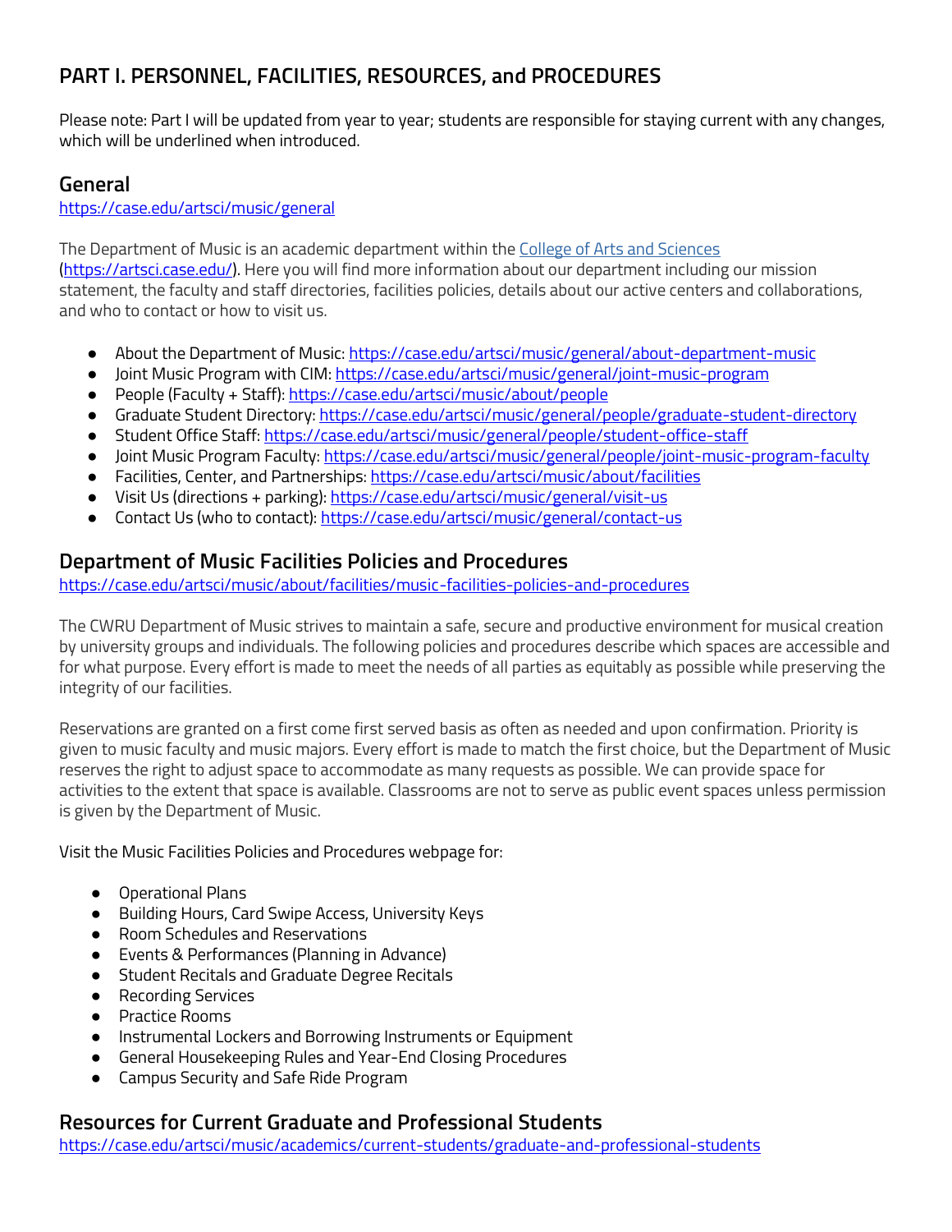## PART I. PERSONNEL, FACILITIES, RESOURCES, and PROCEDURES

Please note: Part I will be updated from year to year; students are responsible for staying current with any changes, which will be underlined when introduced.

### General

https://case.edu/artsci/music/general

The Department of Music is an academic department within the College of Arts and Sciences (https://artsci.case.edu/). Here you will find more information about our department including our mission statement, the faculty and staff directories, facilities policies, details about our active centers and collaborations, and who to contact or how to visit us.

- About the Department of Music: https://case.edu/artsci/music/general/about-department-music
- Joint Music Program with CIM: https://case.edu/artsci/music/general/joint-music-program
- People (Faculty + Staff): https://case.edu/artsci/music/about/people
- Graduate Student Directory: https://case.edu/artsci/music/general/people/graduate-student-directory
- Student Office Staff: https://case.edu/artsci/music/general/people/student-office-staff
- Joint Music Program Faculty: https://case.edu/artsci/music/general/people/joint-music-program-faculty
- Facilities, Center, and Partnerships: https://case.edu/artsci/music/about/facilities
- Visit Us (directions + parking): https://case.edu/artsci/music/general/visit-us
- Contact Us (who to contact): https://case.edu/artsci/music/general/contact-us

### Department of Music Facilities Policies and Procedures

https://case.edu/artsci/music/about/facilities/music-facilities-policies-and-procedures

The CWRU Department of Music strives to maintain a safe, secure and productive environment for musical creation by university groups and individuals. The following policies and procedures describe which spaces are accessible and for what purpose. Every effort is made to meet the needs of all parties as equitably as possible while preserving the integrity of our facilities.

Reservations are granted on a first come first served basis as often as needed and upon confirmation. Priority is given to music faculty and music majors. Every effort is made to match the first choice, but the Department of Music reserves the right to adjust space to accommodate as many requests as possible. We can provide space for activities to the extent that space is available. Classrooms are not to serve as public event spaces unless permission is given by the Department of Music.

Visit the Music Facilities Policies and Procedures webpage for:

- Operational Plans
- Building Hours, Card Swipe Access, University Keys
- Room Schedules and Reservations
- Events & Performances (Planning in Advance)
- Student Recitals and Graduate Degree Recitals
- Recording Services
- Practice Rooms
- Instrumental Lockers and Borrowing Instruments or Equipment
- General Housekeeping Rules and Year-End Closing Procedures
- Campus Security and Safe Ride Program

### Resources for Current Graduate and Professional Students

https://case.edu/artsci/music/academics/current-students/graduate-and-professional-students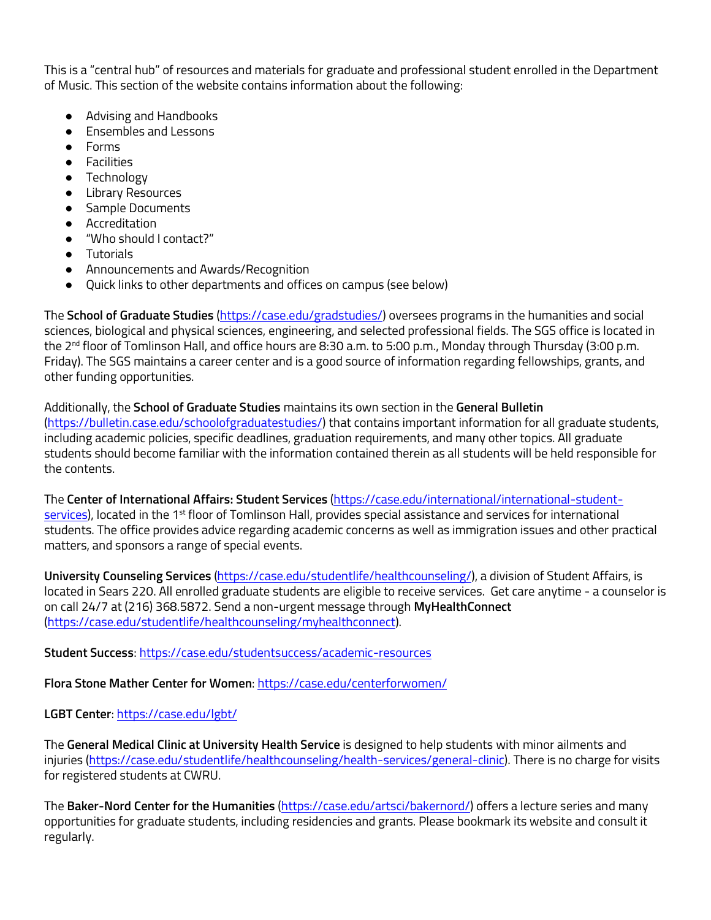This is a "central hub" of resources and materials for graduate and professional student enrolled in the Department of Music. This section of the website contains information about the following:

- Advising and Handbooks
- Ensembles and Lessons
- Forms
- Facilities
- Technology
- Library Resources
- Sample Documents
- Accreditation
- "Who should I contact?"
- Tutorials
- Announcements and Awards/Recognition
- Quick links to other departments and offices on campus (see below)

The **School of Graduate Studies** (https://case.edu/gradstudies/) oversees programs in the humanities and social sciences, biological and physical sciences, engineering, and selected professional fields. The SGS office is located in the 2nd floor of Tomlinson Hall, and office hours are 8:30 a.m. to 5:00 p.m., Monday through Thursday (3:00 p.m. Friday). The SGS maintains a career center and is a good source of information regarding fellowships, grants, and other funding opportunities.

Additionally, the **School of Graduate Studies** maintains its own section in the **General Bulletin** (https://bulletin.case.edu/schoolofgraduatestudies/) that contains important information for all graduate students, including academic policies, specific deadlines, graduation requirements, and many other topics. All graduate students should become familiar with the information contained therein as all students will be held responsible for the contents.

The **Center of International Affairs: Student Services** (https://case.edu/international/international-student-services), located in the 1st floor of Tomlinson Hall, provides special assistance and services for international students. The office provides advice regarding academic concerns as well as immigration issues and other practical matters, and sponsors a range of special events.

**University Counseling Services** (https://case.edu/studentlife/healthcounseling/), a division of Student Affairs, is located in Sears 220. All enrolled graduate students are eligible to receive services. Get care anytime - a counselor is on call 24/7 at (216) 368.5872. Send a non-urgent message through **MyHealthConnect** (https://case.edu/studentlife/healthcounseling/myhealthconnect).

**Student Success**: https://case.edu/studentsuccess/academic-resources

**Flora Stone Mather Center for Women**: https://case.edu/centerforwomen/

**LGBT Center**: https://case.edu/lgbt/

The **General Medical Clinic at University Health Service** is designed to help students with minor ailments and injuries (https://case.edu/studentlife/healthcounseling/health-services/general-clinic). There is no charge for visits for registered students at CWRU.

The **Baker-Nord Center for the Humanities** (https://case.edu/artsci/bakernord/) offers a lecture series and many opportunities for graduate students, including residencies and grants. Please bookmark its website and consult it regularly.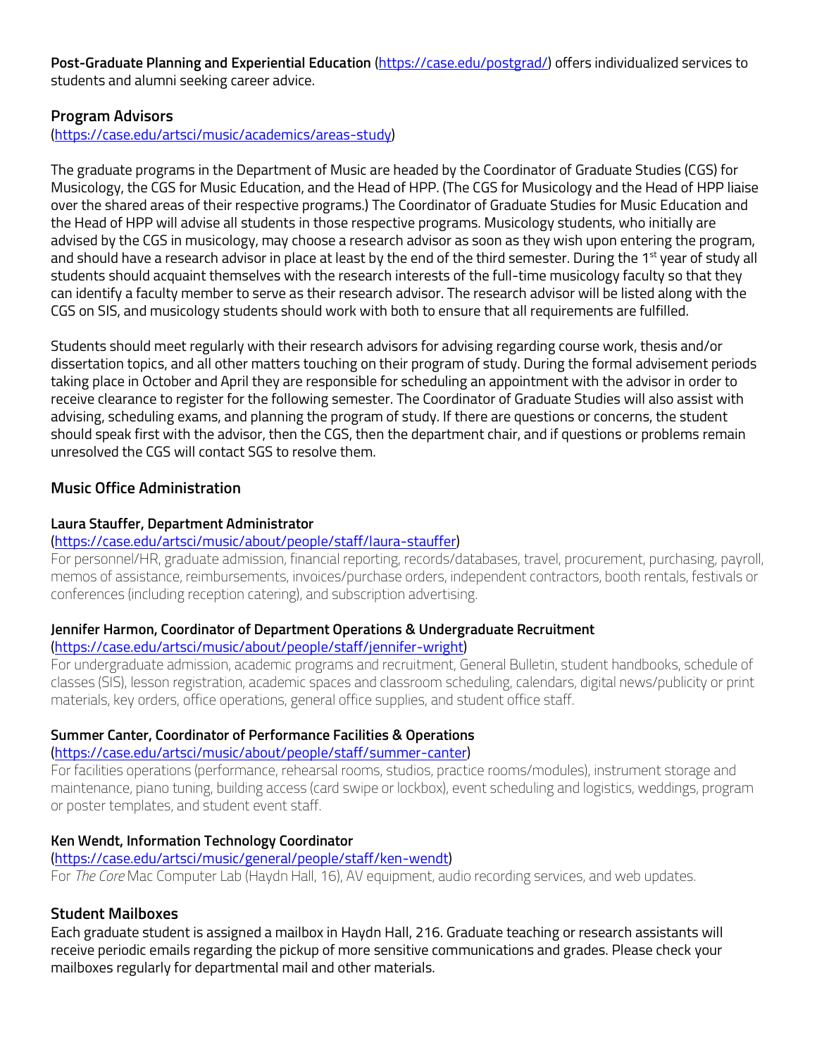**Post-Graduate Planning and Experiential Education** (https://case.edu/postgrad/) offers individualized services to students and alumni seeking career advice.

### Program Advisors

(https://case.edu/artsci/music/academics/areas-study)

The graduate programs in the Department of Music are headed by the Coordinator of Graduate Studies (CGS) for Musicology, the CGS for Music Education, and the Head of HPP. (The CGS for Musicology and the Head of HPP liaise over the shared areas of their respective programs.) The Coordinator of Graduate Studies for Music Education and the Head of HPP will advise all students in those respective programs. Musicology students, who initially are advised by the CGS in musicology, may choose a research advisor as soon as they wish upon entering the program, and should have a research advisor in place at least by the end of the third semester. During the 1st year of study all students should acquaint themselves with the research interests of the full-time musicology faculty so that they can identify a faculty member to serve as their research advisor. The research advisor will be listed along with the CGS on SIS, and musicology students should work with both to ensure that all requirements are fulfilled.

Students should meet regularly with their research advisors for advising regarding course work, thesis and/or dissertation topics, and all other matters touching on their program of study. During the formal advisement periods taking place in October and April they are responsible for scheduling an appointment with the advisor in order to receive clearance to register for the following semester. The Coordinator of Graduate Studies will also assist with advising, scheduling exams, and planning the program of study. If there are questions or concerns, the student should speak first with the advisor, then the CGS, then the department chair, and if questions or problems remain unresolved the CGS will contact SGS to resolve them.

### Music Office Administration

#### Laura Stauffer, Department Administrator

(https://case.edu/artsci/music/about/people/staff/laura-stauffer)

For personnel/HR, graduate admission, financial reporting, records/databases, travel, procurement, purchasing, payroll, memos of assistance, reimbursements, invoices/purchase orders, independent contractors, booth rentals, festivals or conferences (including reception catering), and subscription advertising.

#### Jennifer Harmon, Coordinator of Department Operations & Undergraduate Recruitment

(https://case.edu/artsci/music/about/people/staff/jennifer-wright)

For undergraduate admission, academic programs and recruitment, General Bulletin, student handbooks, schedule of classes (SIS), lesson registration, academic spaces and classroom scheduling, calendars, digital news/publicity or print materials, key orders, office operations, general office supplies, and student office staff.

#### Summer Canter, Coordinator of Performance Facilities & Operations

(https://case.edu/artsci/music/about/people/staff/summer-canter)

For facilities operations (performance, rehearsal rooms, studios, practice rooms/modules), instrument storage and maintenance, piano tuning, building access (card swipe or lockbox), event scheduling and logistics, weddings, program or poster templates, and student event staff.

#### Ken Wendt, Information Technology Coordinator

(https://case.edu/artsci/music/general/people/staff/ken-wendt)

For *The Core* Mac Computer Lab (Haydn Hall, 16), AV equipment, audio recording services, and web updates.

### Student Mailboxes

Each graduate student is assigned a mailbox in Haydn Hall, 216. Graduate teaching or research assistants will receive periodic emails regarding the pickup of more sensitive communications and grades. Please check your mailboxes regularly for departmental mail and other materials.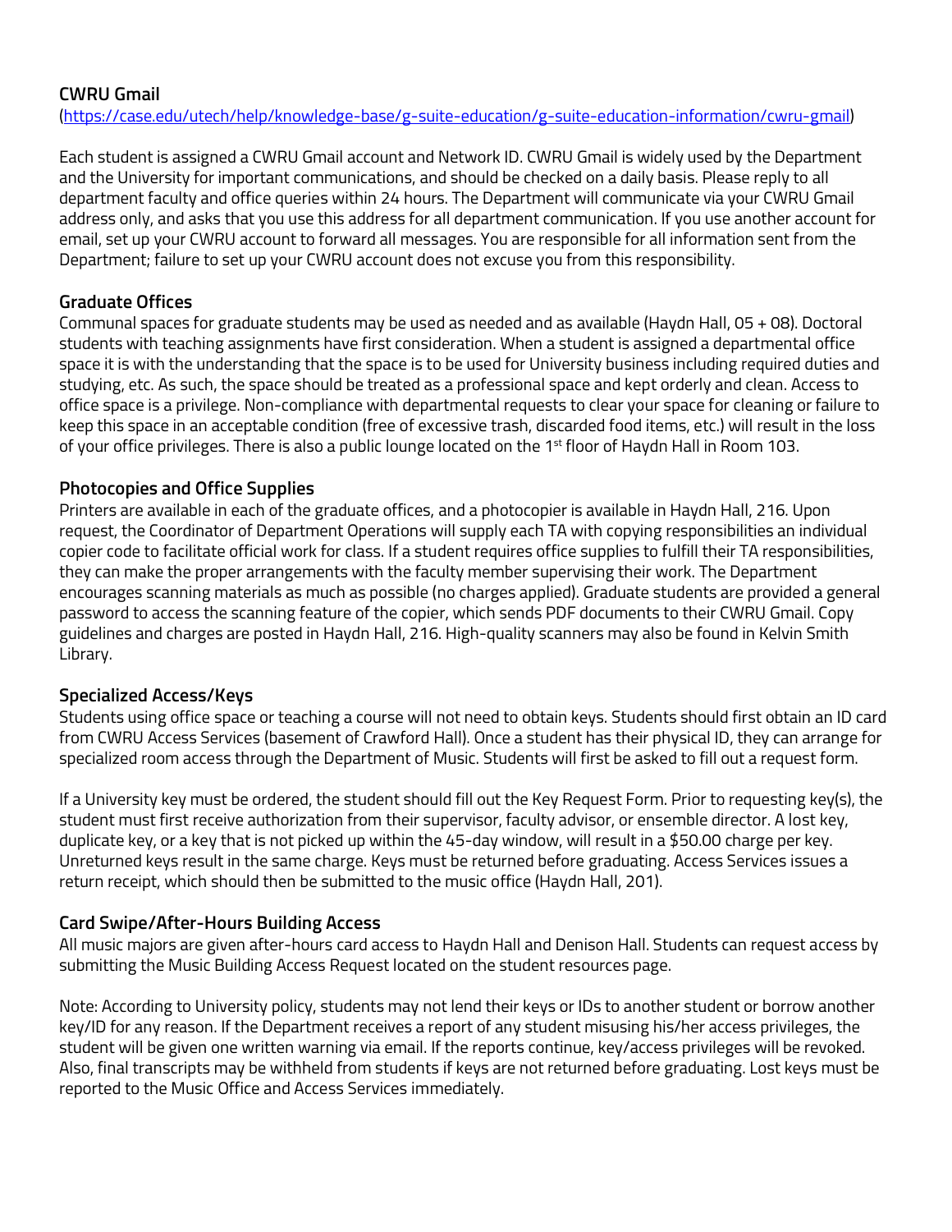### CWRU Gmail

(https://case.edu/utech/help/knowledge-base/g-suite-education/g-suite-education-information/cwru-gmail)

Each student is assigned a CWRU Gmail account and Network ID. CWRU Gmail is widely used by the Department and the University for important communications, and should be checked on a daily basis. Please reply to all department faculty and office queries within 24 hours. The Department will communicate via your CWRU Gmail address only, and asks that you use this address for all department communication. If you use another account for email, set up your CWRU account to forward all messages. You are responsible for all information sent from the Department; failure to set up your CWRU account does not excuse you from this responsibility.

### Graduate Offices

Communal spaces for graduate students may be used as needed and as available (Haydn Hall, 05 + 08). Doctoral students with teaching assignments have first consideration. When a student is assigned a departmental office space it is with the understanding that the space is to be used for University business including required duties and studying, etc. As such, the space should be treated as a professional space and kept orderly and clean. Access to office space is a privilege. Non-compliance with departmental requests to clear your space for cleaning or failure to keep this space in an acceptable condition (free of excessive trash, discarded food items, etc.) will result in the loss of your office privileges. There is also a public lounge located on the 1st floor of Haydn Hall in Room 103.

### Photocopies and Office Supplies

Printers are available in each of the graduate offices, and a photocopier is available in Haydn Hall, 216. Upon request, the Coordinator of Department Operations will supply each TA with copying responsibilities an individual copier code to facilitate official work for class. If a student requires office supplies to fulfill their TA responsibilities, they can make the proper arrangements with the faculty member supervising their work. The Department encourages scanning materials as much as possible (no charges applied). Graduate students are provided a general password to access the scanning feature of the copier, which sends PDF documents to their CWRU Gmail. Copy guidelines and charges are posted in Haydn Hall, 216. High-quality scanners may also be found in Kelvin Smith Library.

### Specialized Access/Keys

Students using office space or teaching a course will not need to obtain keys. Students should first obtain an ID card from CWRU Access Services (basement of Crawford Hall). Once a student has their physical ID, they can arrange for specialized room access through the Department of Music. Students will first be asked to fill out a request form.

If a University key must be ordered, the student should fill out the Key Request Form. Prior to requesting key(s), the student must first receive authorization from their supervisor, faculty advisor, or ensemble director. A lost key, duplicate key, or a key that is not picked up within the 45-day window, will result in a $50.00 charge per key. Unreturned keys result in the same charge. Keys must be returned before graduating. Access Services issues a return receipt, which should then be submitted to the music office (Haydn Hall, 201).

### Card Swipe/After-Hours Building Access

All music majors are given after-hours card access to Haydn Hall and Denison Hall. Students can request access by submitting the Music Building Access Request located on the student resources page.

Note: According to University policy, students may not lend their keys or IDs to another student or borrow another key/ID for any reason. If the Department receives a report of any student misusing his/her access privileges, the student will be given one written warning via email. If the reports continue, key/access privileges will be revoked. Also, final transcripts may be withheld from students if keys are not returned before graduating. Lost keys must be reported to the Music Office and Access Services immediately.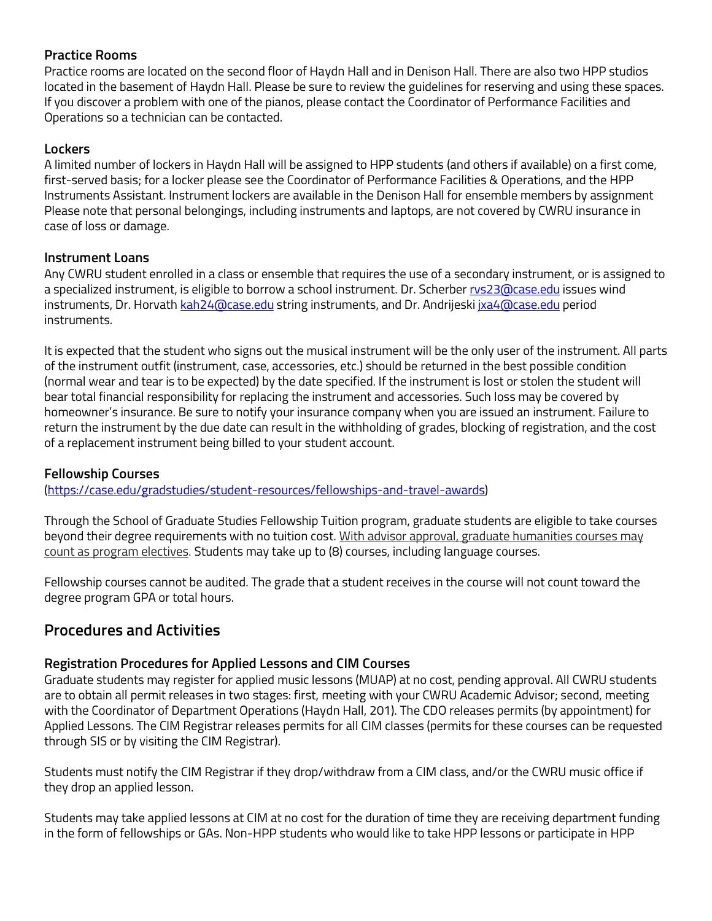### Practice Rooms

Practice rooms are located on the second floor of Haydn Hall and in Denison Hall. There are also two HPP studios located in the basement of Haydn Hall. Please be sure to review the guidelines for reserving and using these spaces. If you discover a problem with one of the pianos, please contact the Coordinator of Performance Facilities and Operations so a technician can be contacted.

### Lockers

A limited number of lockers in Haydn Hall will be assigned to HPP students (and others if available) on a first come, first-served basis; for a locker please see the Coordinator of Performance Facilities & Operations, and the HPP Instruments Assistant. Instrument lockers are available in the Denison Hall for ensemble members by assignment Please note that personal belongings, including instruments and laptops, are not covered by CWRU insurance in case of loss or damage.

### Instrument Loans

Any CWRU student enrolled in a class or ensemble that requires the use of a secondary instrument, or is assigned to a specialized instrument, is eligible to borrow a school instrument. Dr. Scherber rvs23@case.edu issues wind instruments, Dr. Horvath kah24@case.edu string instruments, and Dr. Andrijeski jxa4@case.edu period instruments.

It is expected that the student who signs out the musical instrument will be the only user of the instrument. All parts of the instrument outfit (instrument, case, accessories, etc.) should be returned in the best possible condition (normal wear and tear is to be expected) by the date specified. If the instrument is lost or stolen the student will bear total financial responsibility for replacing the instrument and accessories. Such loss may be covered by homeowner's insurance. Be sure to notify your insurance company when you are issued an instrument. Failure to return the instrument by the due date can result in the withholding of grades, blocking of registration, and the cost of a replacement instrument being billed to your student account.

### Fellowship Courses

(https://case.edu/gradstudies/student-resources/fellowships-and-travel-awards)

Through the School of Graduate Studies Fellowship Tuition program, graduate students are eligible to take courses beyond their degree requirements with no tuition cost. With advisor approval, graduate humanities courses may count as program electives. Students may take up to (8) courses, including language courses.

Fellowship courses cannot be audited. The grade that a student receives in the course will not count toward the degree program GPA or total hours.

## Procedures and Activities

### Registration Procedures for Applied Lessons and CIM Courses

Graduate students may register for applied music lessons (MUAP) at no cost, pending approval. All CWRU students are to obtain all permit releases in two stages: first, meeting with your CWRU Academic Advisor; second, meeting with the Coordinator of Department Operations (Haydn Hall, 201). The CDO releases permits (by appointment) for Applied Lessons. The CIM Registrar releases permits for all CIM classes (permits for these courses can be requested through SIS or by visiting the CIM Registrar).

Students must notify the CIM Registrar if they drop/withdraw from a CIM class, and/or the CWRU music office if they drop an applied lesson.

Students may take applied lessons at CIM at no cost for the duration of time they are receiving department funding in the form of fellowships or GAs. Non-HPP students who would like to take HPP lessons or participate in HPP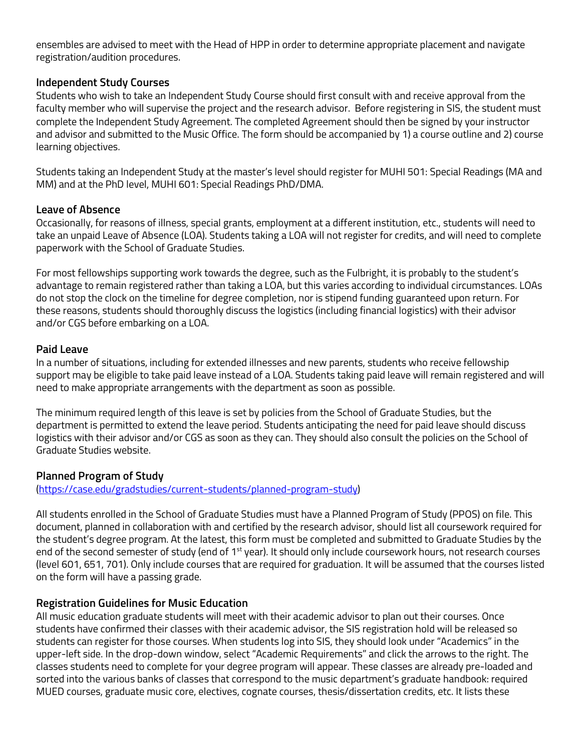ensembles are advised to meet with the Head of HPP in order to determine appropriate placement and navigate registration/audition procedures.

### Independent Study Courses

Students who wish to take an Independent Study Course should first consult with and receive approval from the faculty member who will supervise the project and the research advisor. Before registering in SIS, the student must complete the Independent Study Agreement. The completed Agreement should then be signed by your instructor and advisor and submitted to the Music Office. The form should be accompanied by 1) a course outline and 2) course learning objectives.

Students taking an Independent Study at the master's level should register for MUHI 501: Special Readings (MA and MM) and at the PhD level, MUHI 601: Special Readings PhD/DMA.

### Leave of Absence

Occasionally, for reasons of illness, special grants, employment at a different institution, etc., students will need to take an unpaid Leave of Absence (LOA). Students taking a LOA will not register for credits, and will need to complete paperwork with the School of Graduate Studies.

For most fellowships supporting work towards the degree, such as the Fulbright, it is probably to the student's advantage to remain registered rather than taking a LOA, but this varies according to individual circumstances. LOAs do not stop the clock on the timeline for degree completion, nor is stipend funding guaranteed upon return. For these reasons, students should thoroughly discuss the logistics (including financial logistics) with their advisor and/or CGS before embarking on a LOA.

### Paid Leave

In a number of situations, including for extended illnesses and new parents, students who receive fellowship support may be eligible to take paid leave instead of a LOA. Students taking paid leave will remain registered and will need to make appropriate arrangements with the department as soon as possible.

The minimum required length of this leave is set by policies from the School of Graduate Studies, but the department is permitted to extend the leave period. Students anticipating the need for paid leave should discuss logistics with their advisor and/or CGS as soon as they can. They should also consult the policies on the School of Graduate Studies website.

### Planned Program of Study

([https://case.edu/gradstudies/current-students/planned-program-study](https://case.edu/gradstudies/current-students/planned-program-study))

All students enrolled in the School of Graduate Studies must have a Planned Program of Study (PPOS) on file. This document, planned in collaboration with and certified by the research advisor, should list all coursework required for the student's degree program. At the latest, this form must be completed and submitted to Graduate Studies by the end of the second semester of study (end of 1st year). It should only include coursework hours, not research courses (level 601, 651, 701). Only include courses that are required for graduation. It will be assumed that the courses listed on the form will have a passing grade.

### Registration Guidelines for Music Education

All music education graduate students will meet with their academic advisor to plan out their courses. Once students have confirmed their classes with their academic advisor, the SIS registration hold will be released so students can register for those courses. When students log into SIS, they should look under "Academics" in the upper-left side. In the drop-down window, select "Academic Requirements" and click the arrows to the right. The classes students need to complete for your degree program will appear. These classes are already pre-loaded and sorted into the various banks of classes that correspond to the music department's graduate handbook: required MUED courses, graduate music core, electives, cognate courses, thesis/dissertation credits, etc. It lists these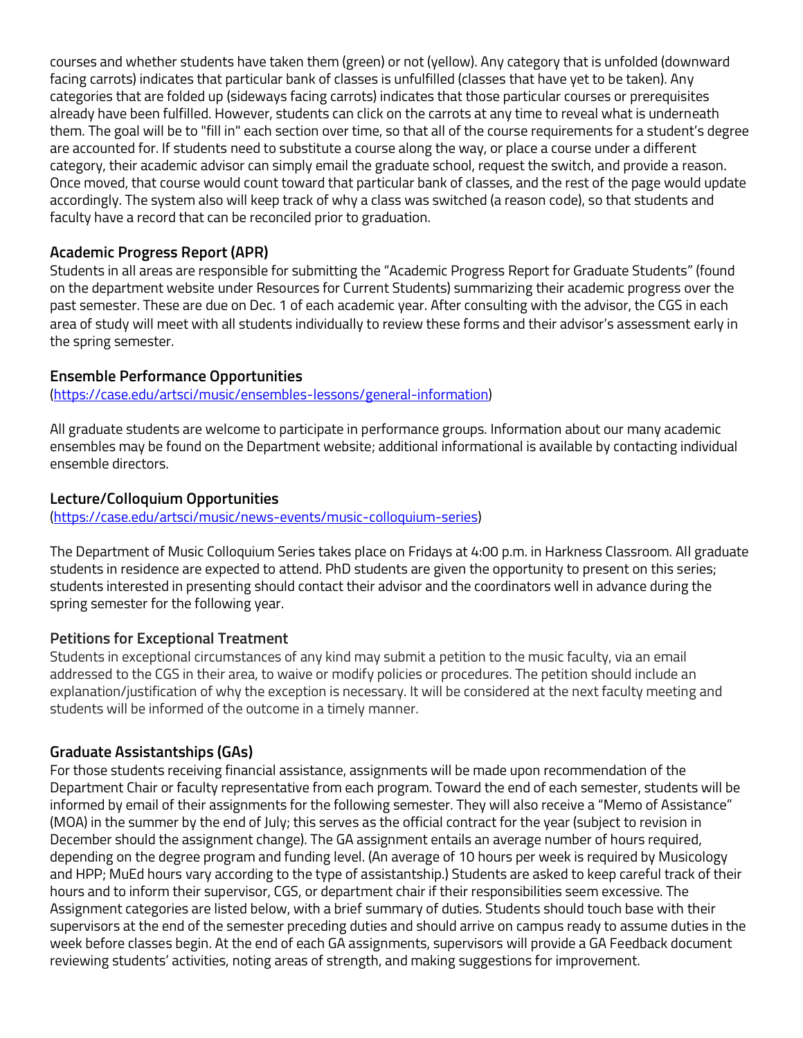courses and whether students have taken them (green) or not (yellow). Any category that is unfolded (downward facing carrots) indicates that particular bank of classes is unfulfilled (classes that have yet to be taken). Any categories that are folded up (sideways facing carrots) indicates that those particular courses or prerequisites already have been fulfilled. However, students can click on the carrots at any time to reveal what is underneath them. The goal will be to "fill in" each section over time, so that all of the course requirements for a student's degree are accounted for. If students need to substitute a course along the way, or place a course under a different category, their academic advisor can simply email the graduate school, request the switch, and provide a reason. Once moved, that course would count toward that particular bank of classes, and the rest of the page would update accordingly. The system also will keep track of why a class was switched (a reason code), so that students and faculty have a record that can be reconciled prior to graduation.

### Academic Progress Report (APR)

Students in all areas are responsible for submitting the "Academic Progress Report for Graduate Students" (found on the department website under Resources for Current Students) summarizing their academic progress over the past semester. These are due on Dec. 1 of each academic year. After consulting with the advisor, the CGS in each area of study will meet with all students individually to review these forms and their advisor's assessment early in the spring semester.

### Ensemble Performance Opportunities

(https://case.edu/artsci/music/ensembles-lessons/general-information)

All graduate students are welcome to participate in performance groups. Information about our many academic ensembles may be found on the Department website; additional informational is available by contacting individual ensemble directors.

### Lecture/Colloquium Opportunities

(https://case.edu/artsci/music/news-events/music-colloquium-series)

The Department of Music Colloquium Series takes place on Fridays at 4:00 p.m. in Harkness Classroom. All graduate students in residence are expected to attend. PhD students are given the opportunity to present on this series; students interested in presenting should contact their advisor and the coordinators well in advance during the spring semester for the following year.

### Petitions for Exceptional Treatment

Students in exceptional circumstances of any kind may submit a petition to the music faculty, via an email addressed to the CGS in their area, to waive or modify policies or procedures. The petition should include an explanation/justification of why the exception is necessary. It will be considered at the next faculty meeting and students will be informed of the outcome in a timely manner.

### Graduate Assistantships (GAs)

For those students receiving financial assistance, assignments will be made upon recommendation of the Department Chair or faculty representative from each program. Toward the end of each semester, students will be informed by email of their assignments for the following semester. They will also receive a "Memo of Assistance" (MOA) in the summer by the end of July; this serves as the official contract for the year (subject to revision in December should the assignment change). The GA assignment entails an average number of hours required, depending on the degree program and funding level. (An average of 10 hours per week is required by Musicology and HPP; MuEd hours vary according to the type of assistantship.) Students are asked to keep careful track of their hours and to inform their supervisor, CGS, or department chair if their responsibilities seem excessive. The Assignment categories are listed below, with a brief summary of duties. Students should touch base with their supervisors at the end of the semester preceding duties and should arrive on campus ready to assume duties in the week before classes begin. At the end of each GA assignments, supervisors will provide a GA Feedback document reviewing students' activities, noting areas of strength, and making suggestions for improvement.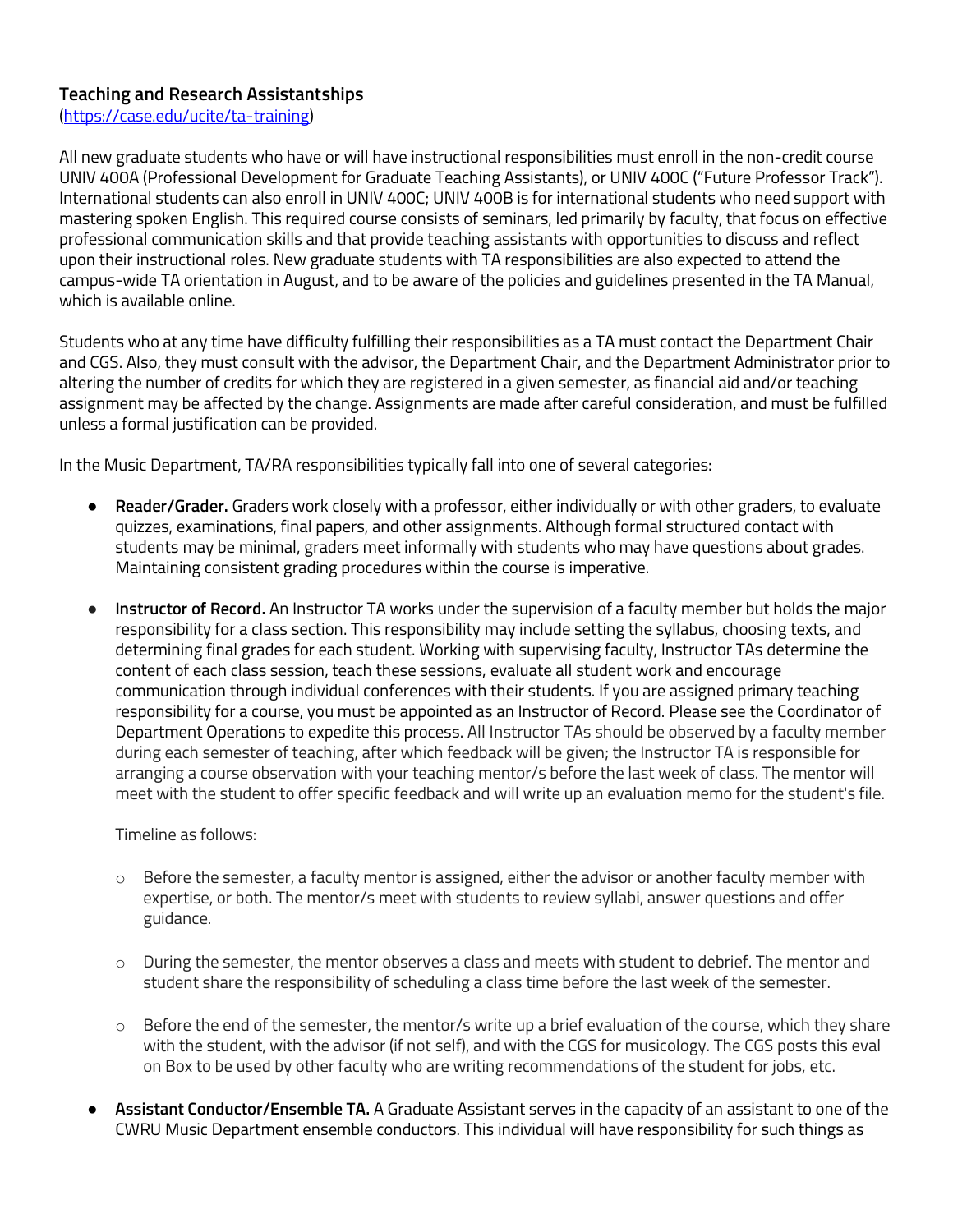### Teaching and Research Assistantships

(https://case.edu/ucite/ta-training)

All new graduate students who have or will have instructional responsibilities must enroll in the non-credit course UNIV 400A (Professional Development for Graduate Teaching Assistants), or UNIV 400C ("Future Professor Track"). International students can also enroll in UNIV 400C; UNIV 400B is for international students who need support with mastering spoken English. This required course consists of seminars, led primarily by faculty, that focus on effective professional communication skills and that provide teaching assistants with opportunities to discuss and reflect upon their instructional roles. New graduate students with TA responsibilities are also expected to attend the campus-wide TA orientation in August, and to be aware of the policies and guidelines presented in the TA Manual, which is available online.

Students who at any time have difficulty fulfilling their responsibilities as a TA must contact the Department Chair and CGS. Also, they must consult with the advisor, the Department Chair, and the Department Administrator prior to altering the number of credits for which they are registered in a given semester, as financial aid and/or teaching assignment may be affected by the change. Assignments are made after careful consideration, and must be fulfilled unless a formal justification can be provided.

In the Music Department, TA/RA responsibilities typically fall into one of several categories:

- **Reader/Grader.** Graders work closely with a professor, either individually or with other graders, to evaluate quizzes, examinations, final papers, and other assignments. Although formal structured contact with students may be minimal, graders meet informally with students who may have questions about grades. Maintaining consistent grading procedures within the course is imperative.

- **Instructor of Record.** An Instructor TA works under the supervision of a faculty member but holds the major responsibility for a class section. This responsibility may include setting the syllabus, choosing texts, and determining final grades for each student. Working with supervising faculty, Instructor TAs determine the content of each class session, teach these sessions, evaluate all student work and encourage communication through individual conferences with their students. If you are assigned primary teaching responsibility for a course, you must be appointed as an Instructor of Record. Please see the Coordinator of Department Operations to expedite this process. All Instructor TAs should be observed by a faculty member during each semester of teaching, after which feedback will be given; the Instructor TA is responsible for arranging a course observation with your teaching mentor/s before the last week of class. The mentor will meet with the student to offer specific feedback and will write up an evaluation memo for the student's file.

  Timeline as follows:

  - Before the semester, a faculty mentor is assigned, either the advisor or another faculty member with expertise, or both. The mentor/s meet with students to review syllabi, answer questions and offer guidance.

  - During the semester, the mentor observes a class and meets with student to debrief. The mentor and student share the responsibility of scheduling a class time before the last week of the semester.

  - Before the end of the semester, the mentor/s write up a brief evaluation of the course, which they share with the student, with the advisor (if not self), and with the CGS for musicology. The CGS posts this eval on Box to be used by other faculty who are writing recommendations of the student for jobs, etc.

- **Assistant Conductor/Ensemble TA.** A Graduate Assistant serves in the capacity of an assistant to one of the CWRU Music Department ensemble conductors. This individual will have responsibility for such things as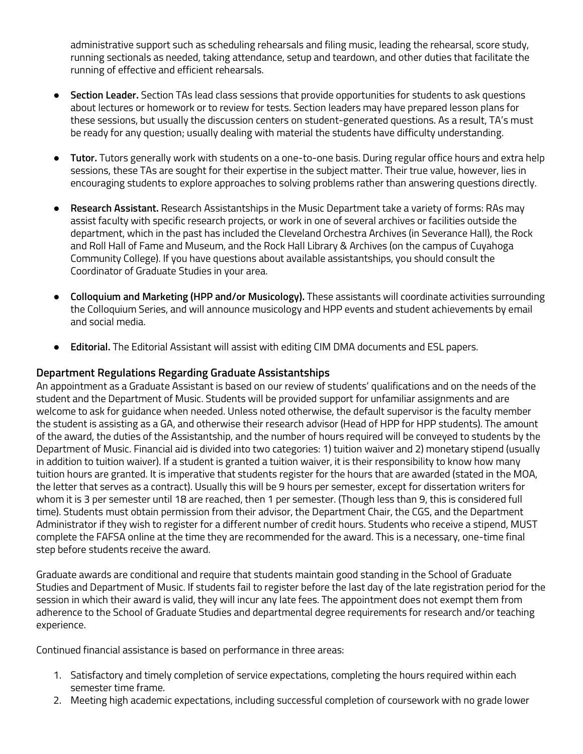administrative support such as scheduling rehearsals and filing music, leading the rehearsal, score study, running sectionals as needed, taking attendance, setup and teardown, and other duties that facilitate the running of effective and efficient rehearsals.

- **Section Leader.** Section TAs lead class sessions that provide opportunities for students to ask questions about lectures or homework or to review for tests. Section leaders may have prepared lesson plans for these sessions, but usually the discussion centers on student-generated questions. As a result, TA's must be ready for any question; usually dealing with material the students have difficulty understanding.

- **Tutor.** Tutors generally work with students on a one-to-one basis. During regular office hours and extra help sessions, these TAs are sought for their expertise in the subject matter. Their true value, however, lies in encouraging students to explore approaches to solving problems rather than answering questions directly.

- **Research Assistant.** Research Assistantships in the Music Department take a variety of forms: RAs may assist faculty with specific research projects, or work in one of several archives or facilities outside the department, which in the past has included the Cleveland Orchestra Archives (in Severance Hall), the Rock and Roll Hall of Fame and Museum, and the Rock Hall Library & Archives (on the campus of Cuyahoga Community College). If you have questions about available assistantships, you should consult the Coordinator of Graduate Studies in your area.

- **Colloquium and Marketing (HPP and/or Musicology).** These assistants will coordinate activities surrounding the Colloquium Series, and will announce musicology and HPP events and student achievements by email and social media.

- **Editorial.** The Editorial Assistant will assist with editing CIM DMA documents and ESL papers.

## Department Regulations Regarding Graduate Assistantships

An appointment as a Graduate Assistant is based on our review of students' qualifications and on the needs of the student and the Department of Music. Students will be provided support for unfamiliar assignments and are welcome to ask for guidance when needed. Unless noted otherwise, the default supervisor is the faculty member the student is assisting as a GA, and otherwise their research advisor (Head of HPP for HPP students). The amount of the award, the duties of the Assistantship, and the number of hours required will be conveyed to students by the Department of Music. Financial aid is divided into two categories: 1) tuition waiver and 2) monetary stipend (usually in addition to tuition waiver). If a student is granted a tuition waiver, it is their responsibility to know how many tuition hours are granted. It is imperative that students register for the hours that are awarded (stated in the MOA, the letter that serves as a contract). Usually this will be 9 hours per semester, except for dissertation writers for whom it is 3 per semester until 18 are reached, then 1 per semester. (Though less than 9, this is considered full time). Students must obtain permission from their advisor, the Department Chair, the CGS, and the Department Administrator if they wish to register for a different number of credit hours. Students who receive a stipend, MUST complete the FAFSA online at the time they are recommended for the award. This is a necessary, one-time final step before students receive the award.

Graduate awards are conditional and require that students maintain good standing in the School of Graduate Studies and Department of Music. If students fail to register before the last day of the late registration period for the session in which their award is valid, they will incur any late fees. The appointment does not exempt them from adherence to the School of Graduate Studies and departmental degree requirements for research and/or teaching experience.

Continued financial assistance is based on performance in three areas:

1. Satisfactory and timely completion of service expectations, completing the hours required within each semester time frame.
2. Meeting high academic expectations, including successful completion of coursework with no grade lower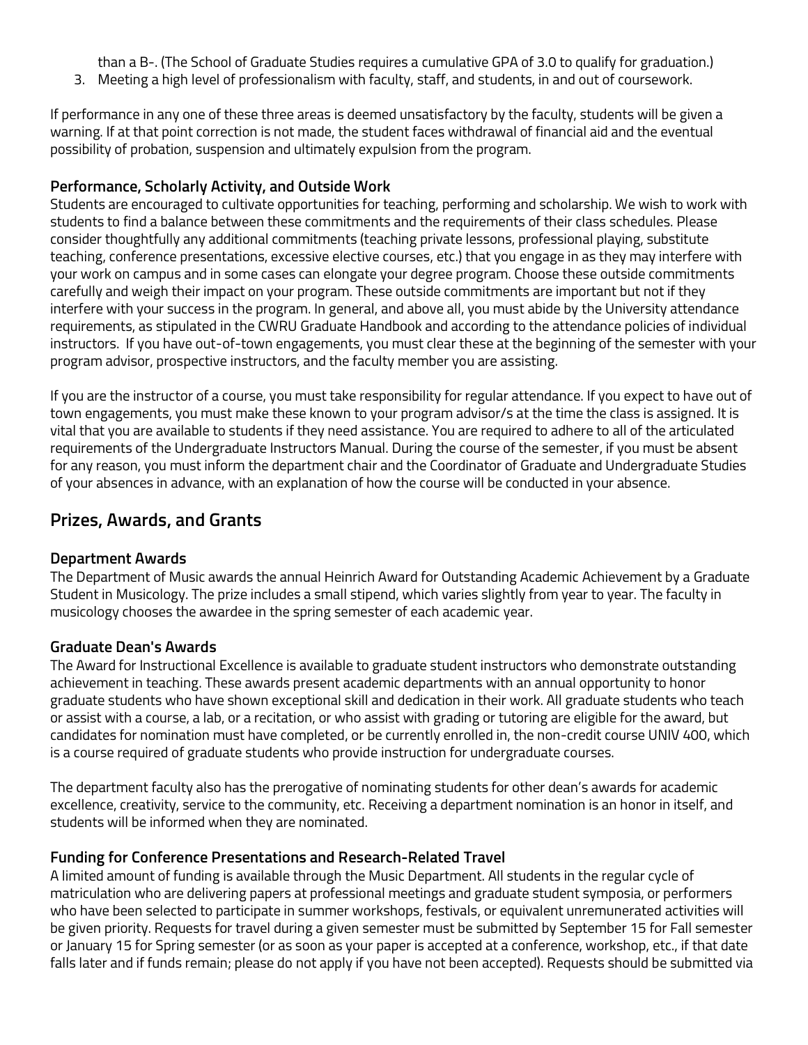than a B-. (The School of Graduate Studies requires a cumulative GPA of 3.0 to qualify for graduation.)

3. Meeting a high level of professionalism with faculty, staff, and students, in and out of coursework.

If performance in any one of these three areas is deemed unsatisfactory by the faculty, students will be given a warning. If at that point correction is not made, the student faces withdrawal of financial aid and the eventual possibility of probation, suspension and ultimately expulsion from the program.

### Performance, Scholarly Activity, and Outside Work

Students are encouraged to cultivate opportunities for teaching, performing and scholarship. We wish to work with students to find a balance between these commitments and the requirements of their class schedules. Please consider thoughtfully any additional commitments (teaching private lessons, professional playing, substitute teaching, conference presentations, excessive elective courses, etc.) that you engage in as they may interfere with your work on campus and in some cases can elongate your degree program. Choose these outside commitments carefully and weigh their impact on your program. These outside commitments are important but not if they interfere with your success in the program. In general, and above all, you must abide by the University attendance requirements, as stipulated in the CWRU Graduate Handbook and according to the attendance policies of individual instructors. If you have out-of-town engagements, you must clear these at the beginning of the semester with your program advisor, prospective instructors, and the faculty member you are assisting.

If you are the instructor of a course, you must take responsibility for regular attendance. If you expect to have out of town engagements, you must make these known to your program advisor/s at the time the class is assigned. It is vital that you are available to students if they need assistance. You are required to adhere to all of the articulated requirements of the Undergraduate Instructors Manual. During the course of the semester, if you must be absent for any reason, you must inform the department chair and the Coordinator of Graduate and Undergraduate Studies of your absences in advance, with an explanation of how the course will be conducted in your absence.

## Prizes, Awards, and Grants

### Department Awards

The Department of Music awards the annual Heinrich Award for Outstanding Academic Achievement by a Graduate Student in Musicology. The prize includes a small stipend, which varies slightly from year to year. The faculty in musicology chooses the awardee in the spring semester of each academic year.

### Graduate Dean's Awards

The Award for Instructional Excellence is available to graduate student instructors who demonstrate outstanding achievement in teaching. These awards present academic departments with an annual opportunity to honor graduate students who have shown exceptional skill and dedication in their work. All graduate students who teach or assist with a course, a lab, or a recitation, or who assist with grading or tutoring are eligible for the award, but candidates for nomination must have completed, or be currently enrolled in, the non-credit course UNIV 400, which is a course required of graduate students who provide instruction for undergraduate courses.

The department faculty also has the prerogative of nominating students for other dean's awards for academic excellence, creativity, service to the community, etc. Receiving a department nomination is an honor in itself, and students will be informed when they are nominated.

### Funding for Conference Presentations and Research-Related Travel

A limited amount of funding is available through the Music Department. All students in the regular cycle of matriculation who are delivering papers at professional meetings and graduate student symposia, or performers who have been selected to participate in summer workshops, festivals, or equivalent unremunerated activities will be given priority. Requests for travel during a given semester must be submitted by September 15 for Fall semester or January 15 for Spring semester (or as soon as your paper is accepted at a conference, workshop, etc., if that date falls later and if funds remain; please do not apply if you have not been accepted). Requests should be submitted via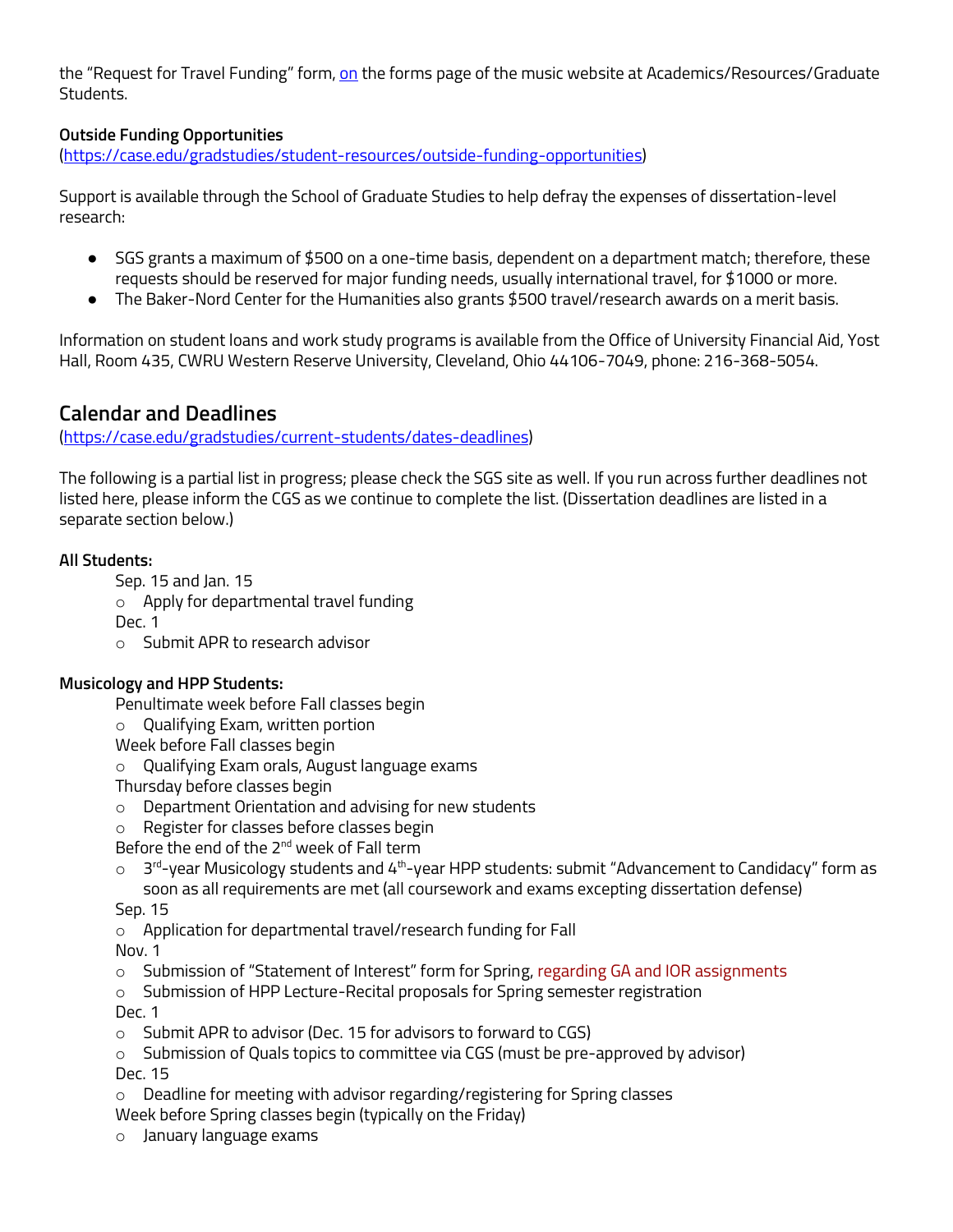the "Request for Travel Funding" form, on the forms page of the music website at Academics/Resources/Graduate Students.

**Outside Funding Opportunities**
(https://case.edu/gradstudies/student-resources/outside-funding-opportunities)

Support is available through the School of Graduate Studies to help defray the expenses of dissertation-level research:

- SGS grants a maximum of $500 on a one-time basis, dependent on a department match; therefore, these requests should be reserved for major funding needs, usually international travel, for $1000 or more.
- The Baker-Nord Center for the Humanities also grants $500 travel/research awards on a merit basis.

Information on student loans and work study programs is available from the Office of University Financial Aid, Yost Hall, Room 435, CWRU Western Reserve University, Cleveland, Ohio 44106-7049, phone: 216-368-5054.

## Calendar and Deadlines

(https://case.edu/gradstudies/current-students/dates-deadlines)

The following is a partial list in progress; please check the SGS site as well. If you run across further deadlines not listed here, please inform the CGS as we continue to complete the list. (Dissertation deadlines are listed in a separate section below.)

**All Students:**

Sep. 15 and Jan. 15
- Apply for departmental travel funding

Dec. 1
- Submit APR to research advisor

**Musicology and HPP Students:**

Penultimate week before Fall classes begin
- Qualifying Exam, written portion

Week before Fall classes begin
- Qualifying Exam orals, August language exams

Thursday before classes begin
- Department Orientation and advising for new students
- Register for classes before classes begin

Before the end of the 2nd week of Fall term
- 3rd-year Musicology students and 4th-year HPP students: submit "Advancement to Candidacy" form as soon as all requirements are met (all coursework and exams excepting dissertation defense)

Sep. 15
- Application for departmental travel/research funding for Fall

Nov. 1
- Submission of "Statement of Interest" form for Spring, regarding GA and IOR assignments
- Submission of HPP Lecture-Recital proposals for Spring semester registration

Dec. 1
- Submit APR to advisor (Dec. 15 for advisors to forward to CGS)
- Submission of Quals topics to committee via CGS (must be pre-approved by advisor)

Dec. 15
- Deadline for meeting with advisor regarding/registering for Spring classes

Week before Spring classes begin (typically on the Friday)
- January language exams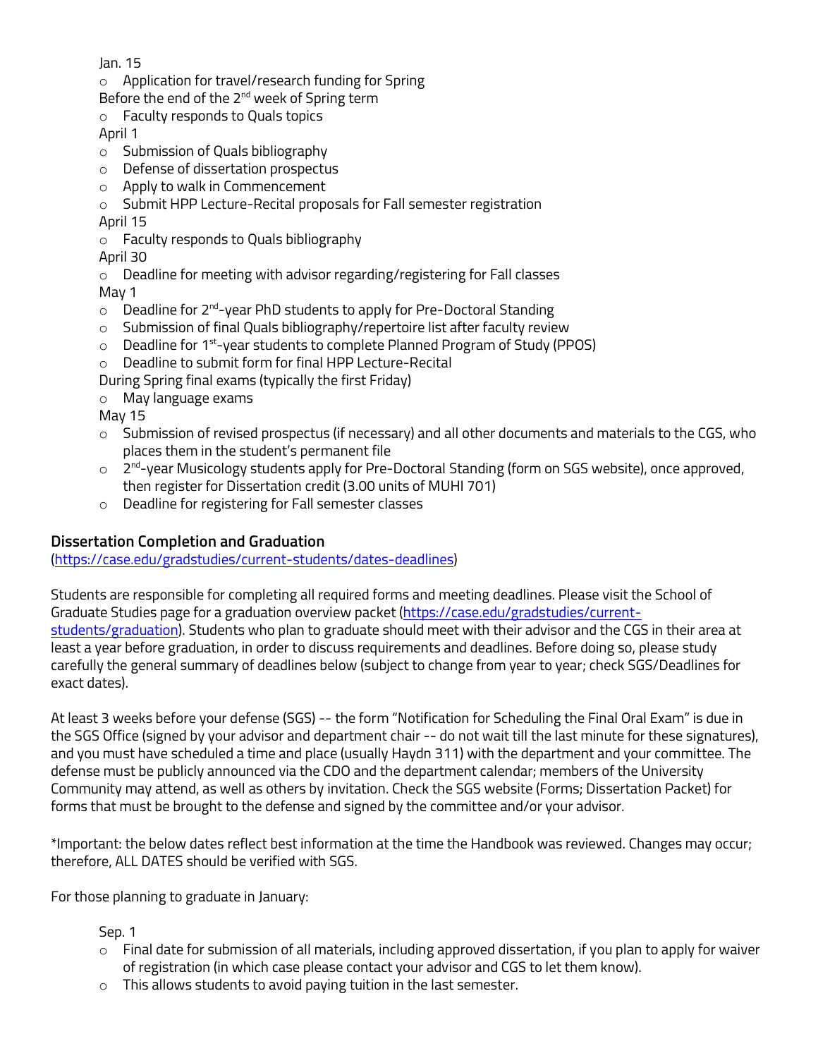Jan. 15

- Application for travel/research funding for Spring

Before the end of the 2nd week of Spring term

- Faculty responds to Quals topics

April 1

- Submission of Quals bibliography
- Defense of dissertation prospectus
- Apply to walk in Commencement
- Submit HPP Lecture-Recital proposals for Fall semester registration

April 15

- Faculty responds to Quals bibliography

April 30

- Deadline for meeting with advisor regarding/registering for Fall classes

May 1

- Deadline for 2nd-year PhD students to apply for Pre-Doctoral Standing
- Submission of final Quals bibliography/repertoire list after faculty review
- Deadline for 1st-year students to complete Planned Program of Study (PPOS)
- Deadline to submit form for final HPP Lecture-Recital

During Spring final exams (typically the first Friday)

- May language exams

May 15

- Submission of revised prospectus (if necessary) and all other documents and materials to the CGS, who places them in the student's permanent file
- 2nd-year Musicology students apply for Pre-Doctoral Standing (form on SGS website), once approved, then register for Dissertation credit (3.00 units of MUHI 701)
- Deadline for registering for Fall semester classes

## Dissertation Completion and Graduation

(https://case.edu/gradstudies/current-students/dates-deadlines)

Students are responsible for completing all required forms and meeting deadlines. Please visit the School of Graduate Studies page for a graduation overview packet (https://case.edu/gradstudies/current-students/graduation). Students who plan to graduate should meet with their advisor and the CGS in their area at least a year before graduation, in order to discuss requirements and deadlines. Before doing so, please study carefully the general summary of deadlines below (subject to change from year to year; check SGS/Deadlines for exact dates).

At least 3 weeks before your defense (SGS) -- the form "Notification for Scheduling the Final Oral Exam" is due in the SGS Office (signed by your advisor and department chair -- do not wait till the last minute for these signatures), and you must have scheduled a time and place (usually Haydn 311) with the department and your committee. The defense must be publicly announced via the CDO and the department calendar; members of the University Community may attend, as well as others by invitation. Check the SGS website (Forms; Dissertation Packet) for forms that must be brought to the defense and signed by the committee and/or your advisor.

*Important: the below dates reflect best information at the time the Handbook was reviewed. Changes may occur; therefore, ALL DATES should be verified with SGS.

For those planning to graduate in January:

Sep. 1

- Final date for submission of all materials, including approved dissertation, if you plan to apply for waiver of registration (in which case please contact your advisor and CGS to let them know).
- This allows students to avoid paying tuition in the last semester.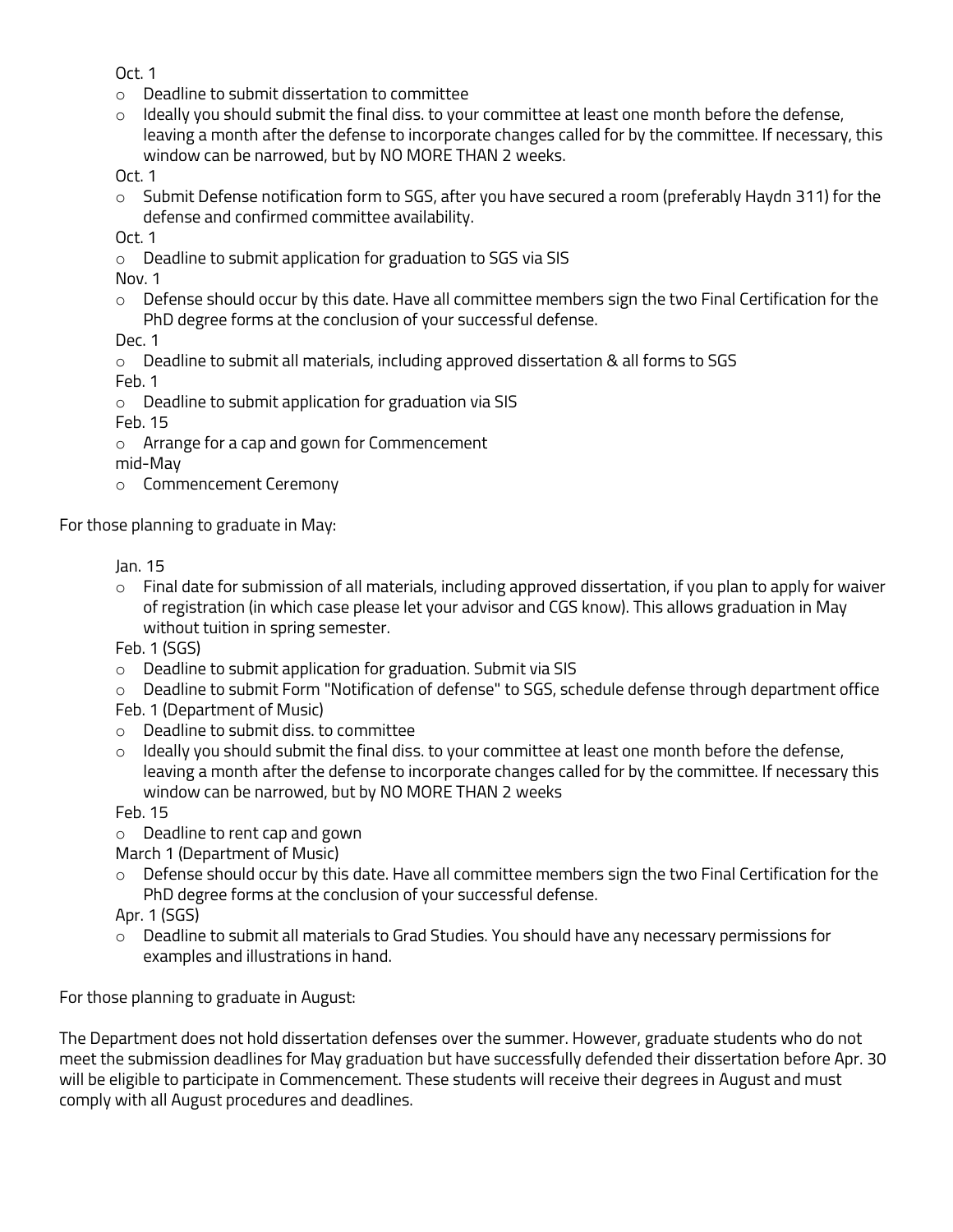Oct. 1

- Deadline to submit dissertation to committee
- Ideally you should submit the final diss. to your committee at least one month before the defense, leaving a month after the defense to incorporate changes called for by the committee. If necessary, this window can be narrowed, but by NO MORE THAN 2 weeks.

Oct. 1

- Submit Defense notification form to SGS, after you have secured a room (preferably Haydn 311) for the defense and confirmed committee availability.

Oct. 1

- Deadline to submit application for graduation to SGS via SIS

Nov. 1

- Defense should occur by this date. Have all committee members sign the two Final Certification for the PhD degree forms at the conclusion of your successful defense.

Dec. 1

- Deadline to submit all materials, including approved dissertation & all forms to SGS

Feb. 1

- Deadline to submit application for graduation via SIS

Feb. 15

- Arrange for a cap and gown for Commencement

mid-May

- Commencement Ceremony

For those planning to graduate in May:

Jan. 15

- Final date for submission of all materials, including approved dissertation, if you plan to apply for waiver of registration (in which case please let your advisor and CGS know). This allows graduation in May without tuition in spring semester.

Feb. 1 (SGS)

- Deadline to submit application for graduation. Submit via SIS
- Deadline to submit Form "Notification of defense" to SGS, schedule defense through department office

Feb. 1 (Department of Music)

- Deadline to submit diss. to committee
- Ideally you should submit the final diss. to your committee at least one month before the defense, leaving a month after the defense to incorporate changes called for by the committee. If necessary this window can be narrowed, but by NO MORE THAN 2 weeks

Feb. 15

- Deadline to rent cap and gown

March 1 (Department of Music)

- Defense should occur by this date. Have all committee members sign the two Final Certification for the PhD degree forms at the conclusion of your successful defense.

Apr. 1 (SGS)

- Deadline to submit all materials to Grad Studies. You should have any necessary permissions for examples and illustrations in hand.

For those planning to graduate in August:

The Department does not hold dissertation defenses over the summer. However, graduate students who do not meet the submission deadlines for May graduation but have successfully defended their dissertation before Apr. 30 will be eligible to participate in Commencement. These students will receive their degrees in August and must comply with all August procedures and deadlines.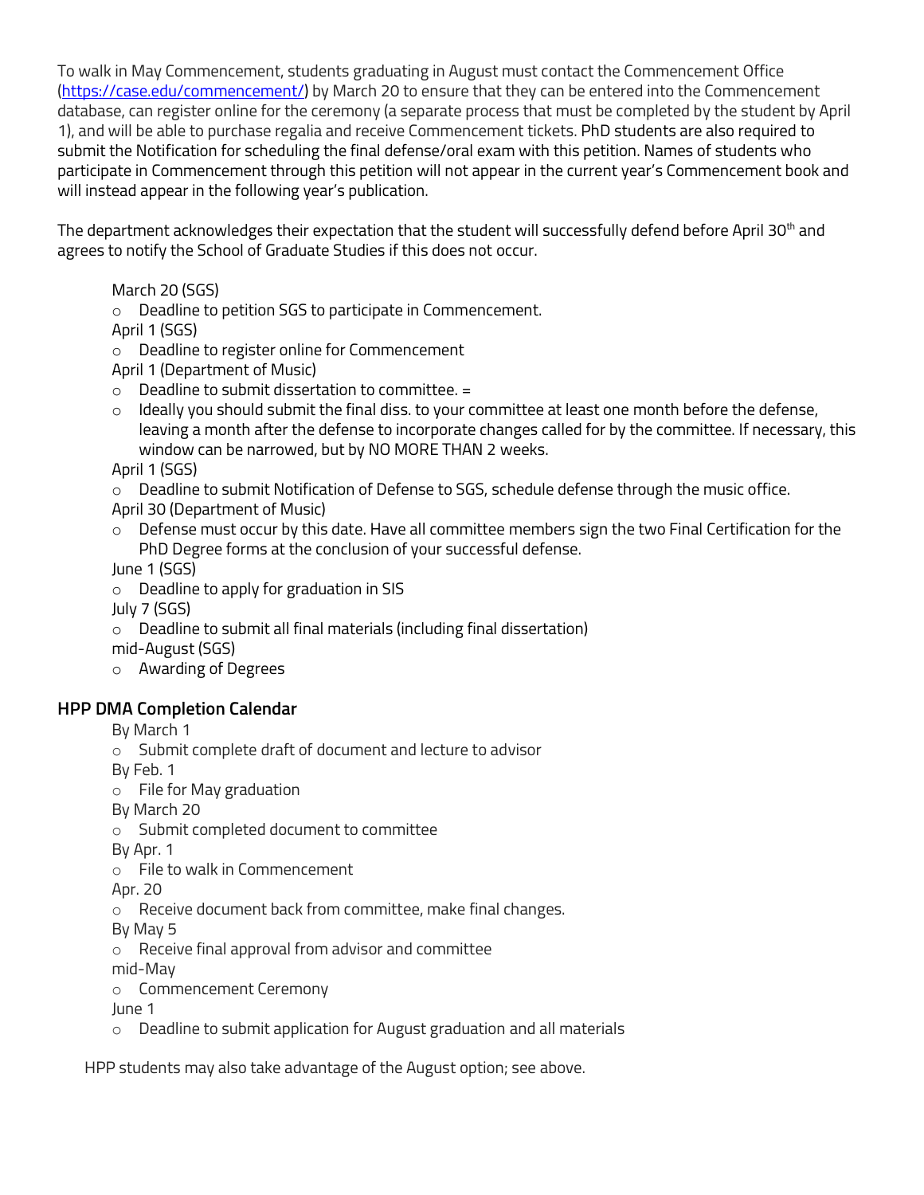To walk in May Commencement, students graduating in August must contact the Commencement Office (https://case.edu/commencement/) by March 20 to ensure that they can be entered into the Commencement database, can register online for the ceremony (a separate process that must be completed by the student by April 1), and will be able to purchase regalia and receive Commencement tickets. PhD students are also required to submit the Notification for scheduling the final defense/oral exam with this petition. Names of students who participate in Commencement through this petition will not appear in the current year's Commencement book and will instead appear in the following year's publication.

The department acknowledges their expectation that the student will successfully defend before April 30th and agrees to notify the School of Graduate Studies if this does not occur.

March 20 (SGS)
- Deadline to petition SGS to participate in Commencement.

April 1 (SGS)
- Deadline to register online for Commencement

April 1 (Department of Music)
- Deadline to submit dissertation to committee. =
- Ideally you should submit the final diss. to your committee at least one month before the defense, leaving a month after the defense to incorporate changes called for by the committee. If necessary, this window can be narrowed, but by NO MORE THAN 2 weeks.

April 1 (SGS)
- Deadline to submit Notification of Defense to SGS, schedule defense through the music office.

April 30 (Department of Music)
- Defense must occur by this date. Have all committee members sign the two Final Certification for the PhD Degree forms at the conclusion of your successful defense.

June 1 (SGS)
- Deadline to apply for graduation in SIS

July 7 (SGS)
- Deadline to submit all final materials (including final dissertation)

mid-August (SGS)
- Awarding of Degrees

## HPP DMA Completion Calendar

By March 1
- Submit complete draft of document and lecture to advisor

By Feb. 1
- File for May graduation

By March 20
- Submit completed document to committee

By Apr. 1
- File to walk in Commencement

Apr. 20
- Receive document back from committee, make final changes.

By May 5
- Receive final approval from advisor and committee

mid-May
- Commencement Ceremony

June 1
- Deadline to submit application for August graduation and all materials

HPP students may also take advantage of the August option; see above.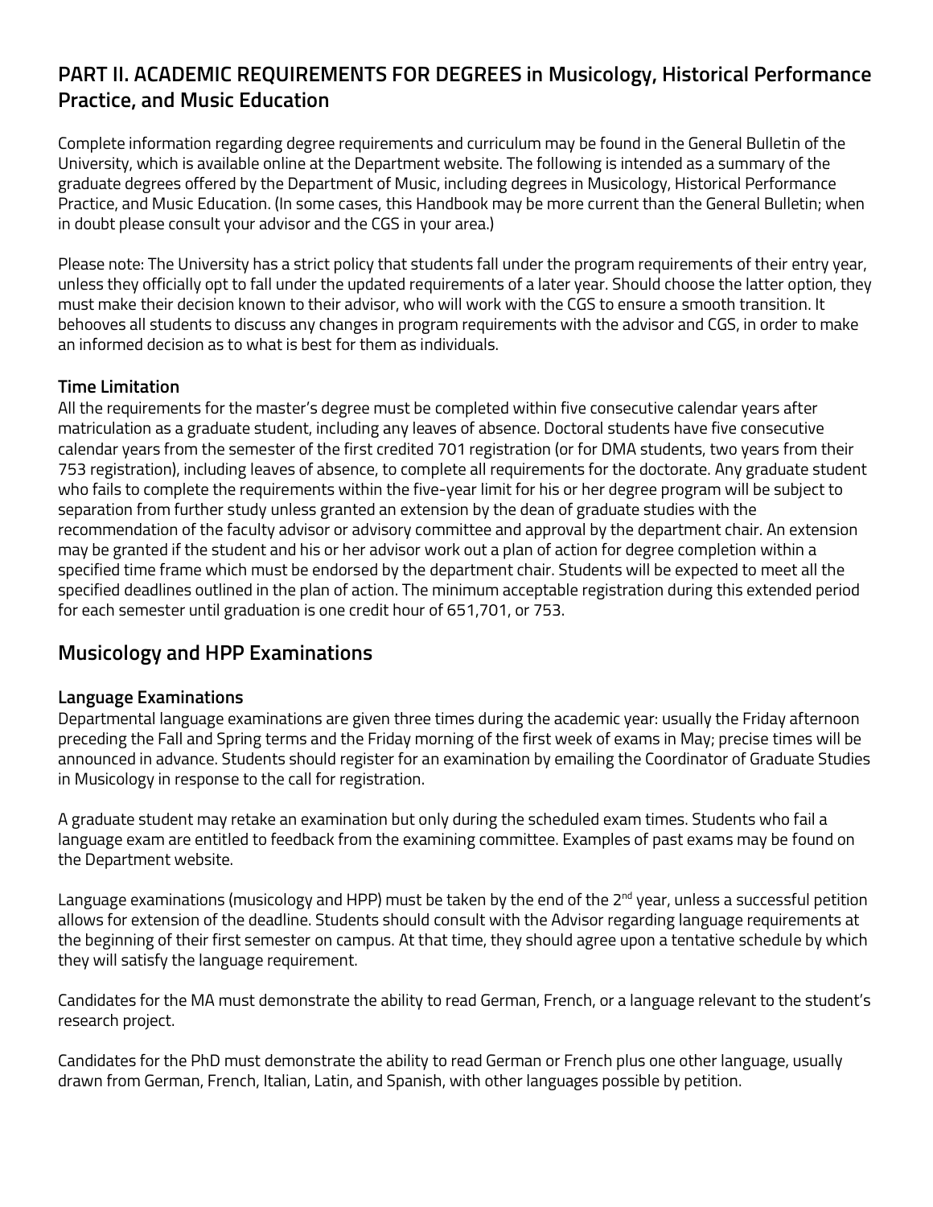## PART II. ACADEMIC REQUIREMENTS FOR DEGREES in Musicology, Historical Performance Practice, and Music Education

Complete information regarding degree requirements and curriculum may be found in the General Bulletin of the University, which is available online at the Department website. The following is intended as a summary of the graduate degrees offered by the Department of Music, including degrees in Musicology, Historical Performance Practice, and Music Education. (In some cases, this Handbook may be more current than the General Bulletin; when in doubt please consult your advisor and the CGS in your area.)

Please note: The University has a strict policy that students fall under the program requirements of their entry year, unless they officially opt to fall under the updated requirements of a later year. Should choose the latter option, they must make their decision known to their advisor, who will work with the CGS to ensure a smooth transition. It behooves all students to discuss any changes in program requirements with the advisor and CGS, in order to make an informed decision as to what is best for them as individuals.

### Time Limitation

All the requirements for the master's degree must be completed within five consecutive calendar years after matriculation as a graduate student, including any leaves of absence. Doctoral students have five consecutive calendar years from the semester of the first credited 701 registration (or for DMA students, two years from their 753 registration), including leaves of absence, to complete all requirements for the doctorate. Any graduate student who fails to complete the requirements within the five-year limit for his or her degree program will be subject to separation from further study unless granted an extension by the dean of graduate studies with the recommendation of the faculty advisor or advisory committee and approval by the department chair. An extension may be granted if the student and his or her advisor work out a plan of action for degree completion within a specified time frame which must be endorsed by the department chair. Students will be expected to meet all the specified deadlines outlined in the plan of action. The minimum acceptable registration during this extended period for each semester until graduation is one credit hour of 651,701, or 753.

## Musicology and HPP Examinations

### Language Examinations

Departmental language examinations are given three times during the academic year: usually the Friday afternoon preceding the Fall and Spring terms and the Friday morning of the first week of exams in May; precise times will be announced in advance. Students should register for an examination by emailing the Coordinator of Graduate Studies in Musicology in response to the call for registration.

A graduate student may retake an examination but only during the scheduled exam times. Students who fail a language exam are entitled to feedback from the examining committee. Examples of past exams may be found on the Department website.

Language examinations (musicology and HPP) must be taken by the end of the 2nd year, unless a successful petition allows for extension of the deadline. Students should consult with the Advisor regarding language requirements at the beginning of their first semester on campus. At that time, they should agree upon a tentative schedule by which they will satisfy the language requirement.

Candidates for the MA must demonstrate the ability to read German, French, or a language relevant to the student's research project.

Candidates for the PhD must demonstrate the ability to read German or French plus one other language, usually drawn from German, French, Italian, Latin, and Spanish, with other languages possible by petition.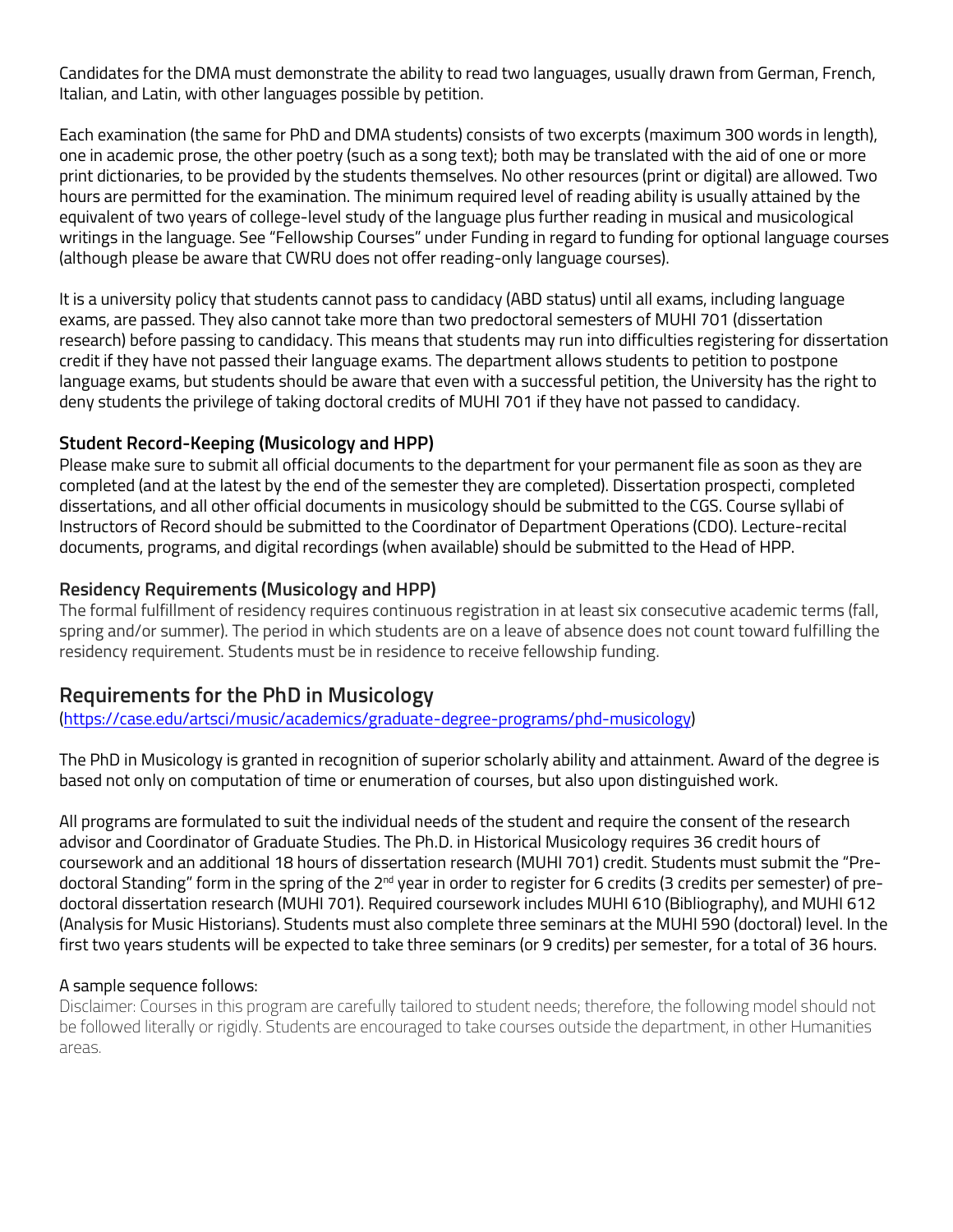Candidates for the DMA must demonstrate the ability to read two languages, usually drawn from German, French, Italian, and Latin, with other languages possible by petition.

Each examination (the same for PhD and DMA students) consists of two excerpts (maximum 300 words in length), one in academic prose, the other poetry (such as a song text); both may be translated with the aid of one or more print dictionaries, to be provided by the students themselves. No other resources (print or digital) are allowed. Two hours are permitted for the examination. The minimum required level of reading ability is usually attained by the equivalent of two years of college-level study of the language plus further reading in musical and musicological writings in the language. See "Fellowship Courses" under Funding in regard to funding for optional language courses (although please be aware that CWRU does not offer reading-only language courses).

It is a university policy that students cannot pass to candidacy (ABD status) until all exams, including language exams, are passed. They also cannot take more than two predoctoral semesters of MUHI 701 (dissertation research) before passing to candidacy. This means that students may run into difficulties registering for dissertation credit if they have not passed their language exams. The department allows students to petition to postpone language exams, but students should be aware that even with a successful petition, the University has the right to deny students the privilege of taking doctoral credits of MUHI 701 if they have not passed to candidacy.

### Student Record-Keeping (Musicology and HPP)

Please make sure to submit all official documents to the department for your permanent file as soon as they are completed (and at the latest by the end of the semester they are completed). Dissertation prospecti, completed dissertations, and all other official documents in musicology should be submitted to the CGS. Course syllabi of Instructors of Record should be submitted to the Coordinator of Department Operations (CDO). Lecture-recital documents, programs, and digital recordings (when available) should be submitted to the Head of HPP.

### Residency Requirements (Musicology and HPP)

The formal fulfillment of residency requires continuous registration in at least six consecutive academic terms (fall, spring and/or summer). The period in which students are on a leave of absence does not count toward fulfilling the residency requirement. Students must be in residence to receive fellowship funding.

## Requirements for the PhD in Musicology

(https://case.edu/artsci/music/academics/graduate-degree-programs/phd-musicology)

The PhD in Musicology is granted in recognition of superior scholarly ability and attainment. Award of the degree is based not only on computation of time or enumeration of courses, but also upon distinguished work.

All programs are formulated to suit the individual needs of the student and require the consent of the research advisor and Coordinator of Graduate Studies. The Ph.D. in Historical Musicology requires 36 credit hours of coursework and an additional 18 hours of dissertation research (MUHI 701) credit. Students must submit the "Pre-doctoral Standing" form in the spring of the 2nd year in order to register for 6 credits (3 credits per semester) of pre-doctoral dissertation research (MUHI 701). Required coursework includes MUHI 610 (Bibliography), and MUHI 612 (Analysis for Music Historians). Students must also complete three seminars at the MUHI 590 (doctoral) level. In the first two years students will be expected to take three seminars (or 9 credits) per semester, for a total of 36 hours.

A sample sequence follows:

Disclaimer: Courses in this program are carefully tailored to student needs; therefore, the following model should not be followed literally or rigidly. Students are encouraged to take courses outside the department, in other Humanities areas.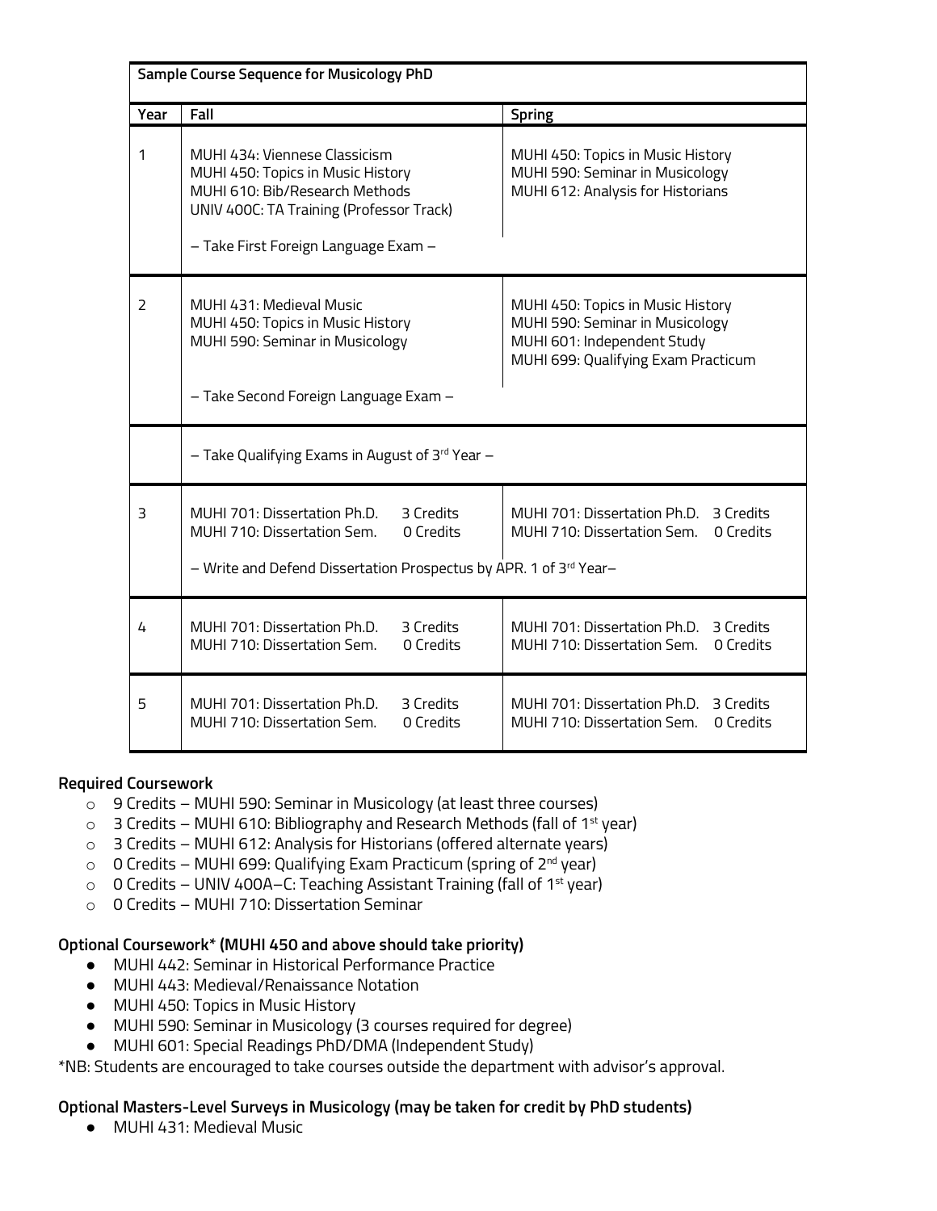| Sample Course Sequence for Musicology PhD | | |
|---|---|---|
| **Year** | **Fall** | **Spring** |
| 1 | MUHI 434: Viennese Classicism<br>MUHI 450: Topics in Music History<br>MUHI 610: Bib/Research Methods<br>UNIV 400C: TA Training (Professor Track)<br><br>– Take First Foreign Language Exam – | MUHI 450: Topics in Music History<br>MUHI 590: Seminar in Musicology<br>MUHI 612: Analysis for Historians |
| 2 | MUHI 431: Medieval Music<br>MUHI 450: Topics in Music History<br>MUHI 590: Seminar in Musicology<br><br>– Take Second Foreign Language Exam – | MUHI 450: Topics in Music History<br>MUHI 590: Seminar in Musicology<br>MUHI 601: Independent Study<br>MUHI 699: Qualifying Exam Practicum |
| | – Take Qualifying Exams in August of 3rd Year – | |
| 3 | MUHI 701: Dissertation Ph.D. 3 Credits<br>MUHI 710: Dissertation Sem. 0 Credits<br><br>– Write and Defend Dissertation Prospectus by APR. 1 of 3rd Year– | MUHI 701: Dissertation Ph.D. 3 Credits<br>MUHI 710: Dissertation Sem. 0 Credits |
| 4 | MUHI 701: Dissertation Ph.D. 3 Credits<br>MUHI 710: Dissertation Sem. 0 Credits | MUHI 701: Dissertation Ph.D. 3 Credits<br>MUHI 710: Dissertation Sem. 0 Credits |
| 5 | MUHI 701: Dissertation Ph.D. 3 Credits<br>MUHI 710: Dissertation Sem. 0 Credits | MUHI 701: Dissertation Ph.D. 3 Credits<br>MUHI 710: Dissertation Sem. 0 Credits |

**Required Coursework**

- 9 Credits – MUHI 590: Seminar in Musicology (at least three courses)
- 3 Credits – MUHI 610: Bibliography and Research Methods (fall of 1st year)
- 3 Credits – MUHI 612: Analysis for Historians (offered alternate years)
- 0 Credits – MUHI 699: Qualifying Exam Practicum (spring of 2nd year)
- 0 Credits – UNIV 400A–C: Teaching Assistant Training (fall of 1st year)
- 0 Credits – MUHI 710: Dissertation Seminar

**Optional Coursework* (MUHI 450 and above should take priority)**

- MUHI 442: Seminar in Historical Performance Practice
- MUHI 443: Medieval/Renaissance Notation
- MUHI 450: Topics in Music History
- MUHI 590: Seminar in Musicology (3 courses required for degree)
- MUHI 601: Special Readings PhD/DMA (Independent Study)

*NB: Students are encouraged to take courses outside the department with advisor's approval.

**Optional Masters-Level Surveys in Musicology (may be taken for credit by PhD students)**

- MUHI 431: Medieval Music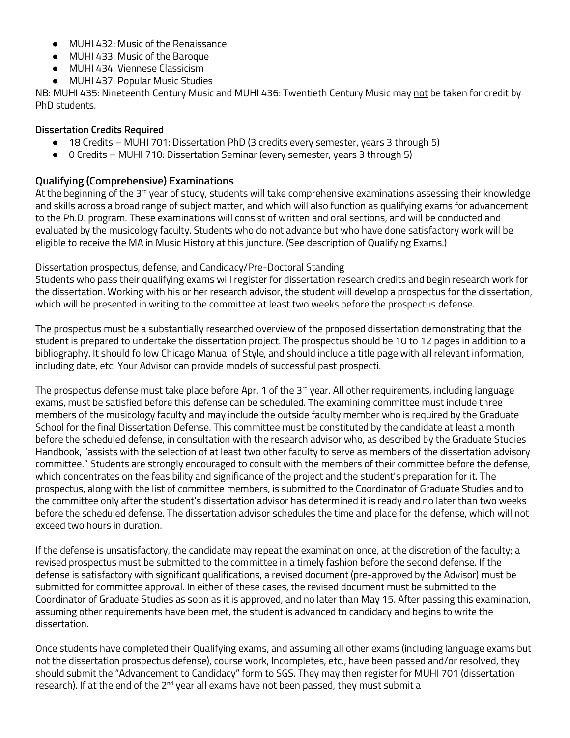- MUHI 432: Music of the Renaissance
- MUHI 433: Music of the Baroque
- MUHI 434: Viennese Classicism
- MUHI 437: Popular Music Studies

NB: MUHI 435: Nineteenth Century Music and MUHI 436: Twentieth Century Music may not be taken for credit by PhD students.

**Dissertation Credits Required**

- 18 Credits – MUHI 701: Dissertation PhD (3 credits every semester, years 3 through 5)
- 0 Credits – MUHI 710: Dissertation Seminar (every semester, years 3 through 5)

## Qualifying (Comprehensive) Examinations

At the beginning of the 3rd year of study, students will take comprehensive examinations assessing their knowledge and skills across a broad range of subject matter, and which will also function as qualifying exams for advancement to the Ph.D. program. These examinations will consist of written and oral sections, and will be conducted and evaluated by the musicology faculty. Students who do not advance but who have done satisfactory work will be eligible to receive the MA in Music History at this juncture. (See description of Qualifying Exams.)

Dissertation prospectus, defense, and Candidacy/Pre-Doctoral Standing

Students who pass their qualifying exams will register for dissertation research credits and begin research work for the dissertation. Working with his or her research advisor, the student will develop a prospectus for the dissertation, which will be presented in writing to the committee at least two weeks before the prospectus defense.

The prospectus must be a substantially researched overview of the proposed dissertation demonstrating that the student is prepared to undertake the dissertation project. The prospectus should be 10 to 12 pages in addition to a bibliography. It should follow Chicago Manual of Style, and should include a title page with all relevant information, including date, etc. Your Advisor can provide models of successful past prospecti.

The prospectus defense must take place before Apr. 1 of the 3rd year. All other requirements, including language exams, must be satisfied before this defense can be scheduled. The examining committee must include three members of the musicology faculty and may include the outside faculty member who is required by the Graduate School for the final Dissertation Defense. This committee must be constituted by the candidate at least a month before the scheduled defense, in consultation with the research advisor who, as described by the Graduate Studies Handbook, "assists with the selection of at least two other faculty to serve as members of the dissertation advisory committee." Students are strongly encouraged to consult with the members of their committee before the defense, which concentrates on the feasibility and significance of the project and the student's preparation for it. The prospectus, along with the list of committee members, is submitted to the Coordinator of Graduate Studies and to the committee only after the student's dissertation advisor has determined it is ready and no later than two weeks before the scheduled defense. The dissertation advisor schedules the time and place for the defense, which will not exceed two hours in duration.

If the defense is unsatisfactory, the candidate may repeat the examination once, at the discretion of the faculty; a revised prospectus must be submitted to the committee in a timely fashion before the second defense. If the defense is satisfactory with significant qualifications, a revised document (pre-approved by the Advisor) must be submitted for committee approval. In either of these cases, the revised document must be submitted to the Coordinator of Graduate Studies as soon as it is approved, and no later than May 15. After passing this examination, assuming other requirements have been met, the student is advanced to candidacy and begins to write the dissertation.

Once students have completed their Qualifying exams, and assuming all other exams (including language exams but not the dissertation prospectus defense), course work, Incompletes, etc., have been passed and/or resolved, they should submit the "Advancement to Candidacy" form to SGS. They may then register for MUHI 701 (dissertation research). If at the end of the 2nd year all exams have not been passed, they must submit a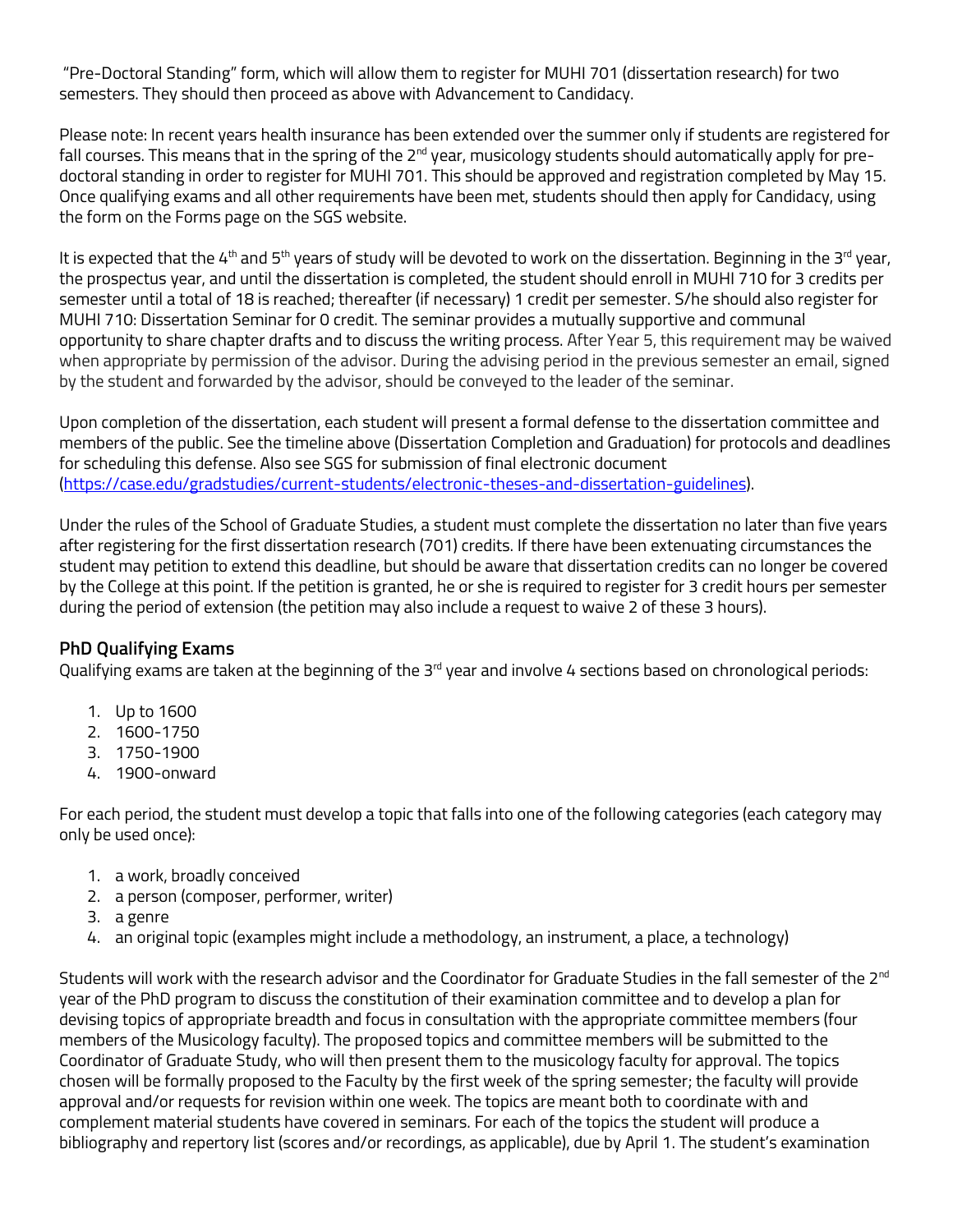"Pre-Doctoral Standing" form, which will allow them to register for MUHI 701 (dissertation research) for two semesters. They should then proceed as above with Advancement to Candidacy.

Please note: In recent years health insurance has been extended over the summer only if students are registered for fall courses. This means that in the spring of the 2nd year, musicology students should automatically apply for pre-doctoral standing in order to register for MUHI 701. This should be approved and registration completed by May 15. Once qualifying exams and all other requirements have been met, students should then apply for Candidacy, using the form on the Forms page on the SGS website.

It is expected that the 4th and 5th years of study will be devoted to work on the dissertation. Beginning in the 3rd year, the prospectus year, and until the dissertation is completed, the student should enroll in MUHI 710 for 3 credits per semester until a total of 18 is reached; thereafter (if necessary) 1 credit per semester. S/he should also register for MUHI 710: Dissertation Seminar for 0 credit. The seminar provides a mutually supportive and communal opportunity to share chapter drafts and to discuss the writing process. After Year 5, this requirement may be waived when appropriate by permission of the advisor. During the advising period in the previous semester an email, signed by the student and forwarded by the advisor, should be conveyed to the leader of the seminar.

Upon completion of the dissertation, each student will present a formal defense to the dissertation committee and members of the public. See the timeline above (Dissertation Completion and Graduation) for protocols and deadlines for scheduling this defense. Also see SGS for submission of final electronic document (https://case.edu/gradstudies/current-students/electronic-theses-and-dissertation-guidelines).

Under the rules of the School of Graduate Studies, a student must complete the dissertation no later than five years after registering for the first dissertation research (701) credits. If there have been extenuating circumstances the student may petition to extend this deadline, but should be aware that dissertation credits can no longer be covered by the College at this point. If the petition is granted, he or she is required to register for 3 credit hours per semester during the period of extension (the petition may also include a request to waive 2 of these 3 hours).

## PhD Qualifying Exams

Qualifying exams are taken at the beginning of the 3rd year and involve 4 sections based on chronological periods:

1. Up to 1600
2. 1600-1750
3. 1750-1900
4. 1900-onward

For each period, the student must develop a topic that falls into one of the following categories (each category may only be used once):

1. a work, broadly conceived
2. a person (composer, performer, writer)
3. a genre
4. an original topic (examples might include a methodology, an instrument, a place, a technology)

Students will work with the research advisor and the Coordinator for Graduate Studies in the fall semester of the 2nd year of the PhD program to discuss the constitution of their examination committee and to develop a plan for devising topics of appropriate breadth and focus in consultation with the appropriate committee members (four members of the Musicology faculty). The proposed topics and committee members will be submitted to the Coordinator of Graduate Study, who will then present them to the musicology faculty for approval. The topics chosen will be formally proposed to the Faculty by the first week of the spring semester; the faculty will provide approval and/or requests for revision within one week. The topics are meant both to coordinate with and complement material students have covered in seminars. For each of the topics the student will produce a bibliography and repertory list (scores and/or recordings, as applicable), due by April 1. The student's examination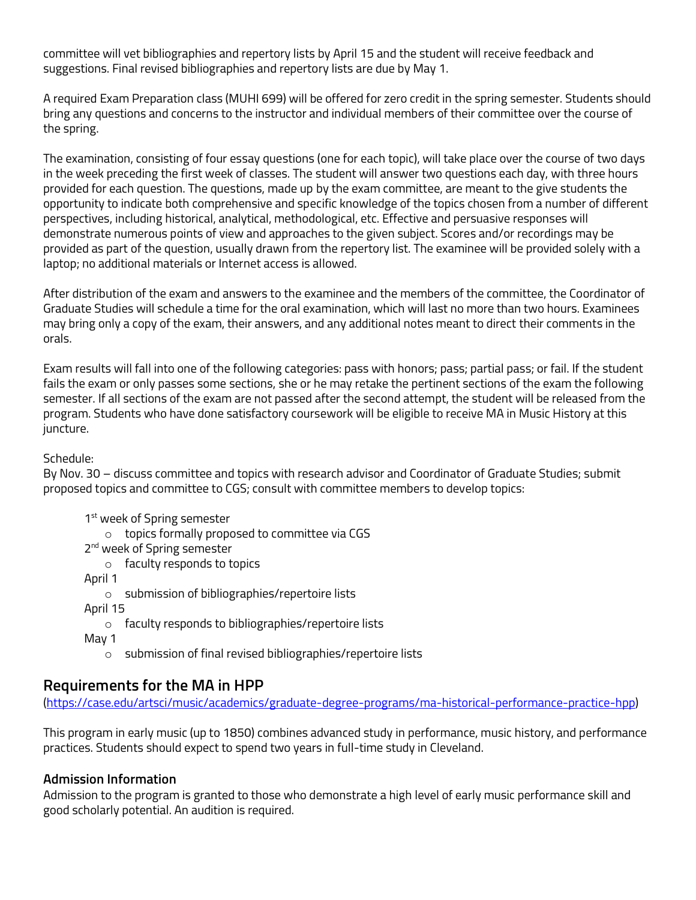committee will vet bibliographies and repertory lists by April 15 and the student will receive feedback and suggestions. Final revised bibliographies and repertory lists are due by May 1.

A required Exam Preparation class (MUHI 699) will be offered for zero credit in the spring semester. Students should bring any questions and concerns to the instructor and individual members of their committee over the course of the spring.

The examination, consisting of four essay questions (one for each topic), will take place over the course of two days in the week preceding the first week of classes. The student will answer two questions each day, with three hours provided for each question. The questions, made up by the exam committee, are meant to the give students the opportunity to indicate both comprehensive and specific knowledge of the topics chosen from a number of different perspectives, including historical, analytical, methodological, etc. Effective and persuasive responses will demonstrate numerous points of view and approaches to the given subject. Scores and/or recordings may be provided as part of the question, usually drawn from the repertory list. The examinee will be provided solely with a laptop; no additional materials or Internet access is allowed.

After distribution of the exam and answers to the examinee and the members of the committee, the Coordinator of Graduate Studies will schedule a time for the oral examination, which will last no more than two hours. Examinees may bring only a copy of the exam, their answers, and any additional notes meant to direct their comments in the orals.

Exam results will fall into one of the following categories: pass with honors; pass; partial pass; or fail. If the student fails the exam or only passes some sections, she or he may retake the pertinent sections of the exam the following semester. If all sections of the exam are not passed after the second attempt, the student will be released from the program. Students who have done satisfactory coursework will be eligible to receive MA in Music History at this juncture.

Schedule:
By Nov. 30 – discuss committee and topics with research advisor and Coordinator of Graduate Studies; submit proposed topics and committee to CGS; consult with committee members to develop topics:

- 1st week of Spring semester
  - topics formally proposed to committee via CGS
- 2nd week of Spring semester
  - faculty responds to topics
- April 1
  - submission of bibliographies/repertoire lists
- April 15
  - faculty responds to bibliographies/repertoire lists
- May 1
  - submission of final revised bibliographies/repertoire lists

## Requirements for the MA in HPP

(https://case.edu/artsci/music/academics/graduate-degree-programs/ma-historical-performance-practice-hpp)

This program in early music (up to 1850) combines advanced study in performance, music history, and performance practices. Students should expect to spend two years in full-time study in Cleveland.

### Admission Information

Admission to the program is granted to those who demonstrate a high level of early music performance skill and good scholarly potential. An audition is required.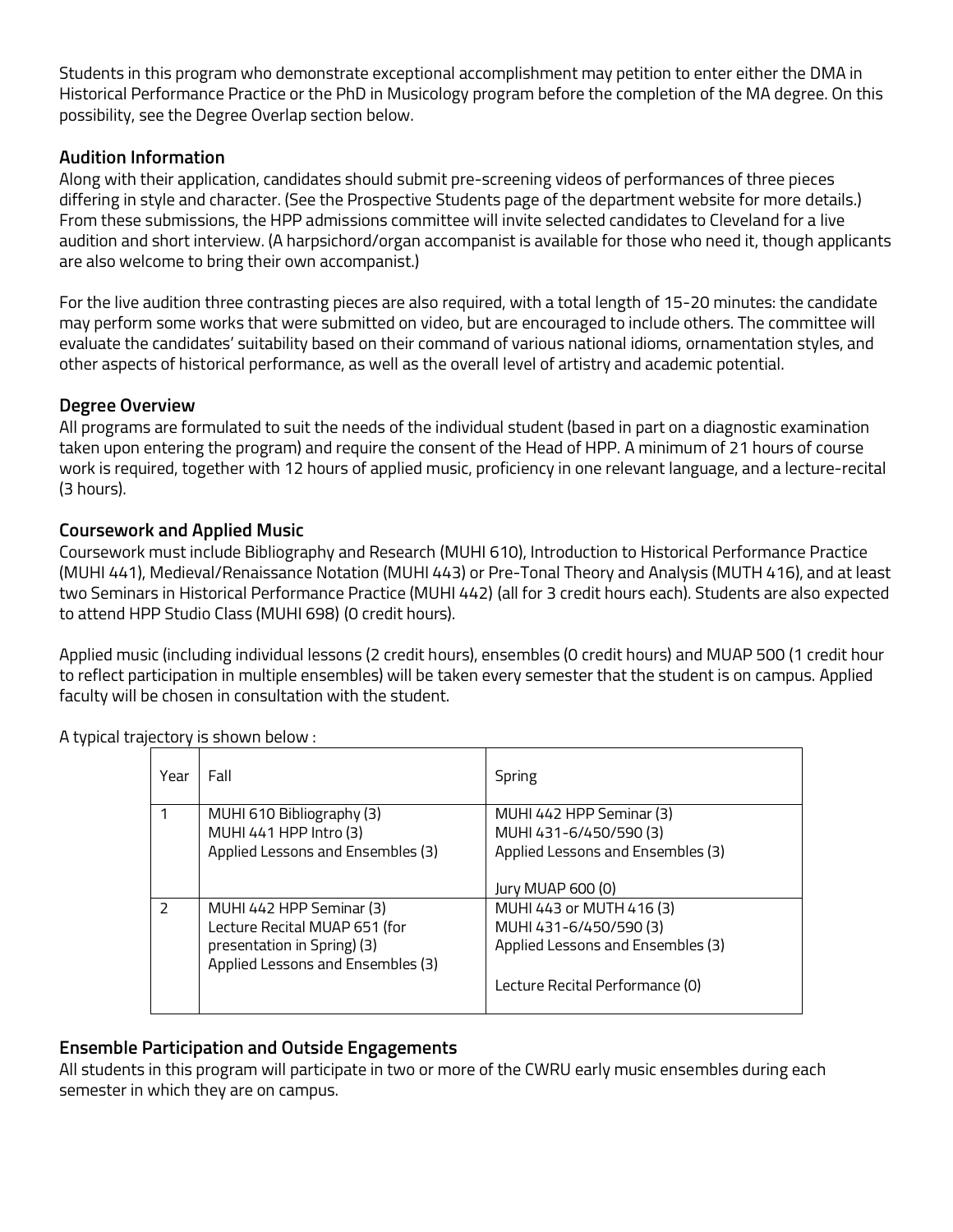Students in this program who demonstrate exceptional accomplishment may petition to enter either the DMA in Historical Performance Practice or the PhD in Musicology program before the completion of the MA degree. On this possibility, see the Degree Overlap section below.

### Audition Information

Along with their application, candidates should submit pre-screening videos of performances of three pieces differing in style and character. (See the Prospective Students page of the department website for more details.) From these submissions, the HPP admissions committee will invite selected candidates to Cleveland for a live audition and short interview. (A harpsichord/organ accompanist is available for those who need it, though applicants are also welcome to bring their own accompanist.)

For the live audition three contrasting pieces are also required, with a total length of 15-20 minutes: the candidate may perform some works that were submitted on video, but are encouraged to include others. The committee will evaluate the candidates' suitability based on their command of various national idioms, ornamentation styles, and other aspects of historical performance, as well as the overall level of artistry and academic potential.

### Degree Overview

All programs are formulated to suit the needs of the individual student (based in part on a diagnostic examination taken upon entering the program) and require the consent of the Head of HPP. A minimum of 21 hours of course work is required, together with 12 hours of applied music, proficiency in one relevant language, and a lecture-recital (3 hours).

### Coursework and Applied Music

Coursework must include Bibliography and Research (MUHI 610), Introduction to Historical Performance Practice (MUHI 441), Medieval/Renaissance Notation (MUHI 443) or Pre-Tonal Theory and Analysis (MUTH 416), and at least two Seminars in Historical Performance Practice (MUHI 442) (all for 3 credit hours each). Students are also expected to attend HPP Studio Class (MUHI 698) (0 credit hours).

Applied music (including individual lessons (2 credit hours), ensembles (0 credit hours) and MUAP 500 (1 credit hour to reflect participation in multiple ensembles) will be taken every semester that the student is on campus. Applied faculty will be chosen in consultation with the student.

A typical trajectory is shown below :

| Year | Fall | Spring |
|---|---|---|
| 1 | MUHI 610 Bibliography (3)<br>MUHI 441 HPP Intro (3)<br>Applied Lessons and Ensembles (3) | MUHI 442 HPP Seminar (3)<br>MUHI 431-6/450/590 (3)<br>Applied Lessons and Ensembles (3)<br><br>Jury MUAP 600 (0) |
| 2 | MUHI 442 HPP Seminar (3)<br>Lecture Recital MUAP 651 (for presentation in Spring) (3)<br>Applied Lessons and Ensembles (3) | MUHI 443 or MUTH 416 (3)<br>MUHI 431-6/450/590 (3)<br>Applied Lessons and Ensembles (3)<br><br>Lecture Recital Performance (0) |

### Ensemble Participation and Outside Engagements

All students in this program will participate in two or more of the CWRU early music ensembles during each semester in which they are on campus.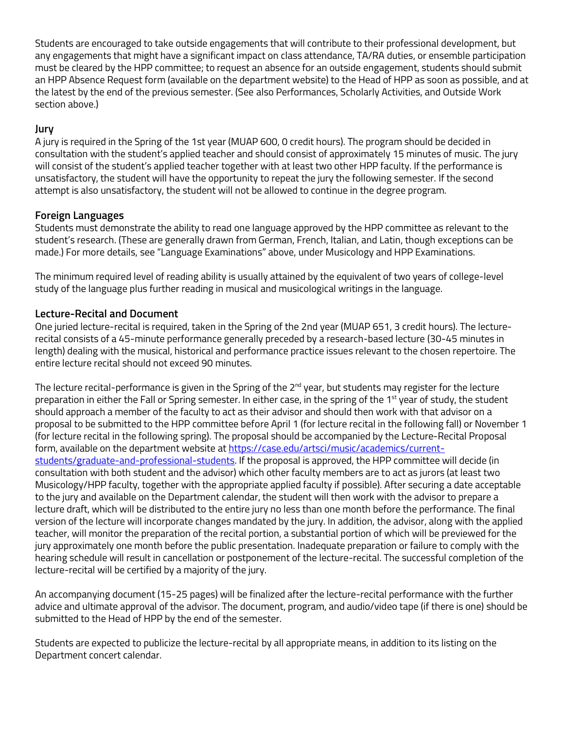Students are encouraged to take outside engagements that will contribute to their professional development, but any engagements that might have a significant impact on class attendance, TA/RA duties, or ensemble participation must be cleared by the HPP committee; to request an absence for an outside engagement, students should submit an HPP Absence Request form (available on the department website) to the Head of HPP as soon as possible, and at the latest by the end of the previous semester. (See also Performances, Scholarly Activities, and Outside Work section above.)

### Jury

A jury is required in the Spring of the 1st year (MUAP 600, 0 credit hours). The program should be decided in consultation with the student's applied teacher and should consist of approximately 15 minutes of music. The jury will consist of the student's applied teacher together with at least two other HPP faculty. If the performance is unsatisfactory, the student will have the opportunity to repeat the jury the following semester. If the second attempt is also unsatisfactory, the student will not be allowed to continue in the degree program.

### Foreign Languages

Students must demonstrate the ability to read one language approved by the HPP committee as relevant to the student's research. (These are generally drawn from German, French, Italian, and Latin, though exceptions can be made.) For more details, see "Language Examinations" above, under Musicology and HPP Examinations.

The minimum required level of reading ability is usually attained by the equivalent of two years of college-level study of the language plus further reading in musical and musicological writings in the language.

### Lecture-Recital and Document

One juried lecture-recital is required, taken in the Spring of the 2nd year (MUAP 651, 3 credit hours). The lecture-recital consists of a 45-minute performance generally preceded by a research-based lecture (30-45 minutes in length) dealing with the musical, historical and performance practice issues relevant to the chosen repertoire. The entire lecture recital should not exceed 90 minutes.

The lecture recital-performance is given in the Spring of the 2nd year, but students may register for the lecture preparation in either the Fall or Spring semester. In either case, in the spring of the 1st year of study, the student should approach a member of the faculty to act as their advisor and should then work with that advisor on a proposal to be submitted to the HPP committee before April 1 (for lecture recital in the following fall) or November 1 (for lecture recital in the following spring). The proposal should be accompanied by the Lecture-Recital Proposal form, available on the department website at [https://case.edu/artsci/music/academics/current-students/graduate-and-professional-students](https://case.edu/artsci/music/academics/current-students/graduate-and-professional-students). If the proposal is approved, the HPP committee will decide (in consultation with both student and the advisor) which other faculty members are to act as jurors (at least two Musicology/HPP faculty, together with the appropriate applied faculty if possible). After securing a date acceptable to the jury and available on the Department calendar, the student will then work with the advisor to prepare a lecture draft, which will be distributed to the entire jury no less than one month before the performance. The final version of the lecture will incorporate changes mandated by the jury. In addition, the advisor, along with the applied teacher, will monitor the preparation of the recital portion, a substantial portion of which will be previewed for the jury approximately one month before the public presentation. Inadequate preparation or failure to comply with the hearing schedule will result in cancellation or postponement of the lecture-recital. The successful completion of the lecture-recital will be certified by a majority of the jury.

An accompanying document (15-25 pages) will be finalized after the lecture-recital performance with the further advice and ultimate approval of the advisor. The document, program, and audio/video tape (if there is one) should be submitted to the Head of HPP by the end of the semester.

Students are expected to publicize the lecture-recital by all appropriate means, in addition to its listing on the Department concert calendar.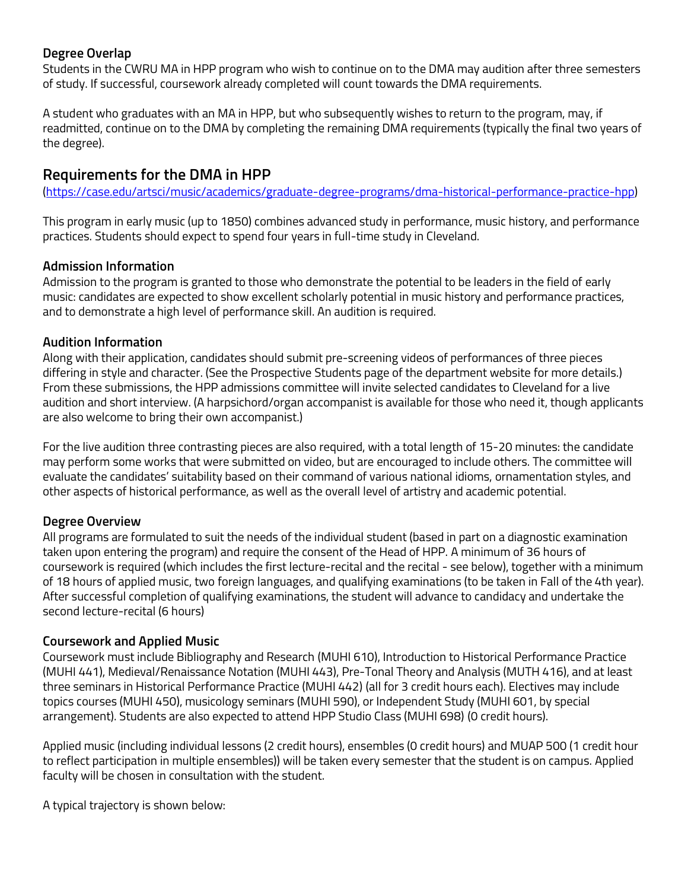### Degree Overlap

Students in the CWRU MA in HPP program who wish to continue on to the DMA may audition after three semesters of study. If successful, coursework already completed will count towards the DMA requirements.

A student who graduates with an MA in HPP, but who subsequently wishes to return to the program, may, if readmitted, continue on to the DMA by completing the remaining DMA requirements (typically the final two years of the degree).

## Requirements for the DMA in HPP

([https://case.edu/artsci/music/academics/graduate-degree-programs/dma-historical-performance-practice-hpp](https://case.edu/artsci/music/academics/graduate-degree-programs/dma-historical-performance-practice-hpp))

This program in early music (up to 1850) combines advanced study in performance, music history, and performance practices. Students should expect to spend four years in full-time study in Cleveland.

### Admission Information

Admission to the program is granted to those who demonstrate the potential to be leaders in the field of early music: candidates are expected to show excellent scholarly potential in music history and performance practices, and to demonstrate a high level of performance skill. An audition is required.

### Audition Information

Along with their application, candidates should submit pre-screening videos of performances of three pieces differing in style and character. (See the Prospective Students page of the department website for more details.) From these submissions, the HPP admissions committee will invite selected candidates to Cleveland for a live audition and short interview. (A harpsichord/organ accompanist is available for those who need it, though applicants are also welcome to bring their own accompanist.)

For the live audition three contrasting pieces are also required, with a total length of 15-20 minutes: the candidate may perform some works that were submitted on video, but are encouraged to include others. The committee will evaluate the candidates' suitability based on their command of various national idioms, ornamentation styles, and other aspects of historical performance, as well as the overall level of artistry and academic potential.

### Degree Overview

All programs are formulated to suit the needs of the individual student (based in part on a diagnostic examination taken upon entering the program) and require the consent of the Head of HPP. A minimum of 36 hours of coursework is required (which includes the first lecture-recital and the recital - see below), together with a minimum of 18 hours of applied music, two foreign languages, and qualifying examinations (to be taken in Fall of the 4th year). After successful completion of qualifying examinations, the student will advance to candidacy and undertake the second lecture-recital (6 hours)

### Coursework and Applied Music

Coursework must include Bibliography and Research (MUHI 610), Introduction to Historical Performance Practice (MUHI 441), Medieval/Renaissance Notation (MUHI 443), Pre-Tonal Theory and Analysis (MUTH 416), and at least three seminars in Historical Performance Practice (MUHI 442) (all for 3 credit hours each). Electives may include topics courses (MUHI 450), musicology seminars (MUHI 590), or Independent Study (MUHI 601, by special arrangement). Students are also expected to attend HPP Studio Class (MUHI 698) (0 credit hours).

Applied music (including individual lessons (2 credit hours), ensembles (0 credit hours) and MUAP 500 (1 credit hour to reflect participation in multiple ensembles)) will be taken every semester that the student is on campus. Applied faculty will be chosen in consultation with the student.

A typical trajectory is shown below: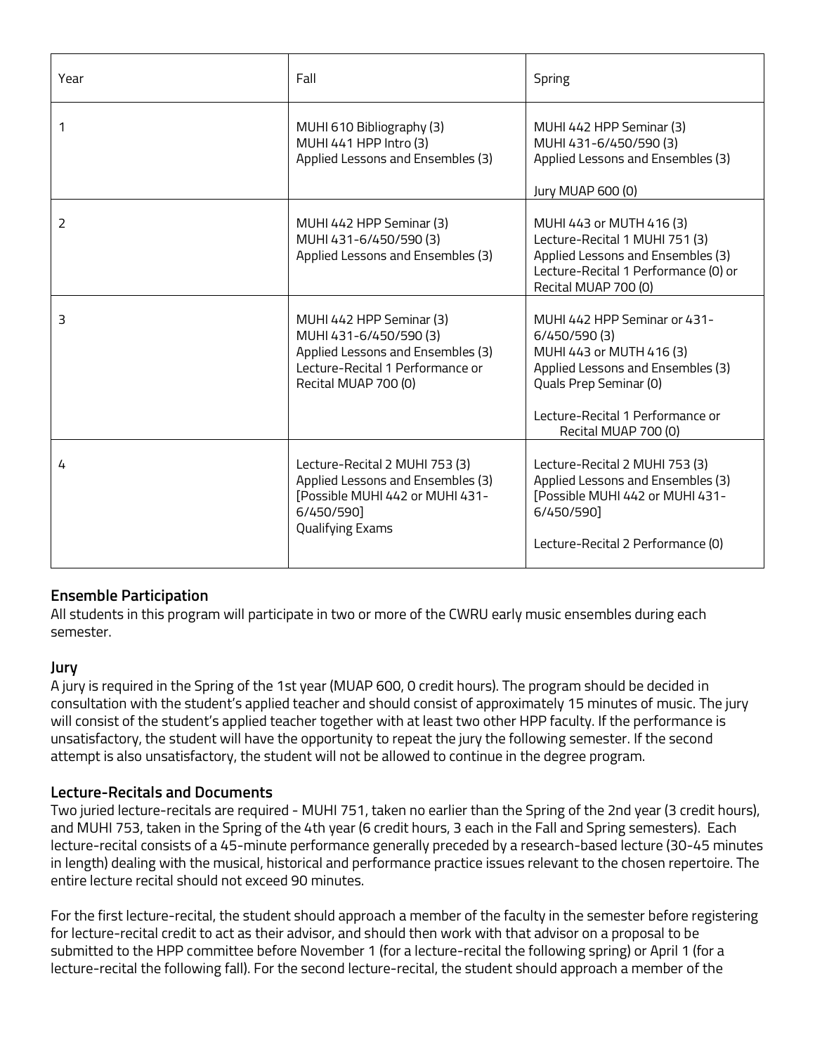| Year | Fall | Spring |
|---|---|---|
| 1 | MUHI 610 Bibliography (3)<br>MUHI 441 HPP Intro (3)<br>Applied Lessons and Ensembles (3) | MUHI 442 HPP Seminar (3)<br>MUHI 431-6/450/590 (3)<br>Applied Lessons and Ensembles (3)<br><br>Jury MUAP 600 (0) |
| 2 | MUHI 442 HPP Seminar (3)<br>MUHI 431-6/450/590 (3)<br>Applied Lessons and Ensembles (3) | MUHI 443 or MUTH 416 (3)<br>Lecture-Recital 1 MUHI 751 (3)<br>Applied Lessons and Ensembles (3)<br>Lecture-Recital 1 Performance (0) or Recital MUAP 700 (0) |
| 3 | MUHI 442 HPP Seminar (3)<br>MUHI 431-6/450/590 (3)<br>Applied Lessons and Ensembles (3)<br>Lecture-Recital 1 Performance or Recital MUAP 700 (0) | MUHI 442 HPP Seminar or 431-6/450/590 (3)<br>MUHI 443 or MUTH 416 (3)<br>Applied Lessons and Ensembles (3)<br>Quals Prep Seminar (0)<br><br>Lecture-Recital 1 Performance or Recital MUAP 700 (0) |
| 4 | Lecture-Recital 2 MUHI 753 (3)<br>Applied Lessons and Ensembles (3)<br>[Possible MUHI 442 or MUHI 431-6/450/590]<br>Qualifying Exams | Lecture-Recital 2 MUHI 753 (3)<br>Applied Lessons and Ensembles (3)<br>[Possible MUHI 442 or MUHI 431-6/450/590]<br><br>Lecture-Recital 2 Performance (0) |

### Ensemble Participation

All students in this program will participate in two or more of the CWRU early music ensembles during each semester.

### Jury

A jury is required in the Spring of the 1st year (MUAP 600, 0 credit hours). The program should be decided in consultation with the student's applied teacher and should consist of approximately 15 minutes of music. The jury will consist of the student's applied teacher together with at least two other HPP faculty. If the performance is unsatisfactory, the student will have the opportunity to repeat the jury the following semester. If the second attempt is also unsatisfactory, the student will not be allowed to continue in the degree program.

### Lecture-Recitals and Documents

Two juried lecture-recitals are required - MUHI 751, taken no earlier than the Spring of the 2nd year (3 credit hours), and MUHI 753, taken in the Spring of the 4th year (6 credit hours, 3 each in the Fall and Spring semesters). Each lecture-recital consists of a 45-minute performance generally preceded by a research-based lecture (30-45 minutes in length) dealing with the musical, historical and performance practice issues relevant to the chosen repertoire. The entire lecture recital should not exceed 90 minutes.

For the first lecture-recital, the student should approach a member of the faculty in the semester before registering for lecture-recital credit to act as their advisor, and should then work with that advisor on a proposal to be submitted to the HPP committee before November 1 (for a lecture-recital the following spring) or April 1 (for a lecture-recital the following fall). For the second lecture-recital, the student should approach a member of the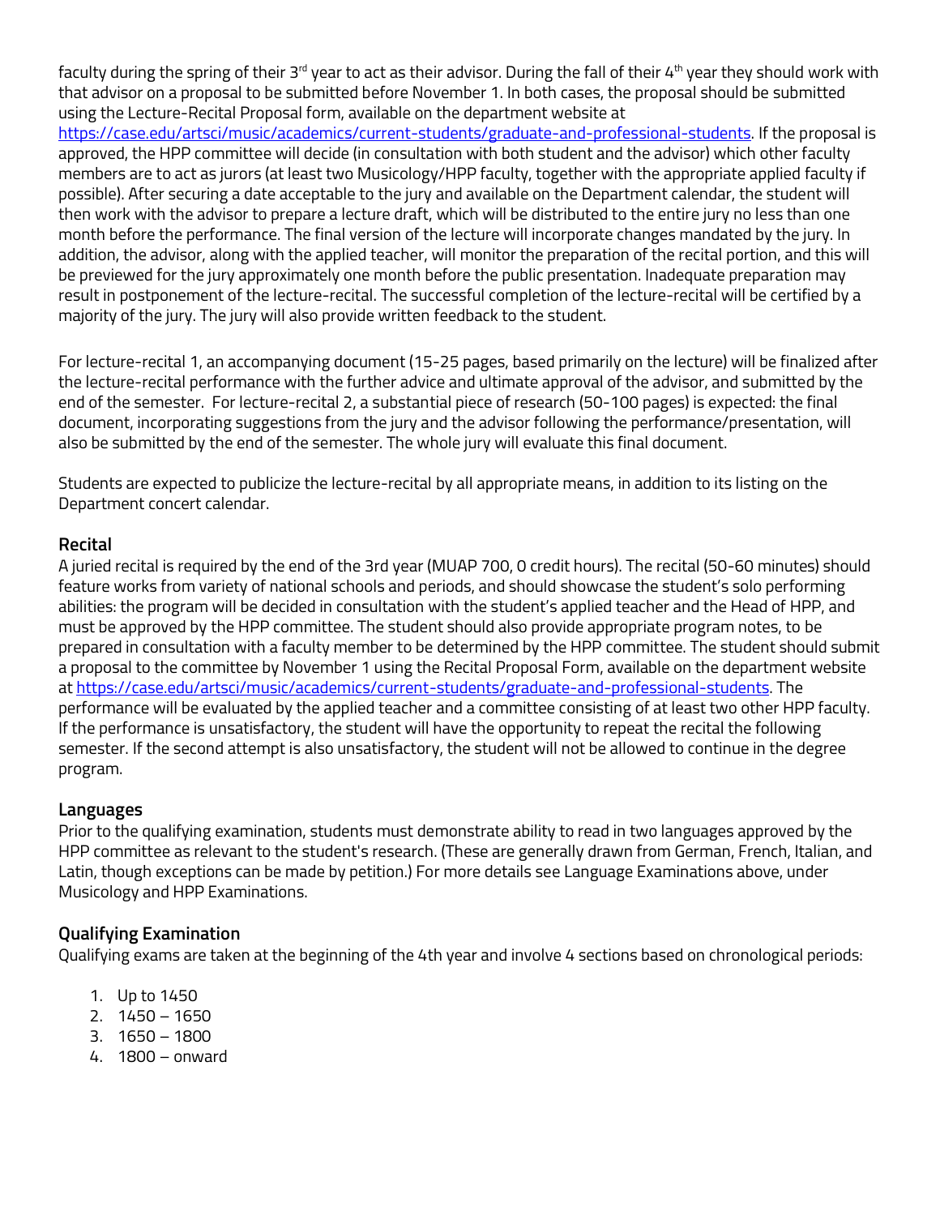faculty during the spring of their 3rd year to act as their advisor. During the fall of their 4th year they should work with that advisor on a proposal to be submitted before November 1. In both cases, the proposal should be submitted using the Lecture-Recital Proposal form, available on the department website at https://case.edu/artsci/music/academics/current-students/graduate-and-professional-students. If the proposal is approved, the HPP committee will decide (in consultation with both student and the advisor) which other faculty members are to act as jurors (at least two Musicology/HPP faculty, together with the appropriate applied faculty if possible). After securing a date acceptable to the jury and available on the Department calendar, the student will then work with the advisor to prepare a lecture draft, which will be distributed to the entire jury no less than one month before the performance. The final version of the lecture will incorporate changes mandated by the jury. In addition, the advisor, along with the applied teacher, will monitor the preparation of the recital portion, and this will be previewed for the jury approximately one month before the public presentation. Inadequate preparation may result in postponement of the lecture-recital. The successful completion of the lecture-recital will be certified by a majority of the jury. The jury will also provide written feedback to the student.

For lecture-recital 1, an accompanying document (15-25 pages, based primarily on the lecture) will be finalized after the lecture-recital performance with the further advice and ultimate approval of the advisor, and submitted by the end of the semester. For lecture-recital 2, a substantial piece of research (50-100 pages) is expected: the final document, incorporating suggestions from the jury and the advisor following the performance/presentation, will also be submitted by the end of the semester. The whole jury will evaluate this final document.

Students are expected to publicize the lecture-recital by all appropriate means, in addition to its listing on the Department concert calendar.

### Recital

A juried recital is required by the end of the 3rd year (MUAP 700, 0 credit hours). The recital (50-60 minutes) should feature works from variety of national schools and periods, and should showcase the student's solo performing abilities: the program will be decided in consultation with the student's applied teacher and the Head of HPP, and must be approved by the HPP committee. The student should also provide appropriate program notes, to be prepared in consultation with a faculty member to be determined by the HPP committee. The student should submit a proposal to the committee by November 1 using the Recital Proposal Form, available on the department website at https://case.edu/artsci/music/academics/current-students/graduate-and-professional-students. The performance will be evaluated by the applied teacher and a committee consisting of at least two other HPP faculty. If the performance is unsatisfactory, the student will have the opportunity to repeat the recital the following semester. If the second attempt is also unsatisfactory, the student will not be allowed to continue in the degree program.

### Languages

Prior to the qualifying examination, students must demonstrate ability to read in two languages approved by the HPP committee as relevant to the student's research. (These are generally drawn from German, French, Italian, and Latin, though exceptions can be made by petition.) For more details see Language Examinations above, under Musicology and HPP Examinations.

### Qualifying Examination

Qualifying exams are taken at the beginning of the 4th year and involve 4 sections based on chronological periods:

1. Up to 1450
2. 1450 – 1650
3. 1650 – 1800
4. 1800 – onward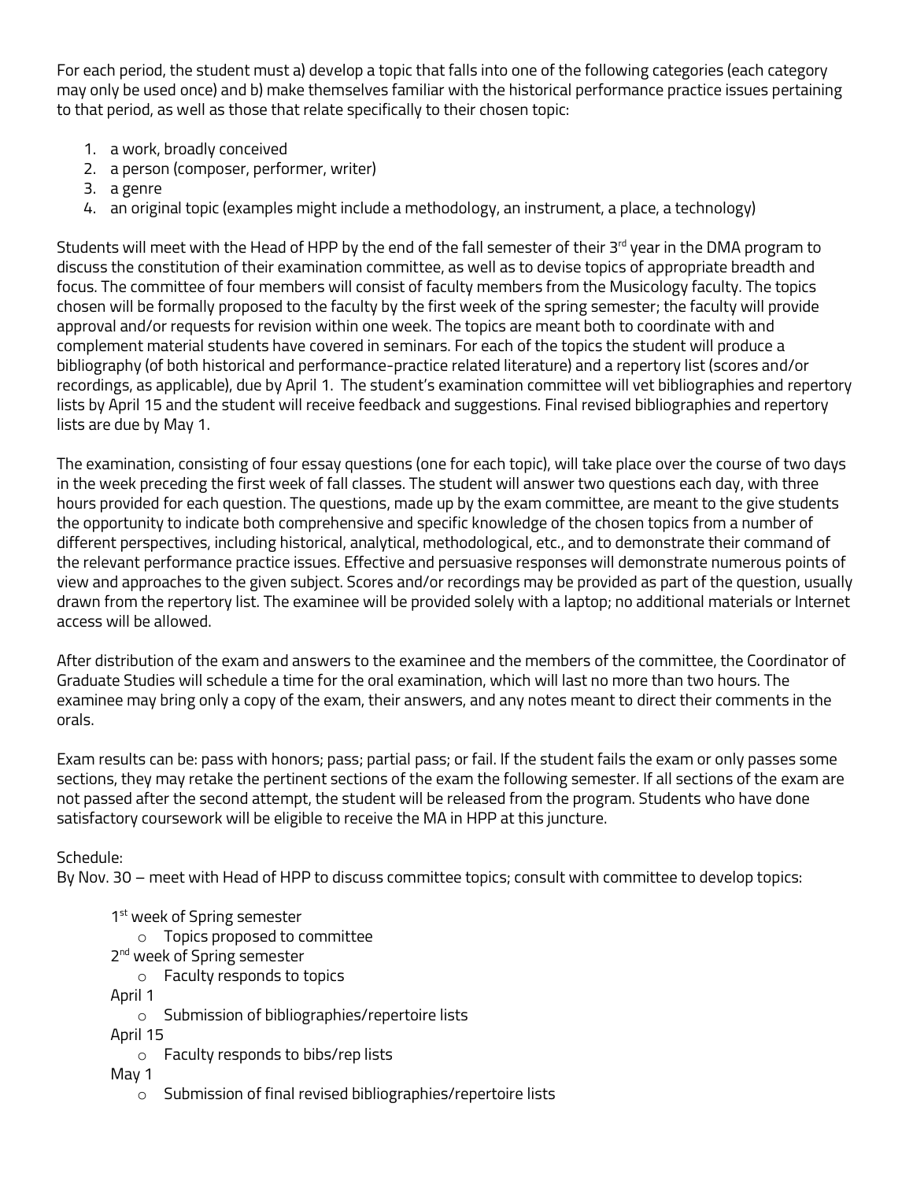For each period, the student must a) develop a topic that falls into one of the following categories (each category may only be used once) and b) make themselves familiar with the historical performance practice issues pertaining to that period, as well as those that relate specifically to their chosen topic:

1. a work, broadly conceived
2. a person (composer, performer, writer)
3. a genre
4. an original topic (examples might include a methodology, an instrument, a place, a technology)

Students will meet with the Head of HPP by the end of the fall semester of their 3rd year in the DMA program to discuss the constitution of their examination committee, as well as to devise topics of appropriate breadth and focus. The committee of four members will consist of faculty members from the Musicology faculty. The topics chosen will be formally proposed to the faculty by the first week of the spring semester; the faculty will provide approval and/or requests for revision within one week. The topics are meant both to coordinate with and complement material students have covered in seminars. For each of the topics the student will produce a bibliography (of both historical and performance-practice related literature) and a repertory list (scores and/or recordings, as applicable), due by April 1. The student's examination committee will vet bibliographies and repertory lists by April 15 and the student will receive feedback and suggestions. Final revised bibliographies and repertory lists are due by May 1.

The examination, consisting of four essay questions (one for each topic), will take place over the course of two days in the week preceding the first week of fall classes. The student will answer two questions each day, with three hours provided for each question. The questions, made up by the exam committee, are meant to the give students the opportunity to indicate both comprehensive and specific knowledge of the chosen topics from a number of different perspectives, including historical, analytical, methodological, etc., and to demonstrate their command of the relevant performance practice issues. Effective and persuasive responses will demonstrate numerous points of view and approaches to the given subject. Scores and/or recordings may be provided as part of the question, usually drawn from the repertory list. The examinee will be provided solely with a laptop; no additional materials or Internet access will be allowed.

After distribution of the exam and answers to the examinee and the members of the committee, the Coordinator of Graduate Studies will schedule a time for the oral examination, which will last no more than two hours. The examinee may bring only a copy of the exam, their answers, and any notes meant to direct their comments in the orals.

Exam results can be: pass with honors; pass; partial pass; or fail. If the student fails the exam or only passes some sections, they may retake the pertinent sections of the exam the following semester. If all sections of the exam are not passed after the second attempt, the student will be released from the program. Students who have done satisfactory coursework will be eligible to receive the MA in HPP at this juncture.

Schedule:
By Nov. 30 – meet with Head of HPP to discuss committee topics; consult with committee to develop topics:

1st week of Spring semester
- Topics proposed to committee

2nd week of Spring semester
- Faculty responds to topics

April 1
- Submission of bibliographies/repertoire lists

April 15
- Faculty responds to bibs/rep lists

May 1
- Submission of final revised bibliographies/repertoire lists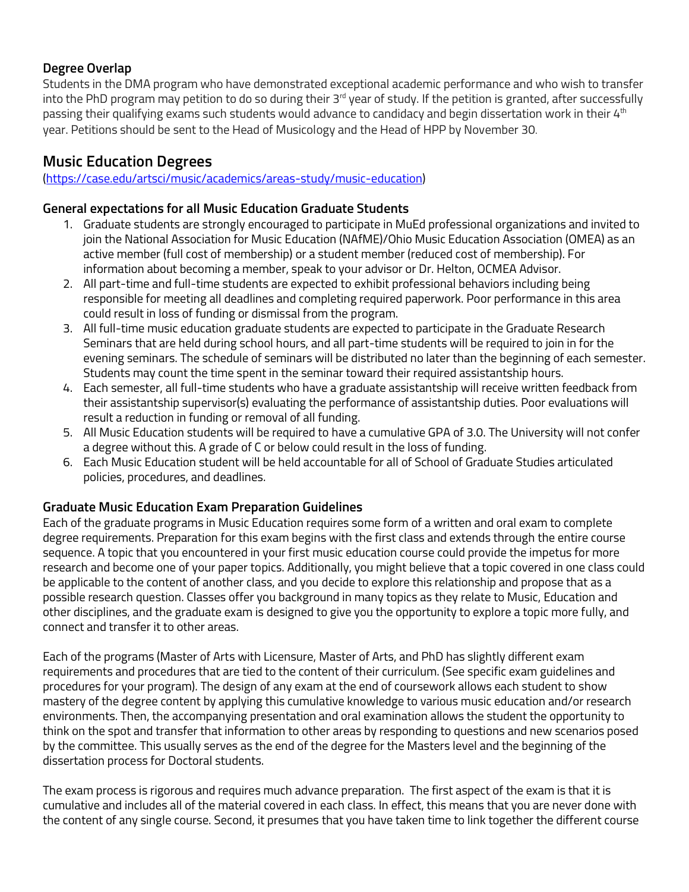### Degree Overlap

Students in the DMA program who have demonstrated exceptional academic performance and who wish to transfer into the PhD program may petition to do so during their 3rd year of study. If the petition is granted, after successfully passing their qualifying exams such students would advance to candidacy and begin dissertation work in their 4th year. Petitions should be sent to the Head of Musicology and the Head of HPP by November 30.

## Music Education Degrees

(https://case.edu/artsci/music/academics/areas-study/music-education)

### General expectations for all Music Education Graduate Students

1. Graduate students are strongly encouraged to participate in MuEd professional organizations and invited to join the National Association for Music Education (NAfME)/Ohio Music Education Association (OMEA) as an active member (full cost of membership) or a student member (reduced cost of membership). For information about becoming a member, speak to your advisor or Dr. Helton, OCMEA Advisor.
2. All part-time and full-time students are expected to exhibit professional behaviors including being responsible for meeting all deadlines and completing required paperwork. Poor performance in this area could result in loss of funding or dismissal from the program.
3. All full-time music education graduate students are expected to participate in the Graduate Research Seminars that are held during school hours, and all part-time students will be required to join in for the evening seminars. The schedule of seminars will be distributed no later than the beginning of each semester. Students may count the time spent in the seminar toward their required assistantship hours.
4. Each semester, all full-time students who have a graduate assistantship will receive written feedback from their assistantship supervisor(s) evaluating the performance of assistantship duties. Poor evaluations will result a reduction in funding or removal of all funding.
5. All Music Education students will be required to have a cumulative GPA of 3.0. The University will not confer a degree without this. A grade of C or below could result in the loss of funding.
6. Each Music Education student will be held accountable for all of School of Graduate Studies articulated policies, procedures, and deadlines.

### Graduate Music Education Exam Preparation Guidelines

Each of the graduate programs in Music Education requires some form of a written and oral exam to complete degree requirements. Preparation for this exam begins with the first class and extends through the entire course sequence. A topic that you encountered in your first music education course could provide the impetus for more research and become one of your paper topics. Additionally, you might believe that a topic covered in one class could be applicable to the content of another class, and you decide to explore this relationship and propose that as a possible research question. Classes offer you background in many topics as they relate to Music, Education and other disciplines, and the graduate exam is designed to give you the opportunity to explore a topic more fully, and connect and transfer it to other areas.

Each of the programs (Master of Arts with Licensure, Master of Arts, and PhD has slightly different exam requirements and procedures that are tied to the content of their curriculum. (See specific exam guidelines and procedures for your program). The design of any exam at the end of coursework allows each student to show mastery of the degree content by applying this cumulative knowledge to various music education and/or research environments. Then, the accompanying presentation and oral examination allows the student the opportunity to think on the spot and transfer that information to other areas by responding to questions and new scenarios posed by the committee. This usually serves as the end of the degree for the Masters level and the beginning of the dissertation process for Doctoral students.

The exam process is rigorous and requires much advance preparation. The first aspect of the exam is that it is cumulative and includes all of the material covered in each class. In effect, this means that you are never done with the content of any single course. Second, it presumes that you have taken time to link together the different course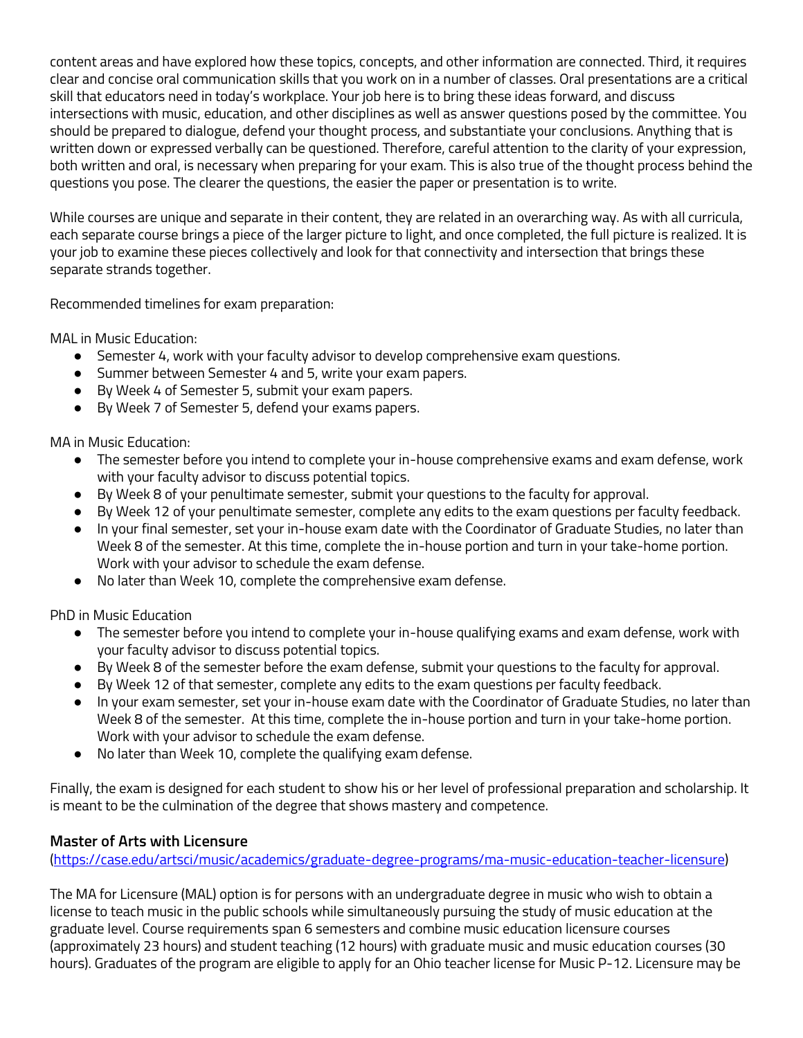content areas and have explored how these topics, concepts, and other information are connected. Third, it requires clear and concise oral communication skills that you work on in a number of classes. Oral presentations are a critical skill that educators need in today's workplace. Your job here is to bring these ideas forward, and discuss intersections with music, education, and other disciplines as well as answer questions posed by the committee. You should be prepared to dialogue, defend your thought process, and substantiate your conclusions. Anything that is written down or expressed verbally can be questioned. Therefore, careful attention to the clarity of your expression, both written and oral, is necessary when preparing for your exam. This is also true of the thought process behind the questions you pose. The clearer the questions, the easier the paper or presentation is to write.

While courses are unique and separate in their content, they are related in an overarching way. As with all curricula, each separate course brings a piece of the larger picture to light, and once completed, the full picture is realized. It is your job to examine these pieces collectively and look for that connectivity and intersection that brings these separate strands together.

Recommended timelines for exam preparation:

MAL in Music Education:

- Semester 4, work with your faculty advisor to develop comprehensive exam questions.
- Summer between Semester 4 and 5, write your exam papers.
- By Week 4 of Semester 5, submit your exam papers.
- By Week 7 of Semester 5, defend your exams papers.

MA in Music Education:

- The semester before you intend to complete your in-house comprehensive exams and exam defense, work with your faculty advisor to discuss potential topics.
- By Week 8 of your penultimate semester, submit your questions to the faculty for approval.
- By Week 12 of your penultimate semester, complete any edits to the exam questions per faculty feedback.
- In your final semester, set your in-house exam date with the Coordinator of Graduate Studies, no later than Week 8 of the semester. At this time, complete the in-house portion and turn in your take-home portion. Work with your advisor to schedule the exam defense.
- No later than Week 10, complete the comprehensive exam defense.

PhD in Music Education

- The semester before you intend to complete your in-house qualifying exams and exam defense, work with your faculty advisor to discuss potential topics.
- By Week 8 of the semester before the exam defense, submit your questions to the faculty for approval.
- By Week 12 of that semester, complete any edits to the exam questions per faculty feedback.
- In your exam semester, set your in-house exam date with the Coordinator of Graduate Studies, no later than Week 8 of the semester. At this time, complete the in-house portion and turn in your take-home portion. Work with your advisor to schedule the exam defense.
- No later than Week 10, complete the qualifying exam defense.

Finally, the exam is designed for each student to show his or her level of professional preparation and scholarship. It is meant to be the culmination of the degree that shows mastery and competence.

### Master of Arts with Licensure

(https://case.edu/artsci/music/academics/graduate-degree-programs/ma-music-education-teacher-licensure)

The MA for Licensure (MAL) option is for persons with an undergraduate degree in music who wish to obtain a license to teach music in the public schools while simultaneously pursuing the study of music education at the graduate level. Course requirements span 6 semesters and combine music education licensure courses (approximately 23 hours) and student teaching (12 hours) with graduate music and music education courses (30 hours). Graduates of the program are eligible to apply for an Ohio teacher license for Music P-12. Licensure may be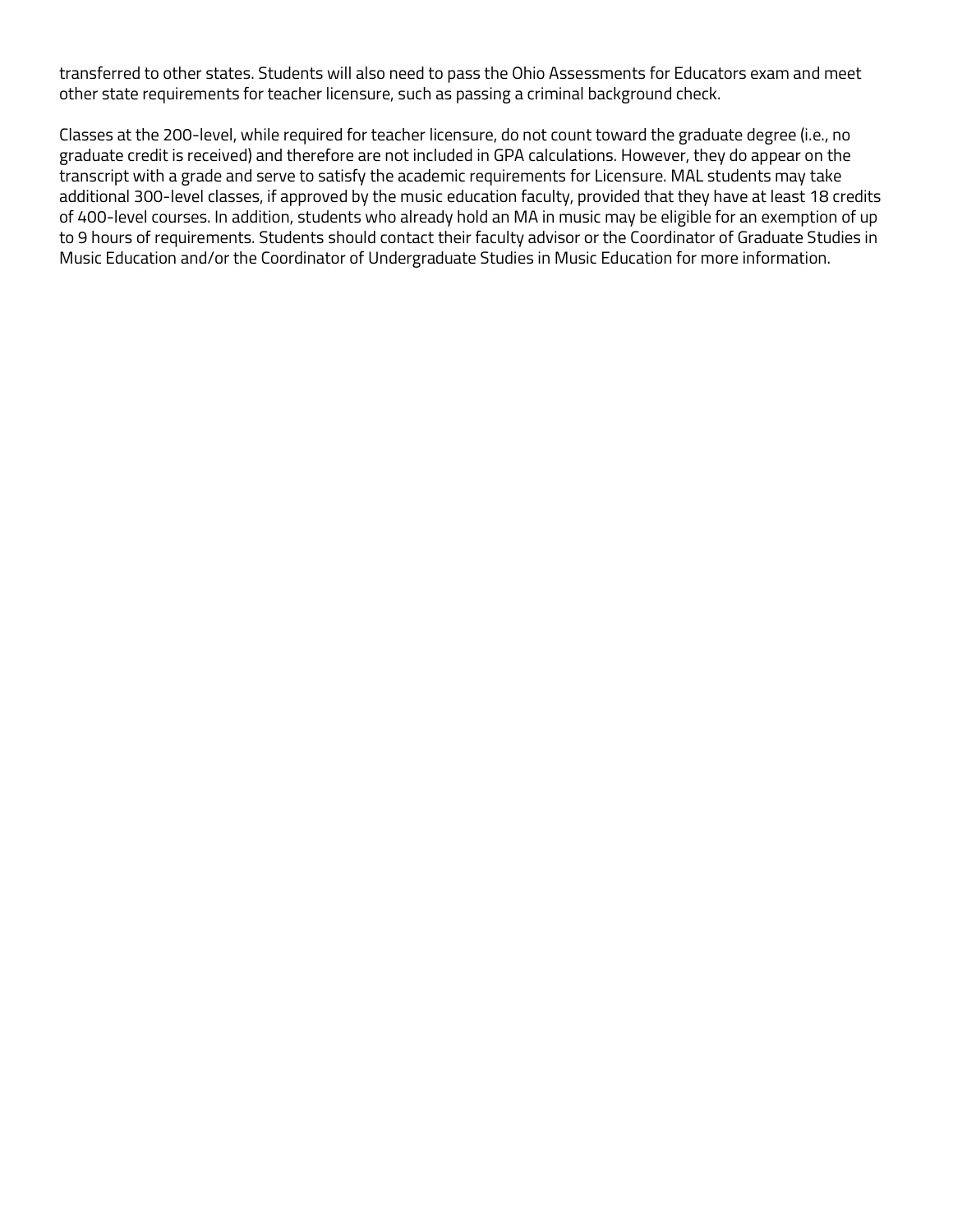transferred to other states. Students will also need to pass the Ohio Assessments for Educators exam and meet other state requirements for teacher licensure, such as passing a criminal background check.

Classes at the 200-level, while required for teacher licensure, do not count toward the graduate degree (i.e., no graduate credit is received) and therefore are not included in GPA calculations. However, they do appear on the transcript with a grade and serve to satisfy the academic requirements for Licensure. MAL students may take additional 300-level classes, if approved by the music education faculty, provided that they have at least 18 credits of 400-level courses. In addition, students who already hold an MA in music may be eligible for an exemption of up to 9 hours of requirements. Students should contact their faculty advisor or the Coordinator of Graduate Studies in Music Education and/or the Coordinator of Undergraduate Studies in Music Education for more information.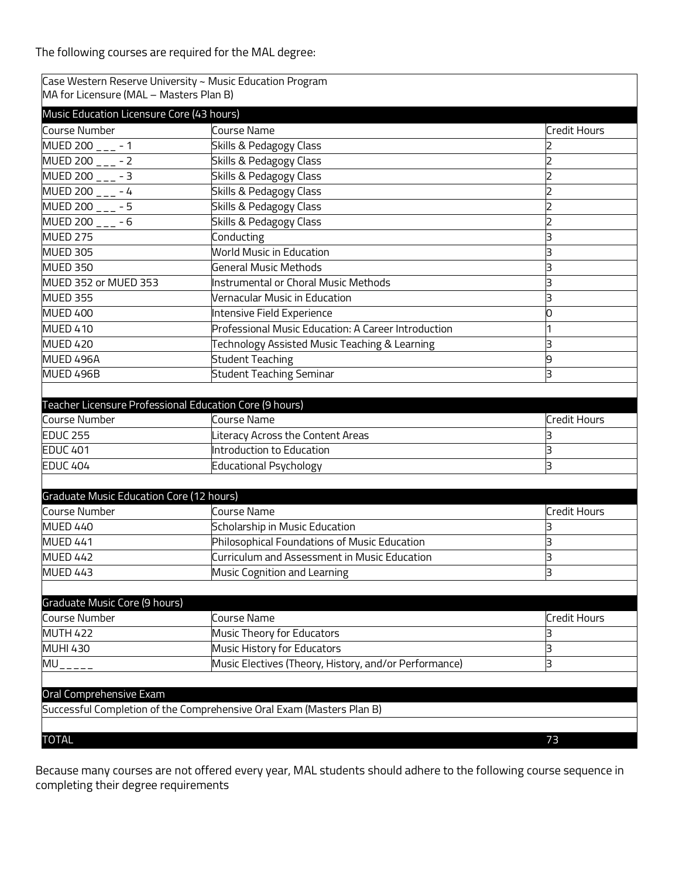The following courses are required for the MAL degree:

| Case Western Reserve University ~ Music Education Program<br>MA for Licensure (MAL – Masters Plan B) | | |
|---|---|---|
| **Music Education Licensure Core (43 hours)** | | |
| Course Number | Course Name | Credit Hours |
| MUED 200 _ _ _ - 1 | Skills & Pedagogy Class | 2 |
| MUED 200 _ _ _ - 2 | Skills & Pedagogy Class | 2 |
| MUED 200 _ _ _ - 3 | Skills & Pedagogy Class | 2 |
| MUED 200 _ _ _ - 4 | Skills & Pedagogy Class | 2 |
| MUED 200 _ _ _ - 5 | Skills & Pedagogy Class | 2 |
| MUED 200 _ _ _ - 6 | Skills & Pedagogy Class | 2 |
| MUED 275 | Conducting | 3 |
| MUED 305 | World Music in Education | 3 |
| MUED 350 | General Music Methods | 3 |
| MUED 352 or MUED 353 | Instrumental or Choral Music Methods | 3 |
| MUED 355 | Vernacular Music in Education | 3 |
| MUED 400 | Intensive Field Experience | 0 |
| MUED 410 | Professional Music Education: A Career Introduction | 1 |
| MUED 420 | Technology Assisted Music Teaching & Learning | 3 |
| MUED 496A | Student Teaching | 9 |
| MUED 496B | Student Teaching Seminar | 3 |
| | | |
| **Teacher Licensure Professional Education Core (9 hours)** | | |
| Course Number | Course Name | Credit Hours |
| EDUC 255 | Literacy Across the Content Areas | 3 |
| EDUC 401 | Introduction to Education | 3 |
| EDUC 404 | Educational Psychology | 3 |
| | | |
| **Graduate Music Education Core (12 hours)** | | |
| Course Number | Course Name | Credit Hours |
| MUED 440 | Scholarship in Music Education | 3 |
| MUED 441 | Philosophical Foundations of Music Education | 3 |
| MUED 442 | Curriculum and Assessment in Music Education | 3 |
| MUED 443 | Music Cognition and Learning | 3 |
| | | |
| **Graduate Music Core (9 hours)** | | |
| Course Number | Course Name | Credit Hours |
| MUTH 422 | Music Theory for Educators | 3 |
| MUHI 430 | Music History for Educators | 3 |
| MU_ _ _ _ _ | Music Electives (Theory, History, and/or Performance) | 3 |
| | | |
| **Oral Comprehensive Exam** | | |
| Successful Completion of the Comprehensive Oral Exam (Masters Plan B) | | |
| | | |
| **TOTAL** | | 73 |

Because many courses are not offered every year, MAL students should adhere to the following course sequence in completing their degree requirements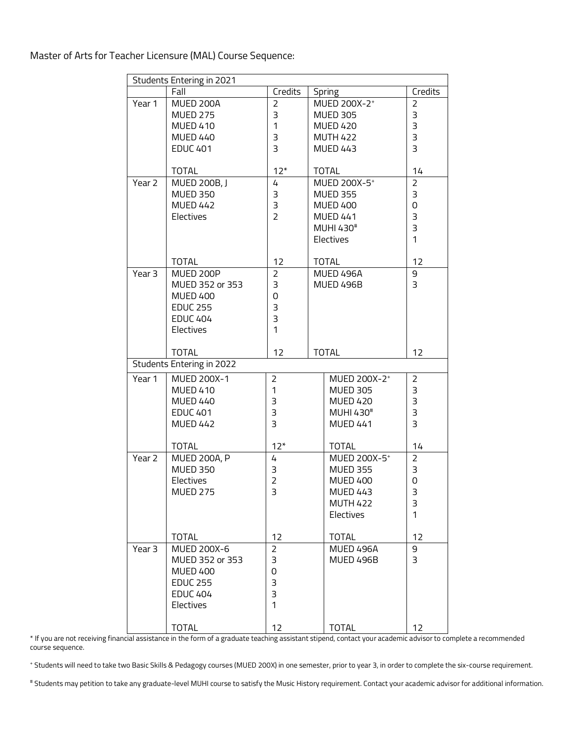Master of Arts for Teacher Licensure (MAL) Course Sequence:

| Students Entering in 2021 | | | | |
|---|---|---|---|---|
| | Fall | Credits | Spring | Credits |
| Year 1 | MUED 200A<br>MUED 275<br>MUED 410<br>MUED 440<br>EDUC 401 | 2<br>3<br>1<br>3<br>3 | MUED 200X-2⁺<br>MUED 305<br>MUED 420<br>MUTH 422<br>MUED 443 | 2<br>3<br>3<br>3<br>3 |
| | TOTAL | 12* | TOTAL | 14 |
| Year 2 | MUED 200B, J<br>MUED 350<br>MUED 442<br>Electives | 4<br>3<br>3<br>2 | MUED 200X-5⁺<br>MUED 355<br>MUED 400<br>MUED 441<br>MUHI 430#<br>Electives | 2<br>3<br>0<br>3<br>3<br>1 |
| | TOTAL | 12 | TOTAL | 12 |
| Year 3 | MUED 200P<br>MUED 352 or 353<br>MUED 400<br>EDUC 255<br>EDUC 404<br>Electives | 2<br>3<br>0<br>3<br>3<br>1 | MUED 496A<br>MUED 496B | 9<br>3 |
| | TOTAL | 12 | TOTAL | 12 |
| Students Entering in 2022 | | | | |
| Year 1 | MUED 200X-1<br>MUED 410<br>MUED 440<br>EDUC 401<br>MUED 442 | 2<br>1<br>3<br>3<br>3 | MUED 200X-2⁺<br>MUED 305<br>MUED 420<br>MUHI 430#<br>MUED 441 | 2<br>3<br>3<br>3<br>3 |
| | TOTAL | 12* | TOTAL | 14 |
| Year 2 | MUED 200A, P<br>MUED 350<br>Electives<br>MUED 275 | 4<br>3<br>2<br>3 | MUED 200X-5⁺<br>MUED 355<br>MUED 400<br>MUED 443<br>MUTH 422<br>Electives | 2<br>3<br>0<br>3<br>3<br>1 |
| | TOTAL | 12 | TOTAL | 12 |
| Year 3 | MUED 200X-6<br>MUED 352 or 353<br>MUED 400<br>EDUC 255<br>EDUC 404<br>Electives | 2<br>3<br>0<br>3<br>3<br>1 | MUED 496A<br>MUED 496B | 9<br>3 |
| | TOTAL | 12 | TOTAL | 12 |

* If you are not receiving financial assistance in the form of a graduate teaching assistant stipend, contact your academic advisor to complete a recommended course sequence.

⁺ Students will need to take two Basic Skills & Pedagogy courses (MUED 200X) in one semester, prior to year 3, in order to complete the six-course requirement.

# Students may petition to take any graduate-level MUHI course to satisfy the Music History requirement. Contact your academic advisor for additional information.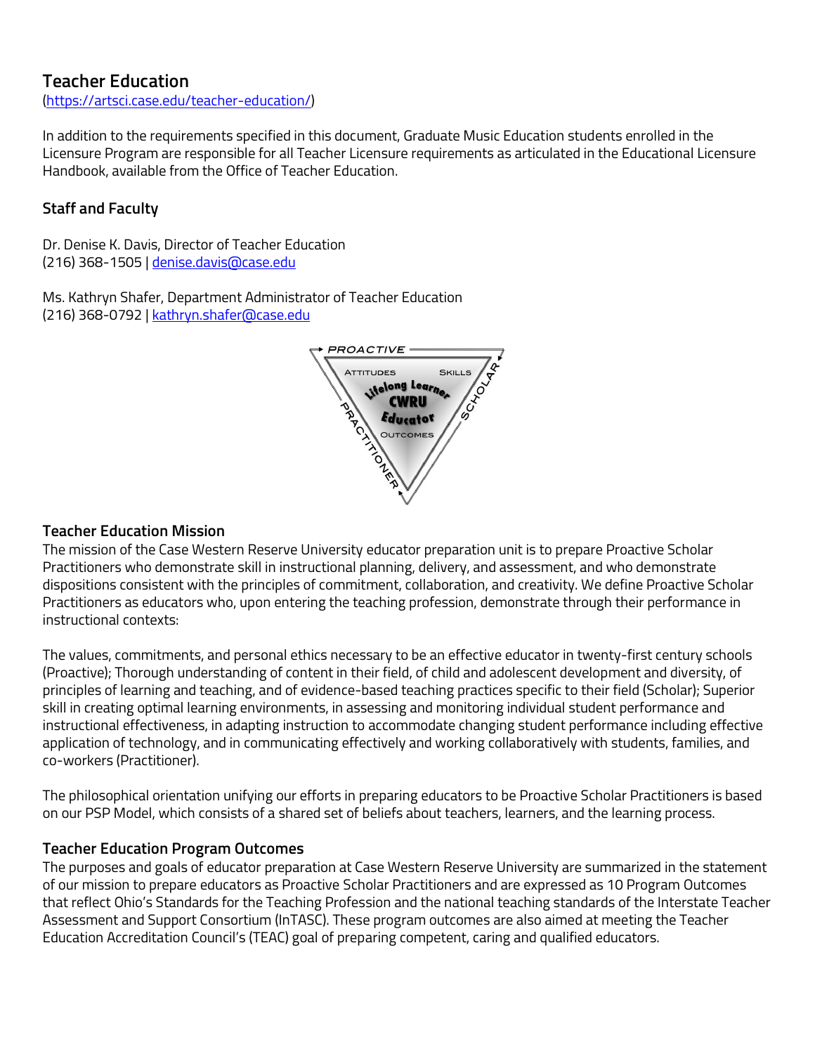## Teacher Education

(https://artsci.case.edu/teacher-education/)

In addition to the requirements specified in this document, Graduate Music Education students enrolled in the Licensure Program are responsible for all Teacher Licensure requirements as articulated in the Educational Licensure Handbook, available from the Office of Teacher Education.

### Staff and Faculty

Dr. Denise K. Davis, Director of Teacher Education
(216) 368-1505 | denise.davis@case.edu

Ms. Kathryn Shafer, Department Administrator of Teacher Education
(216) 368-0792 | kathryn.shafer@case.edu

### Teacher Education Mission

The mission of the Case Western Reserve University educator preparation unit is to prepare Proactive Scholar Practitioners who demonstrate skill in instructional planning, delivery, and assessment, and who demonstrate dispositions consistent with the principles of commitment, collaboration, and creativity. We define Proactive Scholar Practitioners as educators who, upon entering the teaching profession, demonstrate through their performance in instructional contexts:

The values, commitments, and personal ethics necessary to be an effective educator in twenty-first century schools (Proactive); Thorough understanding of content in their field, of child and adolescent development and diversity, of principles of learning and teaching, and of evidence-based teaching practices specific to their field (Scholar); Superior skill in creating optimal learning environments, in assessing and monitoring individual student performance and instructional effectiveness, in adapting instruction to accommodate changing student performance including effective application of technology, and in communicating effectively and working collaboratively with students, families, and co-workers (Practitioner).

The philosophical orientation unifying our efforts in preparing educators to be Proactive Scholar Practitioners is based on our PSP Model, which consists of a shared set of beliefs about teachers, learners, and the learning process.

### Teacher Education Program Outcomes

The purposes and goals of educator preparation at Case Western Reserve University are summarized in the statement of our mission to prepare educators as Proactive Scholar Practitioners and are expressed as 10 Program Outcomes that reflect Ohio's Standards for the Teaching Profession and the national teaching standards of the Interstate Teacher Assessment and Support Consortium (InTASC). These program outcomes are also aimed at meeting the Teacher Education Accreditation Council's (TEAC) goal of preparing competent, caring and qualified educators.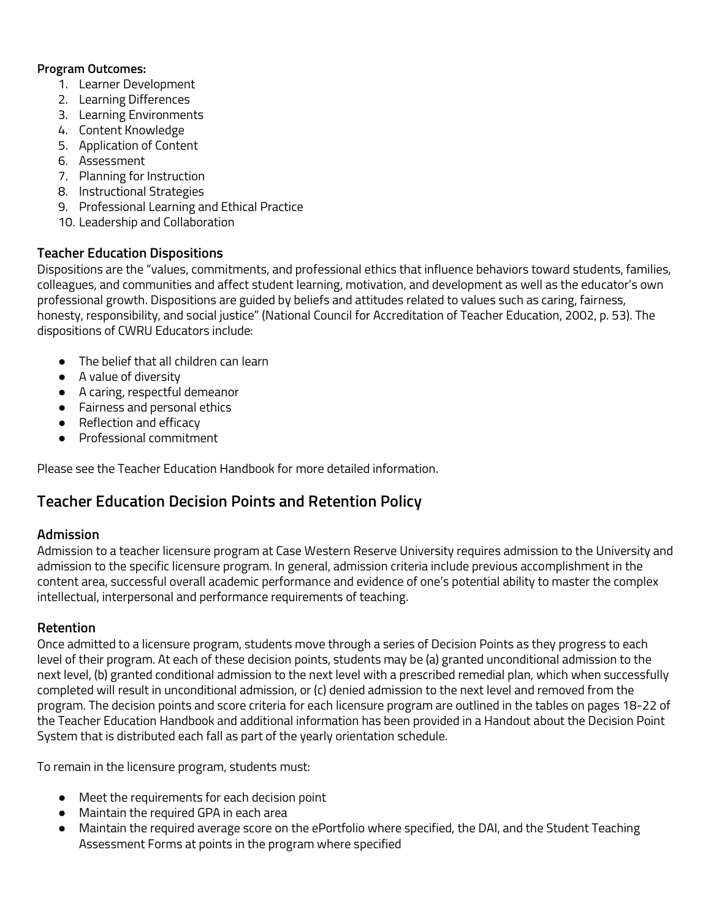**Program Outcomes:**

1. Learner Development
2. Learning Differences
3. Learning Environments
4. Content Knowledge
5. Application of Content
6. Assessment
7. Planning for Instruction
8. Instructional Strategies
9. Professional Learning and Ethical Practice
10. Leadership and Collaboration

### Teacher Education Dispositions

Dispositions are the "values, commitments, and professional ethics that influence behaviors toward students, families, colleagues, and communities and affect student learning, motivation, and development as well as the educator's own professional growth. Dispositions are guided by beliefs and attitudes related to values such as caring, fairness, honesty, responsibility, and social justice" (National Council for Accreditation of Teacher Education, 2002, p. 53). The dispositions of CWRU Educators include:

- The belief that all children can learn
- A value of diversity
- A caring, respectful demeanor
- Fairness and personal ethics
- Reflection and efficacy
- Professional commitment

Please see the Teacher Education Handbook for more detailed information.

## Teacher Education Decision Points and Retention Policy

### Admission

Admission to a teacher licensure program at Case Western Reserve University requires admission to the University and admission to the specific licensure program. In general, admission criteria include previous accomplishment in the content area, successful overall academic performance and evidence of one's potential ability to master the complex intellectual, interpersonal and performance requirements of teaching.

### Retention

Once admitted to a licensure program, students move through a series of Decision Points as they progress to each level of their program. At each of these decision points, students may be (a) granted unconditional admission to the next level, (b) granted conditional admission to the next level with a prescribed remedial plan, which when successfully completed will result in unconditional admission, or (c) denied admission to the next level and removed from the program. The decision points and score criteria for each licensure program are outlined in the tables on pages 18-22 of the Teacher Education Handbook and additional information has been provided in a Handout about the Decision Point System that is distributed each fall as part of the yearly orientation schedule.

To remain in the licensure program, students must:

- Meet the requirements for each decision point
- Maintain the required GPA in each area
- Maintain the required average score on the ePortfolio where specified, the DAI, and the Student Teaching Assessment Forms at points in the program where specified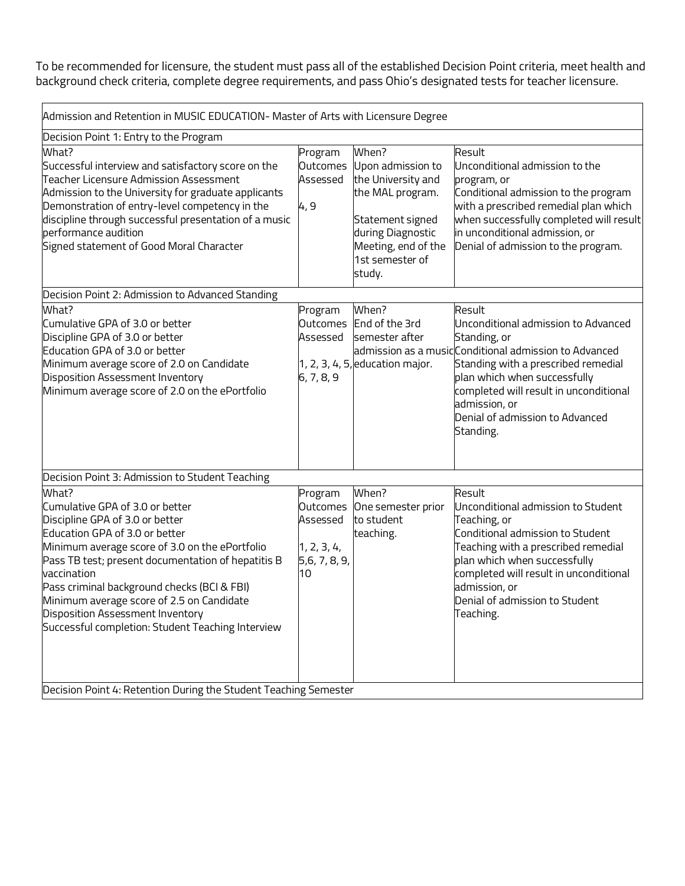To be recommended for licensure, the student must pass all of the established Decision Point criteria, meet health and background check criteria, complete degree requirements, and pass Ohio's designated tests for teacher licensure.

| Admission and Retention in MUSIC EDUCATION- Master of Arts with Licensure Degree | | | |
|---|---|---|---|
| **Decision Point 1: Entry to the Program** | | | |
| What?<br>Successful interview and satisfactory score on the Teacher Licensure Admission Assessment<br>Admission to the University for graduate applicants<br>Demonstration of entry-level competency in the discipline through successful presentation of a music performance audition<br>Signed statement of Good Moral Character | Program Outcomes Assessed<br><br>4, 9 | When?<br>Upon admission to the University and the MAL program.<br><br>Statement signed during Diagnostic Meeting, end of the 1st semester of study. | Result<br>Unconditional admission to the program, or<br>Conditional admission to the program with a prescribed remedial plan which when successfully completed will result in unconditional admission, or<br>Denial of admission to the program. |
| **Decision Point 2: Admission to Advanced Standing** | | | |
| What?<br>Cumulative GPA of 3.0 or better<br>Discipline GPA of 3.0 or better<br>Education GPA of 3.0 or better<br>Minimum average score of 2.0 on Candidate Disposition Assessment Inventory<br>Minimum average score of 2.0 on the ePortfolio | Program Outcomes Assessed<br><br>1, 2, 3, 4, 5, 6, 7, 8, 9 | When?<br>End of the 3rd semester after admission as a music education major. | Result<br>Unconditional admission to Advanced Standing, or<br>Conditional admission to Advanced Standing with a prescribed remedial plan which when successfully completed will result in unconditional admission, or<br>Denial of admission to Advanced Standing. |
| **Decision Point 3: Admission to Student Teaching** | | | |
| What?<br>Cumulative GPA of 3.0 or better<br>Discipline GPA of 3.0 or better<br>Education GPA of 3.0 or better<br>Minimum average score of 3.0 on the ePortfolio<br>Pass TB test; present documentation of hepatitis B vaccination<br>Pass criminal background checks (BCI & FBI)<br>Minimum average score of 2.5 on Candidate Disposition Assessment Inventory<br>Successful completion: Student Teaching Interview | Program Outcomes Assessed<br><br>1, 2, 3, 4, 5,6, 7, 8, 9, 10 | When?<br>One semester prior to student teaching. | Result<br>Unconditional admission to Student Teaching, or<br>Conditional admission to Student Teaching with a prescribed remedial plan which when successfully completed will result in unconditional admission, or<br>Denial of admission to Student Teaching. |
| **Decision Point 4: Retention During the Student Teaching Semester** | | | |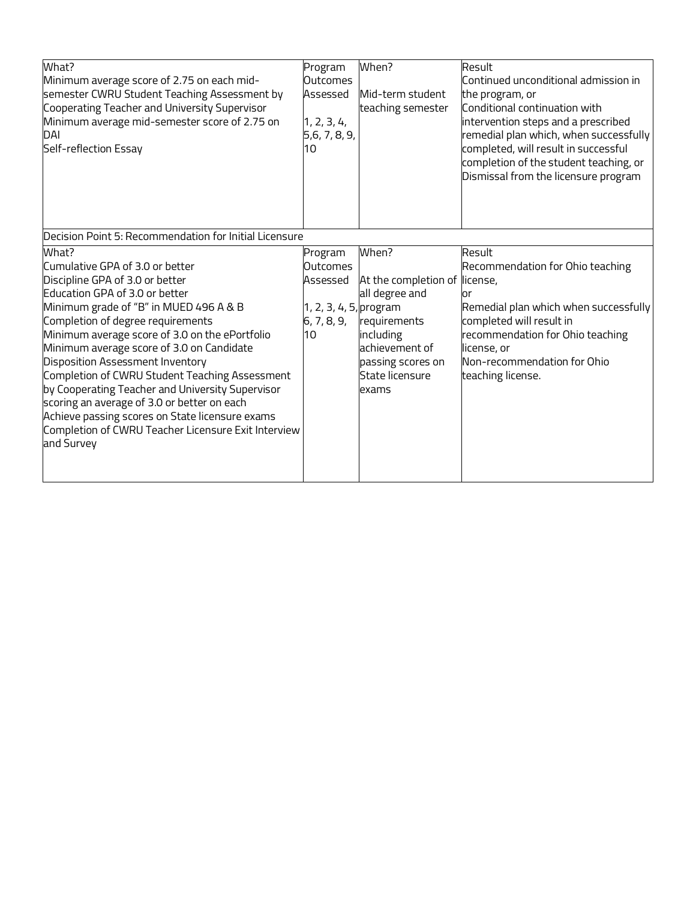| What? | Program Outcomes Assessed | When? | Result |
|---|---|---|---|
| Minimum average score of 2.75 on each mid-semester CWRU Student Teaching Assessment by Cooperating Teacher and University Supervisor<br>Minimum average mid-semester score of 2.75 on DAI<br>Self-reflection Essay | 1, 2, 3, 4, 5,6, 7, 8, 9, 10 | Mid-term student teaching semester | Continued unconditional admission in the program, or<br>Conditional continuation with intervention steps and a prescribed remedial plan which, when successfully completed, will result in successful completion of the student teaching, or<br>Dismissal from the licensure program |
| **Decision Point 5: Recommendation for Initial Licensure** | | | |
| What? | Program Outcomes Assessed | When? | Result |
| Cumulative GPA of 3.0 or better<br>Discipline GPA of 3.0 or better<br>Education GPA of 3.0 or better<br>Minimum grade of "B" in MUED 496 A & B<br>Completion of degree requirements<br>Minimum average score of 3.0 on the ePortfolio<br>Minimum average score of 3.0 on Candidate Disposition Assessment Inventory<br>Completion of CWRU Student Teaching Assessment by Cooperating Teacher and University Supervisor scoring an average of 3.0 or better on each<br>Achieve passing scores on State licensure exams<br>Completion of CWRU Teacher Licensure Exit Interview and Survey | 1, 2, 3, 4, 5, 6, 7, 8, 9, 10 | At the completion of all degree and program requirements including achievement of passing scores on State licensure exams | Recommendation for Ohio teaching license,<br>or<br>Remedial plan which when successfully completed will result in recommendation for Ohio teaching license, or<br>Non-recommendation for Ohio teaching license. |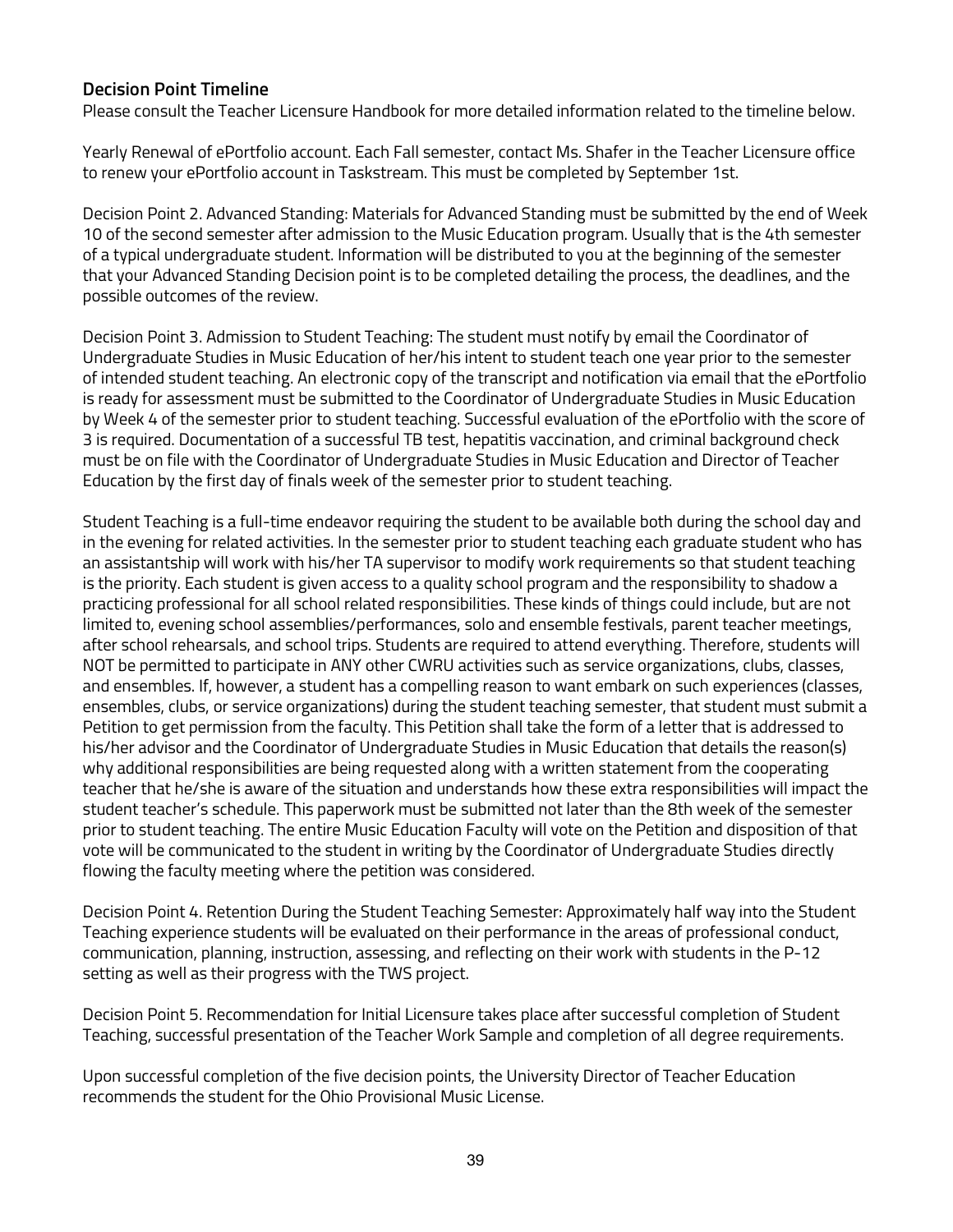### Decision Point Timeline

Please consult the Teacher Licensure Handbook for more detailed information related to the timeline below.

Yearly Renewal of ePortfolio account. Each Fall semester, contact Ms. Shafer in the Teacher Licensure office to renew your ePortfolio account in Taskstream. This must be completed by September 1st.

Decision Point 2. Advanced Standing: Materials for Advanced Standing must be submitted by the end of Week 10 of the second semester after admission to the Music Education program. Usually that is the 4th semester of a typical undergraduate student. Information will be distributed to you at the beginning of the semester that your Advanced Standing Decision point is to be completed detailing the process, the deadlines, and the possible outcomes of the review.

Decision Point 3. Admission to Student Teaching: The student must notify by email the Coordinator of Undergraduate Studies in Music Education of her/his intent to student teach one year prior to the semester of intended student teaching. An electronic copy of the transcript and notification via email that the ePortfolio is ready for assessment must be submitted to the Coordinator of Undergraduate Studies in Music Education by Week 4 of the semester prior to student teaching. Successful evaluation of the ePortfolio with the score of 3 is required. Documentation of a successful TB test, hepatitis vaccination, and criminal background check must be on file with the Coordinator of Undergraduate Studies in Music Education and Director of Teacher Education by the first day of finals week of the semester prior to student teaching.

Student Teaching is a full-time endeavor requiring the student to be available both during the school day and in the evening for related activities. In the semester prior to student teaching each graduate student who has an assistantship will work with his/her TA supervisor to modify work requirements so that student teaching is the priority. Each student is given access to a quality school program and the responsibility to shadow a practicing professional for all school related responsibilities. These kinds of things could include, but are not limited to, evening school assemblies/performances, solo and ensemble festivals, parent teacher meetings, after school rehearsals, and school trips. Students are required to attend everything. Therefore, students will NOT be permitted to participate in ANY other CWRU activities such as service organizations, clubs, classes, and ensembles. If, however, a student has a compelling reason to want embark on such experiences (classes, ensembles, clubs, or service organizations) during the student teaching semester, that student must submit a Petition to get permission from the faculty. This Petition shall take the form of a letter that is addressed to his/her advisor and the Coordinator of Undergraduate Studies in Music Education that details the reason(s) why additional responsibilities are being requested along with a written statement from the cooperating teacher that he/she is aware of the situation and understands how these extra responsibilities will impact the student teacher's schedule. This paperwork must be submitted not later than the 8th week of the semester prior to student teaching. The entire Music Education Faculty will vote on the Petition and disposition of that vote will be communicated to the student in writing by the Coordinator of Undergraduate Studies directly flowing the faculty meeting where the petition was considered.

Decision Point 4. Retention During the Student Teaching Semester: Approximately half way into the Student Teaching experience students will be evaluated on their performance in the areas of professional conduct, communication, planning, instruction, assessing, and reflecting on their work with students in the P-12 setting as well as their progress with the TWS project.

Decision Point 5. Recommendation for Initial Licensure takes place after successful completion of Student Teaching, successful presentation of the Teacher Work Sample and completion of all degree requirements.

Upon successful completion of the five decision points, the University Director of Teacher Education recommends the student for the Ohio Provisional Music License.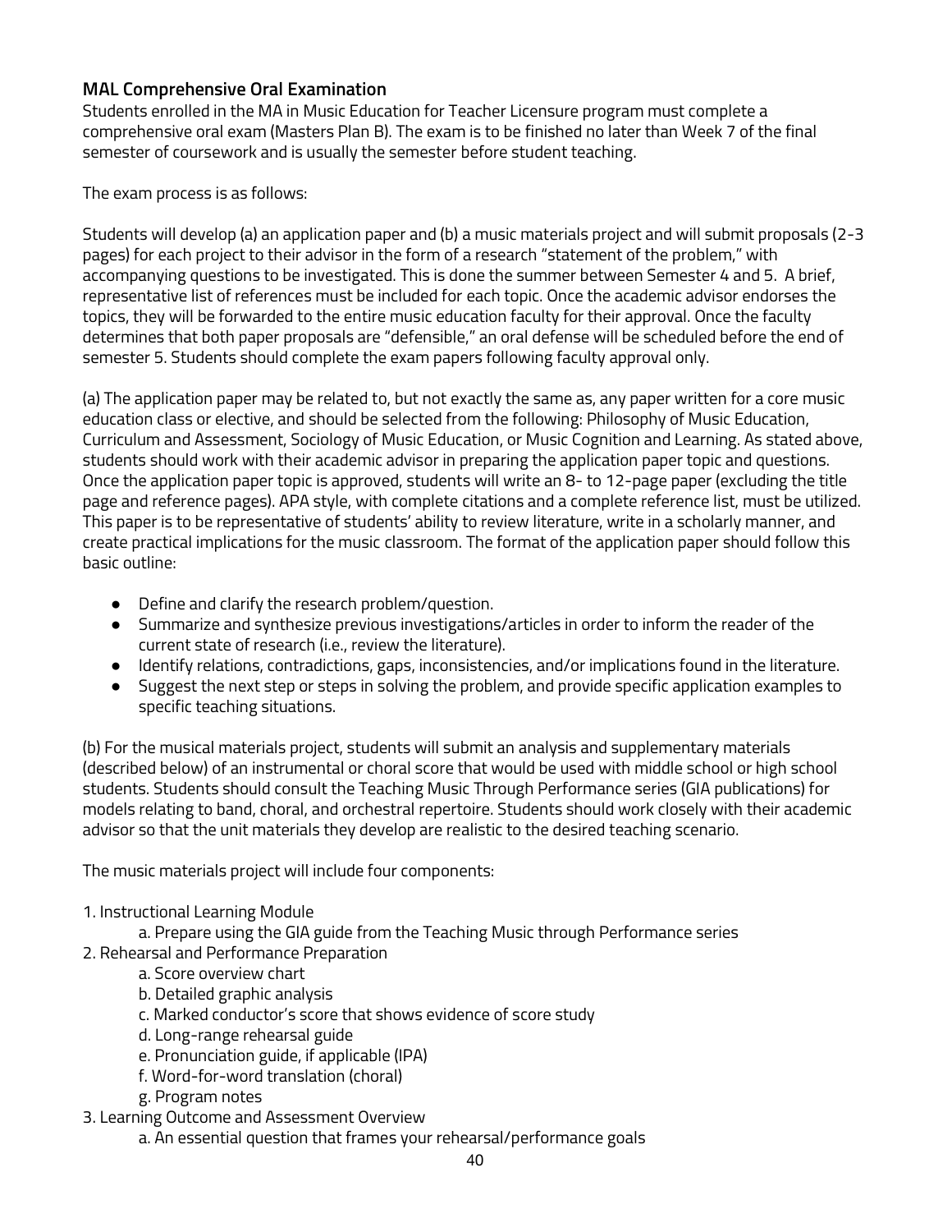### MAL Comprehensive Oral Examination

Students enrolled in the MA in Music Education for Teacher Licensure program must complete a comprehensive oral exam (Masters Plan B). The exam is to be finished no later than Week 7 of the final semester of coursework and is usually the semester before student teaching.

The exam process is as follows:

Students will develop (a) an application paper and (b) a music materials project and will submit proposals (2-3 pages) for each project to their advisor in the form of a research "statement of the problem," with accompanying questions to be investigated. This is done the summer between Semester 4 and 5. A brief, representative list of references must be included for each topic. Once the academic advisor endorses the topics, they will be forwarded to the entire music education faculty for their approval. Once the faculty determines that both paper proposals are "defensible," an oral defense will be scheduled before the end of semester 5. Students should complete the exam papers following faculty approval only.

(a) The application paper may be related to, but not exactly the same as, any paper written for a core music education class or elective, and should be selected from the following: Philosophy of Music Education, Curriculum and Assessment, Sociology of Music Education, or Music Cognition and Learning. As stated above, students should work with their academic advisor in preparing the application paper topic and questions. Once the application paper topic is approved, students will write an 8- to 12-page paper (excluding the title page and reference pages). APA style, with complete citations and a complete reference list, must be utilized. This paper is to be representative of students' ability to review literature, write in a scholarly manner, and create practical implications for the music classroom. The format of the application paper should follow this basic outline:

- Define and clarify the research problem/question.
- Summarize and synthesize previous investigations/articles in order to inform the reader of the current state of research (i.e., review the literature).
- Identify relations, contradictions, gaps, inconsistencies, and/or implications found in the literature.
- Suggest the next step or steps in solving the problem, and provide specific application examples to specific teaching situations.

(b) For the musical materials project, students will submit an analysis and supplementary materials (described below) of an instrumental or choral score that would be used with middle school or high school students. Students should consult the Teaching Music Through Performance series (GIA publications) for models relating to band, choral, and orchestral repertoire. Students should work closely with their academic advisor so that the unit materials they develop are realistic to the desired teaching scenario.

The music materials project will include four components:

1. Instructional Learning Module
    a. Prepare using the GIA guide from the Teaching Music through Performance series
2. Rehearsal and Performance Preparation
    a. Score overview chart
    b. Detailed graphic analysis
    c. Marked conductor's score that shows evidence of score study
    d. Long-range rehearsal guide
    e. Pronunciation guide, if applicable (IPA)
    f. Word-for-word translation (choral)
    g. Program notes
3. Learning Outcome and Assessment Overview
    a. An essential question that frames your rehearsal/performance goals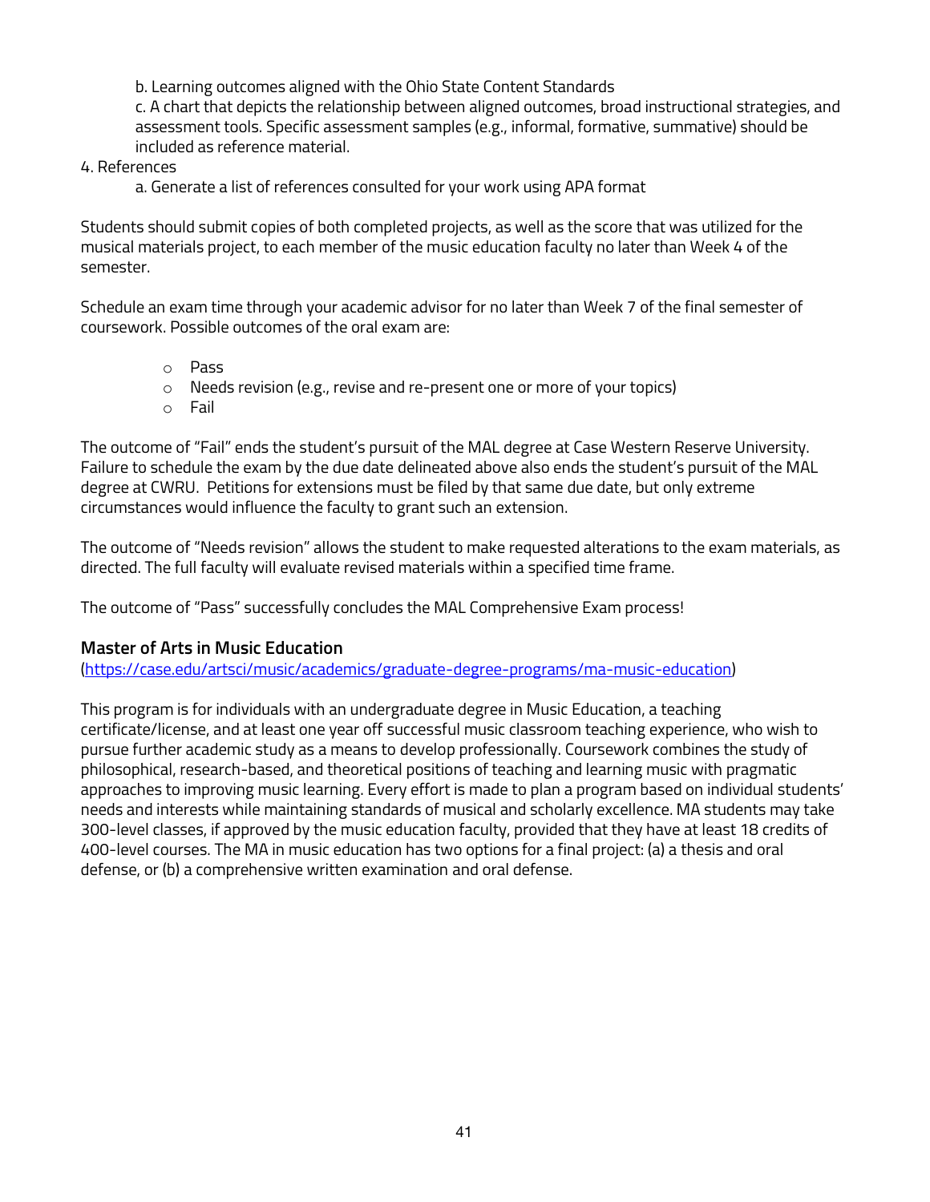b. Learning outcomes aligned with the Ohio State Content Standards
   c. A chart that depicts the relationship between aligned outcomes, broad instructional strategies, and assessment tools. Specific assessment samples (e.g., informal, formative, summative) should be included as reference material.

4. References
   a. Generate a list of references consulted for your work using APA format

Students should submit copies of both completed projects, as well as the score that was utilized for the musical materials project, to each member of the music education faculty no later than Week 4 of the semester.

Schedule an exam time through your academic advisor for no later than Week 7 of the final semester of coursework. Possible outcomes of the oral exam are:

- Pass
- Needs revision (e.g., revise and re-present one or more of your topics)
- Fail

The outcome of "Fail" ends the student's pursuit of the MAL degree at Case Western Reserve University. Failure to schedule the exam by the due date delineated above also ends the student's pursuit of the MAL degree at CWRU. Petitions for extensions must be filed by that same due date, but only extreme circumstances would influence the faculty to grant such an extension.

The outcome of "Needs revision" allows the student to make requested alterations to the exam materials, as directed. The full faculty will evaluate revised materials within a specified time frame.

The outcome of "Pass" successfully concludes the MAL Comprehensive Exam process!

### Master of Arts in Music Education

(https://case.edu/artsci/music/academics/graduate-degree-programs/ma-music-education)

This program is for individuals with an undergraduate degree in Music Education, a teaching certificate/license, and at least one year off successful music classroom teaching experience, who wish to pursue further academic study as a means to develop professionally. Coursework combines the study of philosophical, research-based, and theoretical positions of teaching and learning music with pragmatic approaches to improving music learning. Every effort is made to plan a program based on individual students' needs and interests while maintaining standards of musical and scholarly excellence. MA students may take 300-level classes, if approved by the music education faculty, provided that they have at least 18 credits of 400-level courses. The MA in music education has two options for a final project: (a) a thesis and oral defense, or (b) a comprehensive written examination and oral defense.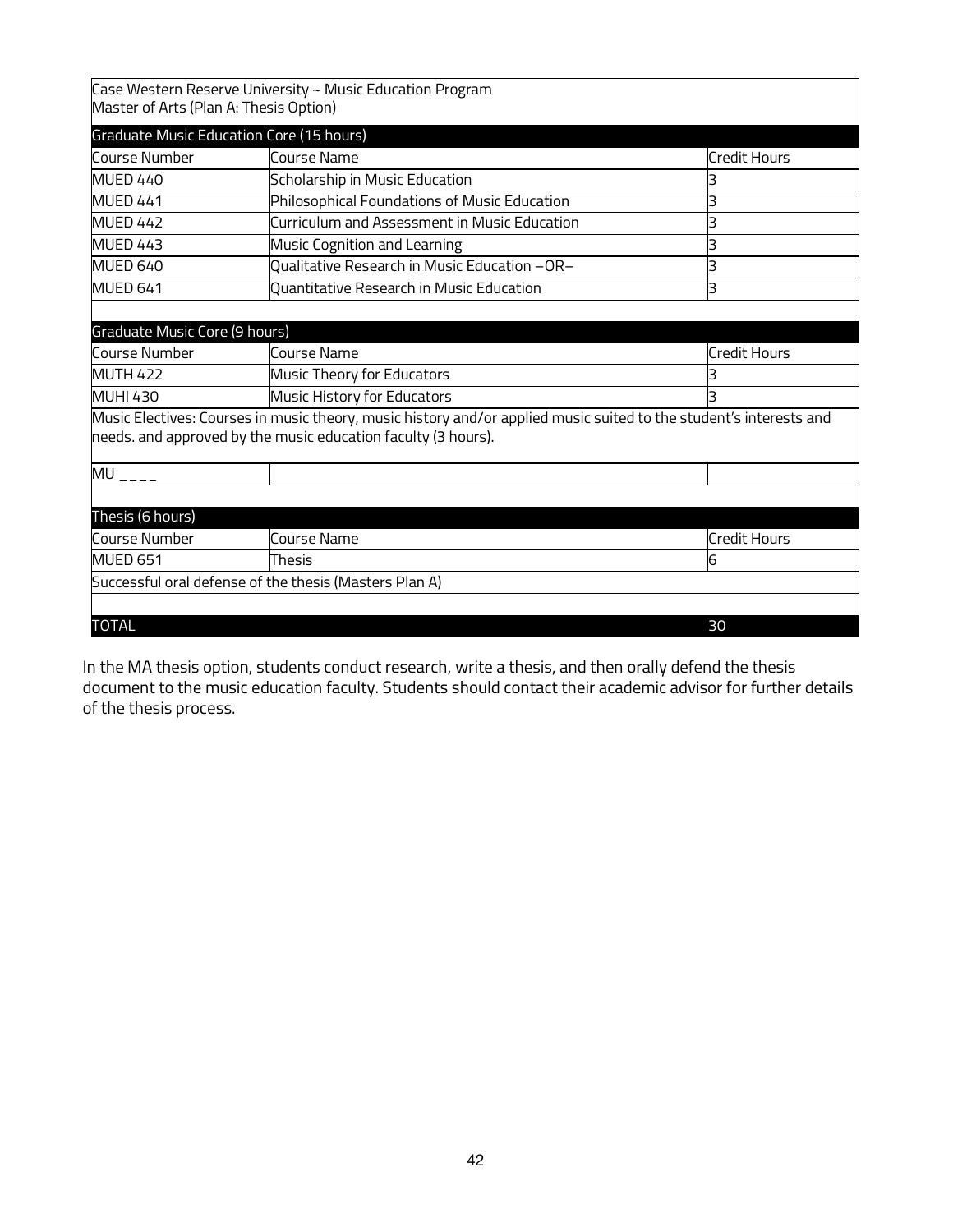| Case Western Reserve University ~ Music Education Program<br>Master of Arts (Plan A: Thesis Option) | | |
|---|---|---|
| **Graduate Music Education Core (15 hours)** | | |
| Course Number | Course Name | Credit Hours |
| MUED 440 | Scholarship in Music Education | 3 |
| MUED 441 | Philosophical Foundations of Music Education | 3 |
| MUED 442 | Curriculum and Assessment in Music Education | 3 |
| MUED 443 | Music Cognition and Learning | 3 |
| MUED 640 | Qualitative Research in Music Education –OR– | 3 |
| MUED 641 | Quantitative Research in Music Education | 3 |
| | | |
| **Graduate Music Core (9 hours)** | | |
| Course Number | Course Name | Credit Hours |
| MUTH 422 | Music Theory for Educators | 3 |
| MUHI 430 | Music History for Educators | 3 |
| Music Electives: Courses in music theory, music history and/or applied music suited to the student's interests and needs. and approved by the music education faculty (3 hours). | | |
| MU ____ | | |
| | | |
| **Thesis (6 hours)** | | |
| Course Number | Course Name | Credit Hours |
| MUED 651 | Thesis | 6 |
| Successful oral defense of the thesis (Masters Plan A) | | |
| | | |
| **TOTAL** | | **30** |

In the MA thesis option, students conduct research, write a thesis, and then orally defend the thesis document to the music education faculty. Students should contact their academic advisor for further details of the thesis process.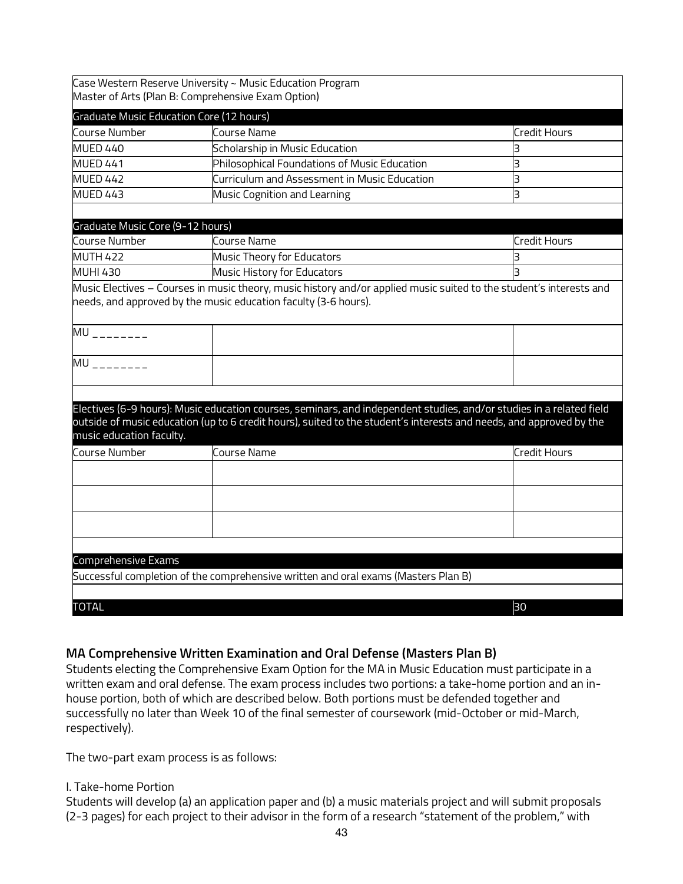| Case Western Reserve University ~ Music Education Program<br>Master of Arts (Plan B: Comprehensive Exam Option) | | |
|---|---|---|
| **Graduate Music Education Core (12 hours)** | | |
| Course Number | Course Name | Credit Hours |
| MUED 440 | Scholarship in Music Education | 3 |
| MUED 441 | Philosophical Foundations of Music Education | 3 |
| MUED 442 | Curriculum and Assessment in Music Education | 3 |
| MUED 443 | Music Cognition and Learning | 3 |
| | | |
| **Graduate Music Core (9-12 hours)** | | |
| Course Number | Course Name | Credit Hours |
| MUTH 422 | Music Theory for Educators | 3 |
| MUHI 430 | Music History for Educators | 3 |
| Music Electives – Courses in music theory, music history and/or applied music suited to the student's interests and needs, and approved by the music education faculty (3-6 hours). | | |
| MU ________ | | |
| MU ________ | | |
| | | |
| **Electives (6-9 hours): Music education courses, seminars, and independent studies, and/or studies in a related field outside of music education (up to 6 credit hours), suited to the student's interests and needs, and approved by the music education faculty.** | | |
| Course Number | Course Name | Credit Hours |
| | | |
| | | |
| | | |
| | | |
| **Comprehensive Exams** | | |
| Successful completion of the comprehensive written and oral exams (Masters Plan B) | | |
| | | |
| **TOTAL** | | **30** |

## MA Comprehensive Written Examination and Oral Defense (Masters Plan B)

Students electing the Comprehensive Exam Option for the MA in Music Education must participate in a written exam and oral defense. The exam process includes two portions: a take-home portion and an in-house portion, both of which are described below. Both portions must be defended together and successfully no later than Week 10 of the final semester of coursework (mid-October or mid-March, respectively).

The two-part exam process is as follows:

I. Take-home Portion

Students will develop (a) an application paper and (b) a music materials project and will submit proposals (2-3 pages) for each project to their advisor in the form of a research "statement of the problem," with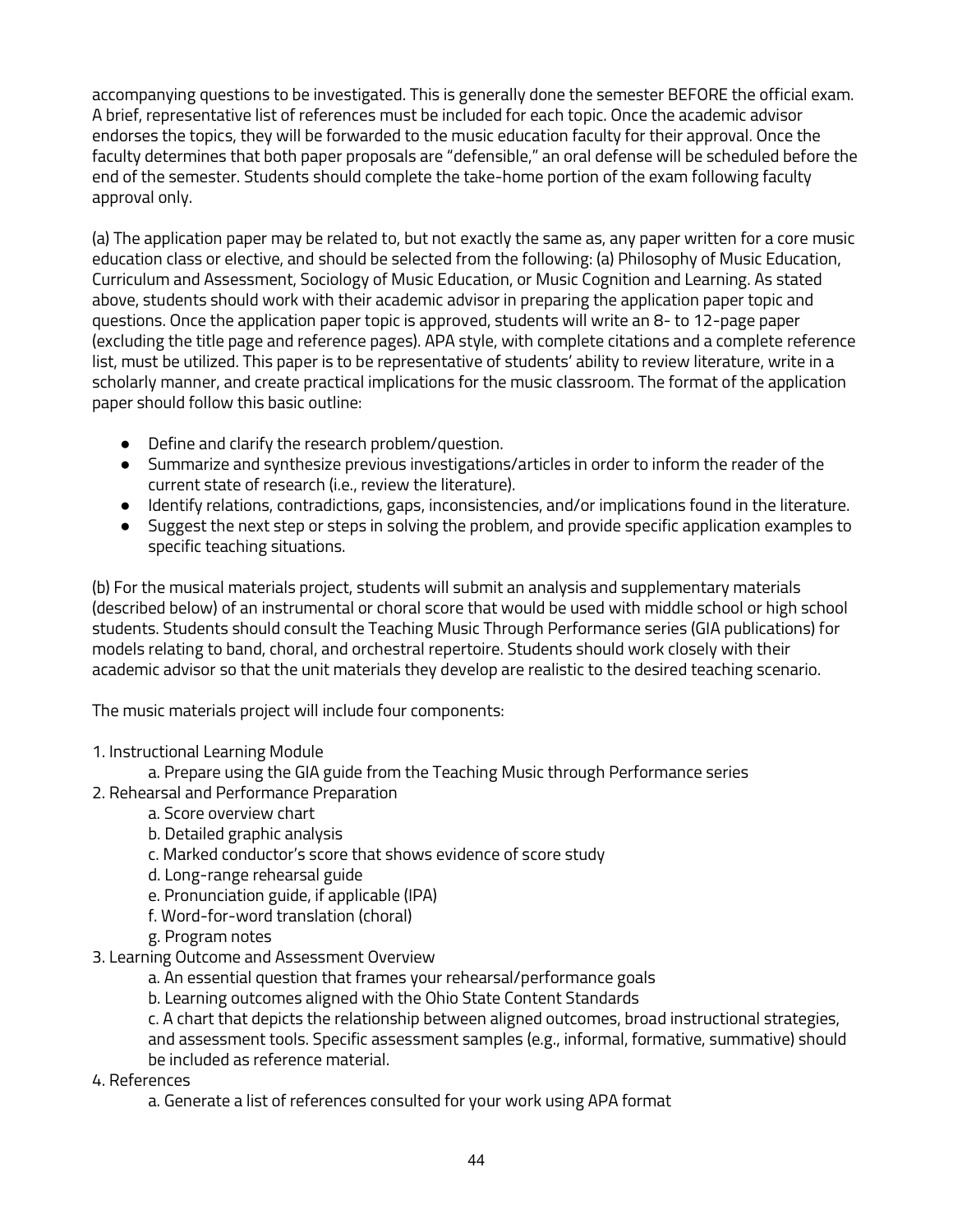accompanying questions to be investigated. This is generally done the semester BEFORE the official exam. A brief, representative list of references must be included for each topic. Once the academic advisor endorses the topics, they will be forwarded to the music education faculty for their approval. Once the faculty determines that both paper proposals are "defensible," an oral defense will be scheduled before the end of the semester. Students should complete the take-home portion of the exam following faculty approval only.

(a) The application paper may be related to, but not exactly the same as, any paper written for a core music education class or elective, and should be selected from the following: (a) Philosophy of Music Education, Curriculum and Assessment, Sociology of Music Education, or Music Cognition and Learning. As stated above, students should work with their academic advisor in preparing the application paper topic and questions. Once the application paper topic is approved, students will write an 8- to 12-page paper (excluding the title page and reference pages). APA style, with complete citations and a complete reference list, must be utilized. This paper is to be representative of students' ability to review literature, write in a scholarly manner, and create practical implications for the music classroom. The format of the application paper should follow this basic outline:

- Define and clarify the research problem/question.
- Summarize and synthesize previous investigations/articles in order to inform the reader of the current state of research (i.e., review the literature).
- Identify relations, contradictions, gaps, inconsistencies, and/or implications found in the literature.
- Suggest the next step or steps in solving the problem, and provide specific application examples to specific teaching situations.

(b) For the musical materials project, students will submit an analysis and supplementary materials (described below) of an instrumental or choral score that would be used with middle school or high school students. Students should consult the Teaching Music Through Performance series (GIA publications) for models relating to band, choral, and orchestral repertoire. Students should work closely with their academic advisor so that the unit materials they develop are realistic to the desired teaching scenario.

The music materials project will include four components:

1. Instructional Learning Module
    a. Prepare using the GIA guide from the Teaching Music through Performance series
2. Rehearsal and Performance Preparation
    a. Score overview chart
    b. Detailed graphic analysis
    c. Marked conductor's score that shows evidence of score study
    d. Long-range rehearsal guide
    e. Pronunciation guide, if applicable (IPA)
    f. Word-for-word translation (choral)
    g. Program notes
3. Learning Outcome and Assessment Overview
    a. An essential question that frames your rehearsal/performance goals
    b. Learning outcomes aligned with the Ohio State Content Standards
    c. A chart that depicts the relationship between aligned outcomes, broad instructional strategies, and assessment tools. Specific assessment samples (e.g., informal, formative, summative) should be included as reference material.
4. References
    a. Generate a list of references consulted for your work using APA format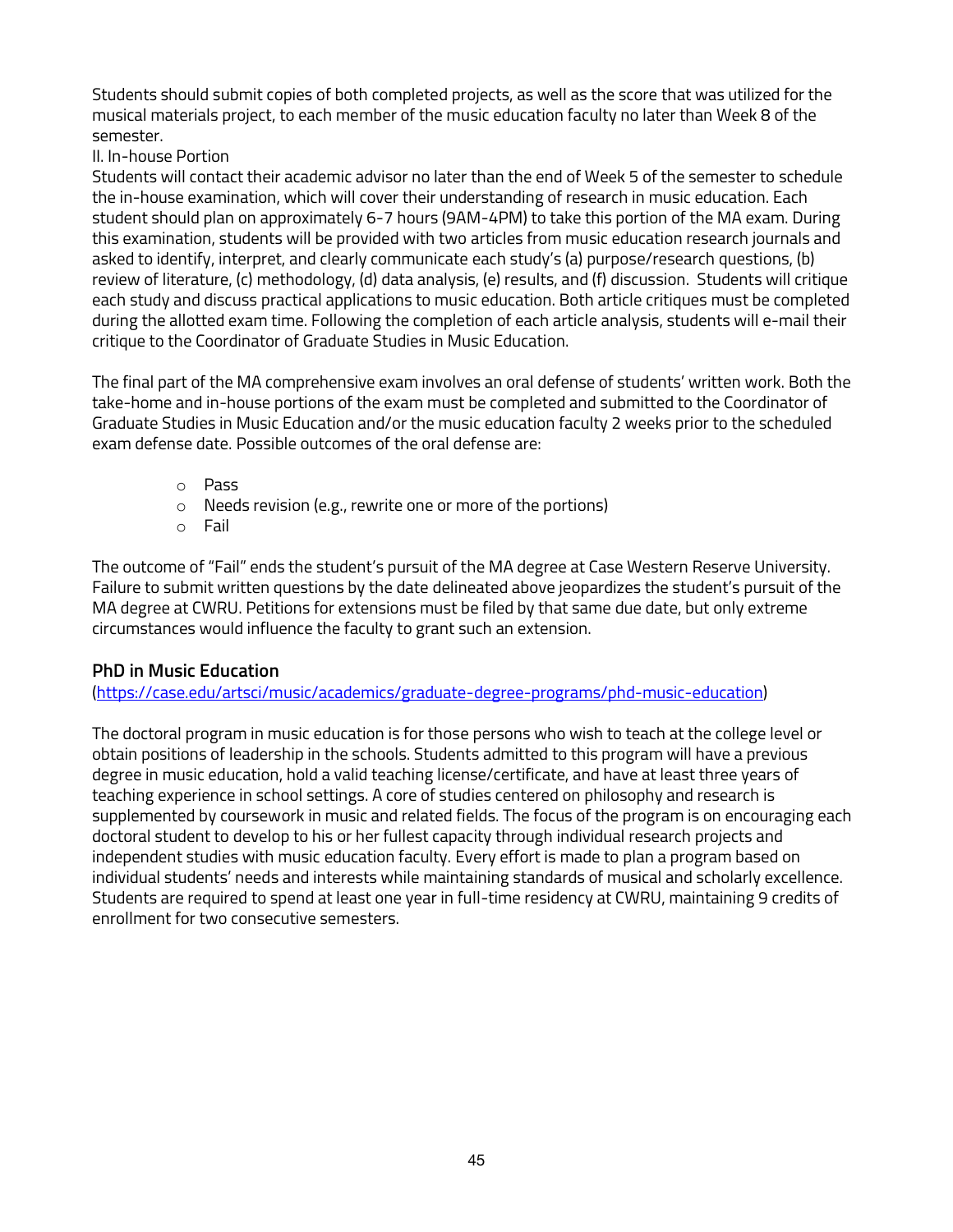Students should submit copies of both completed projects, as well as the score that was utilized for the musical materials project, to each member of the music education faculty no later than Week 8 of the semester.

II. In-house Portion

Students will contact their academic advisor no later than the end of Week 5 of the semester to schedule the in-house examination, which will cover their understanding of research in music education. Each student should plan on approximately 6-7 hours (9AM-4PM) to take this portion of the MA exam. During this examination, students will be provided with two articles from music education research journals and asked to identify, interpret, and clearly communicate each study's (a) purpose/research questions, (b) review of literature, (c) methodology, (d) data analysis, (e) results, and (f) discussion. Students will critique each study and discuss practical applications to music education. Both article critiques must be completed during the allotted exam time. Following the completion of each article analysis, students will e-mail their critique to the Coordinator of Graduate Studies in Music Education.

The final part of the MA comprehensive exam involves an oral defense of students' written work. Both the take-home and in-house portions of the exam must be completed and submitted to the Coordinator of Graduate Studies in Music Education and/or the music education faculty 2 weeks prior to the scheduled exam defense date. Possible outcomes of the oral defense are:

- Pass
- Needs revision (e.g., rewrite one or more of the portions)
- Fail

The outcome of "Fail" ends the student's pursuit of the MA degree at Case Western Reserve University. Failure to submit written questions by the date delineated above jeopardizes the student's pursuit of the MA degree at CWRU. Petitions for extensions must be filed by that same due date, but only extreme circumstances would influence the faculty to grant such an extension.

### PhD in Music Education

(https://case.edu/artsci/music/academics/graduate-degree-programs/phd-music-education)

The doctoral program in music education is for those persons who wish to teach at the college level or obtain positions of leadership in the schools. Students admitted to this program will have a previous degree in music education, hold a valid teaching license/certificate, and have at least three years of teaching experience in school settings. A core of studies centered on philosophy and research is supplemented by coursework in music and related fields. The focus of the program is on encouraging each doctoral student to develop to his or her fullest capacity through individual research projects and independent studies with music education faculty. Every effort is made to plan a program based on individual students' needs and interests while maintaining standards of musical and scholarly excellence. Students are required to spend at least one year in full-time residency at CWRU, maintaining 9 credits of enrollment for two consecutive semesters.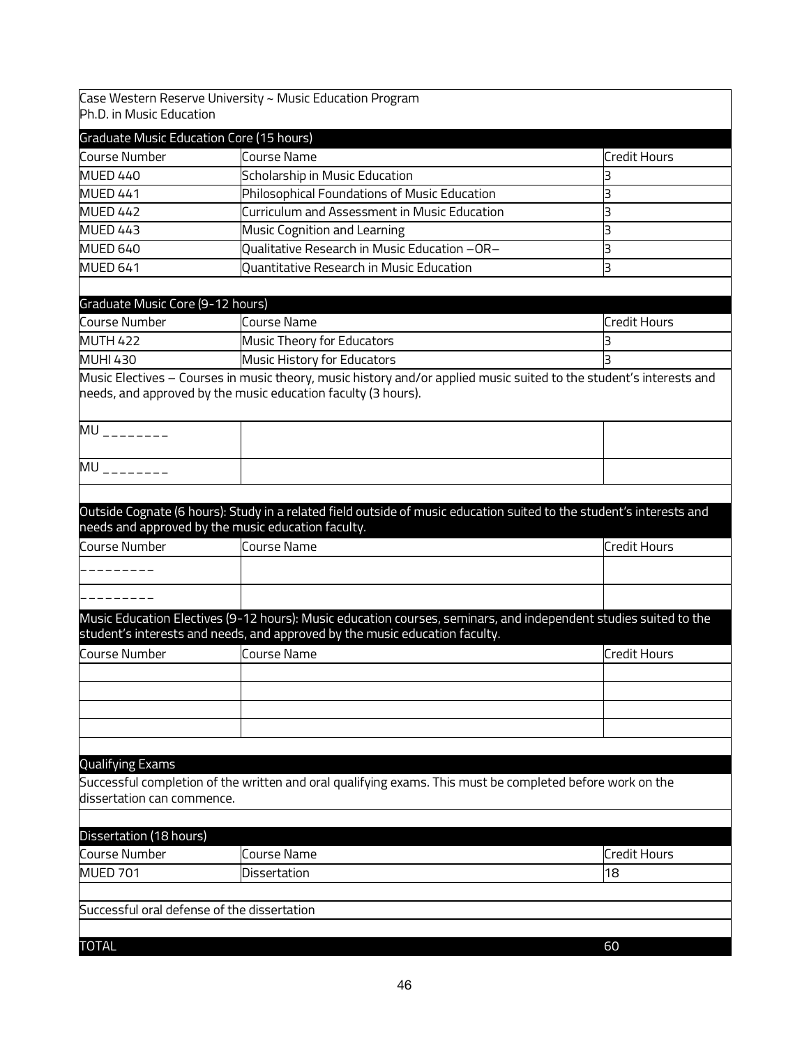Case Western Reserve University ~ Music Education Program
Ph.D. in Music Education

### Graduate Music Education Core (15 hours)

| Course Number | Course Name | Credit Hours |
|---|---|---|
| MUED 440 | Scholarship in Music Education | 3 |
| MUED 441 | Philosophical Foundations of Music Education | 3 |
| MUED 442 | Curriculum and Assessment in Music Education | 3 |
| MUED 443 | Music Cognition and Learning | 3 |
| MUED 640 | Qualitative Research in Music Education –OR– | 3 |
| MUED 641 | Quantitative Research in Music Education | 3 |

### Graduate Music Core (9-12 hours)

| Course Number | Course Name | Credit Hours |
|---|---|---|
| MUTH 422 | Music Theory for Educators | 3 |
| MUHI 430 | Music History for Educators | 3 |

Music Electives – Courses in music theory, music history and/or applied music suited to the student's interests and needs, and approved by the music education faculty (3 hours).

| | | |
|---|---|---|
| MU ________ | | |
| MU ________ | | |

### Outside Cognate (6 hours): Study in a related field outside of music education suited to the student's interests and needs and approved by the music education faculty.

| Course Number | Course Name | Credit Hours |
|---|---|---|
| _________ | | |
| _________ | | |

### Music Education Electives (9-12 hours): Music education courses, seminars, and independent studies suited to the student's interests and needs, and approved by the music education faculty.

| Course Number | Course Name | Credit Hours |
|---|---|---|
| | | |
| | | |
| | | |
| | | |

### Qualifying Exams

Successful completion of the written and oral qualifying exams. This must be completed before work on the dissertation can commence.

### Dissertation (18 hours)

| Course Number | Course Name | Credit Hours |
|---|---|---|
| MUED 701 | Dissertation | 18 |

Successful oral defense of the dissertation

**TOTAL** **60**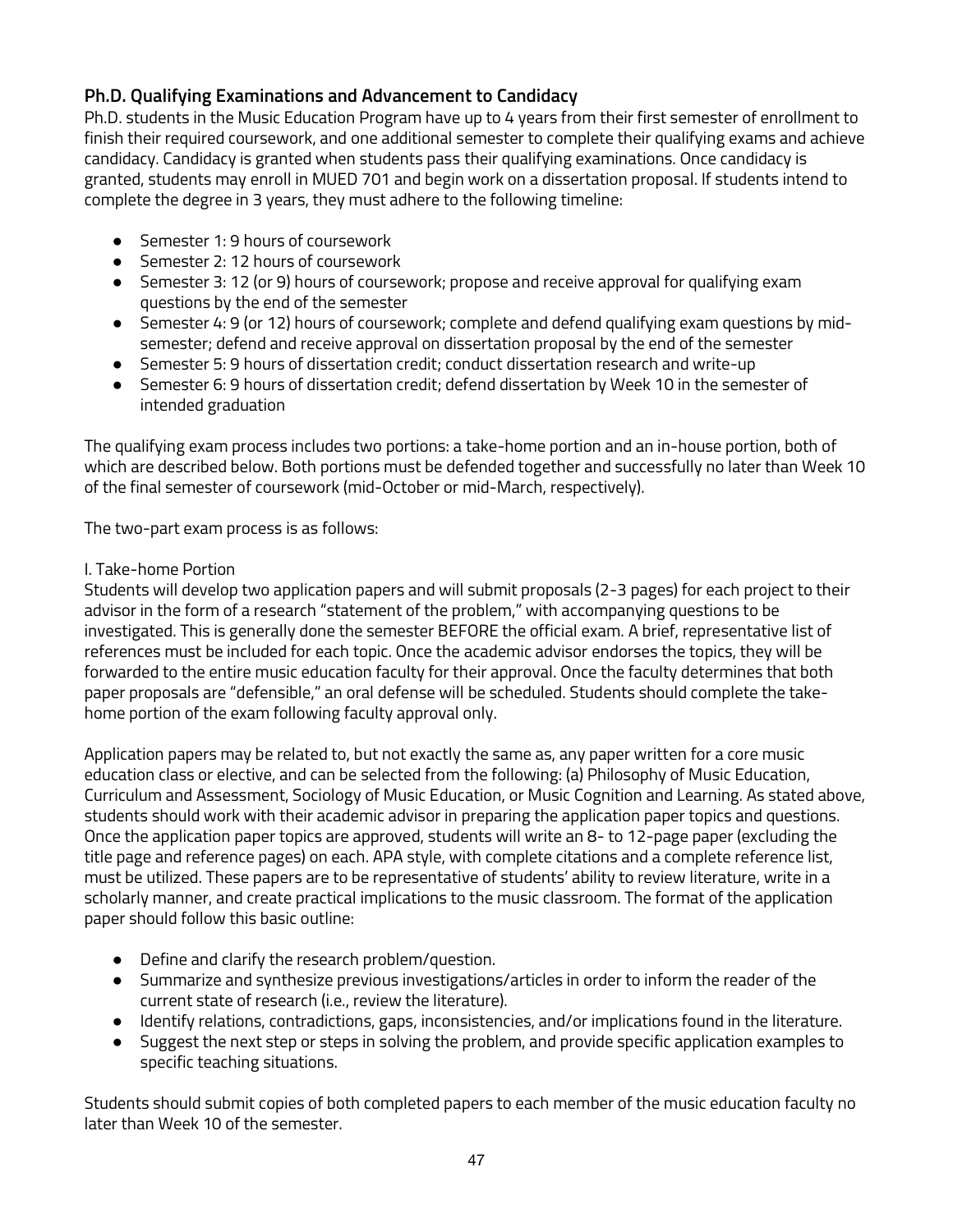### Ph.D. Qualifying Examinations and Advancement to Candidacy

Ph.D. students in the Music Education Program have up to 4 years from their first semester of enrollment to finish their required coursework, and one additional semester to complete their qualifying exams and achieve candidacy. Candidacy is granted when students pass their qualifying examinations. Once candidacy is granted, students may enroll in MUED 701 and begin work on a dissertation proposal. If students intend to complete the degree in 3 years, they must adhere to the following timeline:

- Semester 1: 9 hours of coursework
- Semester 2: 12 hours of coursework
- Semester 3: 12 (or 9) hours of coursework; propose and receive approval for qualifying exam questions by the end of the semester
- Semester 4: 9 (or 12) hours of coursework; complete and defend qualifying exam questions by mid-semester; defend and receive approval on dissertation proposal by the end of the semester
- Semester 5: 9 hours of dissertation credit; conduct dissertation research and write-up
- Semester 6: 9 hours of dissertation credit; defend dissertation by Week 10 in the semester of intended graduation

The qualifying exam process includes two portions: a take-home portion and an in-house portion, both of which are described below. Both portions must be defended together and successfully no later than Week 10 of the final semester of coursework (mid-October or mid-March, respectively).

The two-part exam process is as follows:

I. Take-home Portion

Students will develop two application papers and will submit proposals (2-3 pages) for each project to their advisor in the form of a research "statement of the problem," with accompanying questions to be investigated. This is generally done the semester BEFORE the official exam. A brief, representative list of references must be included for each topic. Once the academic advisor endorses the topics, they will be forwarded to the entire music education faculty for their approval. Once the faculty determines that both paper proposals are "defensible," an oral defense will be scheduled. Students should complete the take-home portion of the exam following faculty approval only.

Application papers may be related to, but not exactly the same as, any paper written for a core music education class or elective, and can be selected from the following: (a) Philosophy of Music Education, Curriculum and Assessment, Sociology of Music Education, or Music Cognition and Learning. As stated above, students should work with their academic advisor in preparing the application paper topics and questions. Once the application paper topics are approved, students will write an 8- to 12-page paper (excluding the title page and reference pages) on each. APA style, with complete citations and a complete reference list, must be utilized. These papers are to be representative of students' ability to review literature, write in a scholarly manner, and create practical implications to the music classroom. The format of the application paper should follow this basic outline:

- Define and clarify the research problem/question.
- Summarize and synthesize previous investigations/articles in order to inform the reader of the current state of research (i.e., review the literature).
- Identify relations, contradictions, gaps, inconsistencies, and/or implications found in the literature.
- Suggest the next step or steps in solving the problem, and provide specific application examples to specific teaching situations.

Students should submit copies of both completed papers to each member of the music education faculty no later than Week 10 of the semester.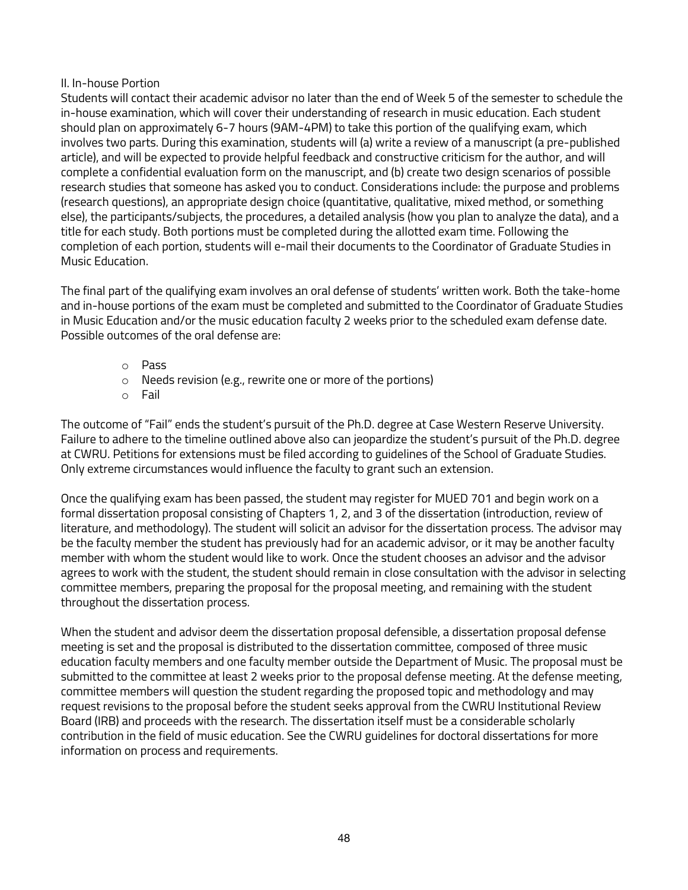II. In-house Portion

Students will contact their academic advisor no later than the end of Week 5 of the semester to schedule the in-house examination, which will cover their understanding of research in music education. Each student should plan on approximately 6-7 hours (9AM-4PM) to take this portion of the qualifying exam, which involves two parts. During this examination, students will (a) write a review of a manuscript (a pre-published article), and will be expected to provide helpful feedback and constructive criticism for the author, and will complete a confidential evaluation form on the manuscript, and (b) create two design scenarios of possible research studies that someone has asked you to conduct. Considerations include: the purpose and problems (research questions), an appropriate design choice (quantitative, qualitative, mixed method, or something else), the participants/subjects, the procedures, a detailed analysis (how you plan to analyze the data), and a title for each study. Both portions must be completed during the allotted exam time. Following the completion of each portion, students will e-mail their documents to the Coordinator of Graduate Studies in Music Education.

The final part of the qualifying exam involves an oral defense of students' written work. Both the take-home and in-house portions of the exam must be completed and submitted to the Coordinator of Graduate Studies in Music Education and/or the music education faculty 2 weeks prior to the scheduled exam defense date. Possible outcomes of the oral defense are:

- Pass
- Needs revision (e.g., rewrite one or more of the portions)
- Fail

The outcome of "Fail" ends the student's pursuit of the Ph.D. degree at Case Western Reserve University. Failure to adhere to the timeline outlined above also can jeopardize the student's pursuit of the Ph.D. degree at CWRU. Petitions for extensions must be filed according to guidelines of the School of Graduate Studies. Only extreme circumstances would influence the faculty to grant such an extension.

Once the qualifying exam has been passed, the student may register for MUED 701 and begin work on a formal dissertation proposal consisting of Chapters 1, 2, and 3 of the dissertation (introduction, review of literature, and methodology). The student will solicit an advisor for the dissertation process. The advisor may be the faculty member the student has previously had for an academic advisor, or it may be another faculty member with whom the student would like to work. Once the student chooses an advisor and the advisor agrees to work with the student, the student should remain in close consultation with the advisor in selecting committee members, preparing the proposal for the proposal meeting, and remaining with the student throughout the dissertation process.

When the student and advisor deem the dissertation proposal defensible, a dissertation proposal defense meeting is set and the proposal is distributed to the dissertation committee, composed of three music education faculty members and one faculty member outside the Department of Music. The proposal must be submitted to the committee at least 2 weeks prior to the proposal defense meeting. At the defense meeting, committee members will question the student regarding the proposed topic and methodology and may request revisions to the proposal before the student seeks approval from the CWRU Institutional Review Board (IRB) and proceeds with the research. The dissertation itself must be a considerable scholarly contribution in the field of music education. See the CWRU guidelines for doctoral dissertations for more information on process and requirements.